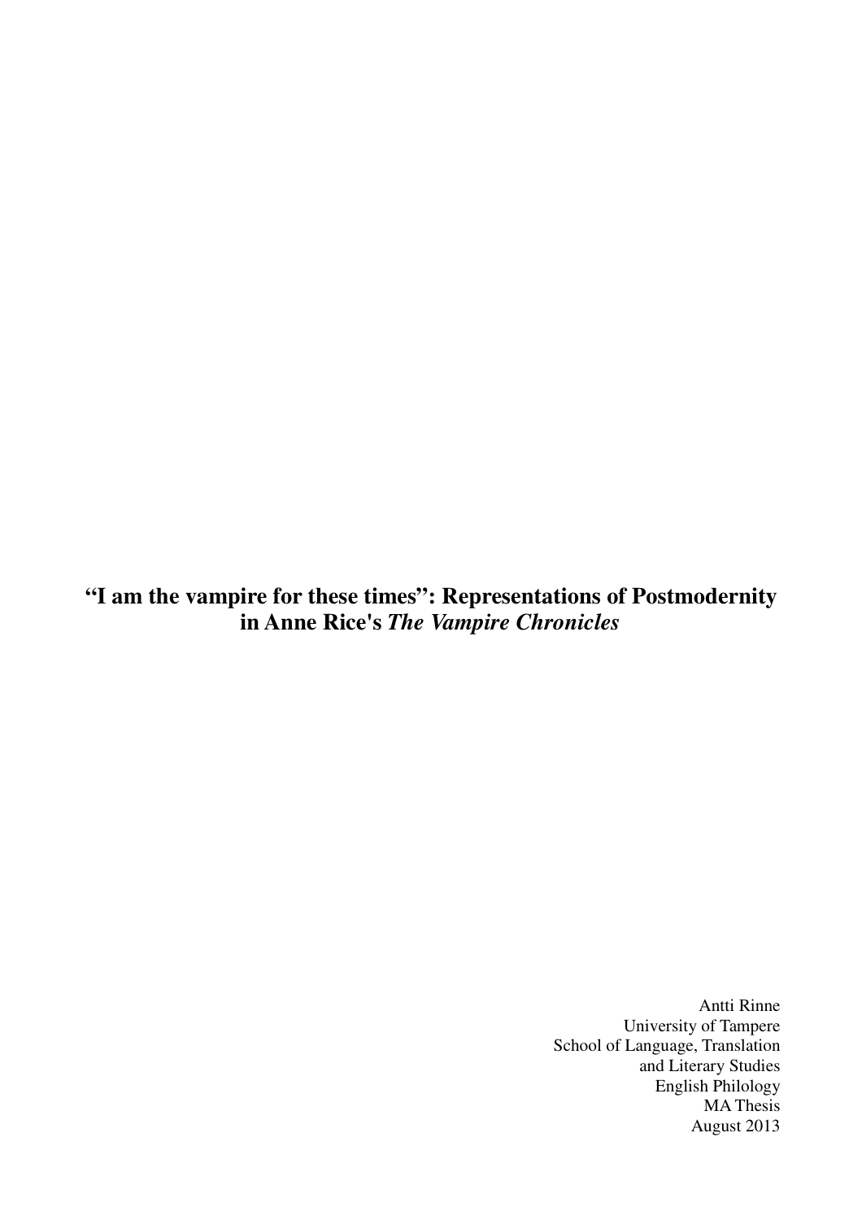# "I am the vampire for these times": Representations of Postmodernity in Anne Rice's *The Vampire Chronicles*

Antti Rinne
University of Tampere
School of Language, Translation
and Literary Studies
English Philology
MA Thesis
August 2013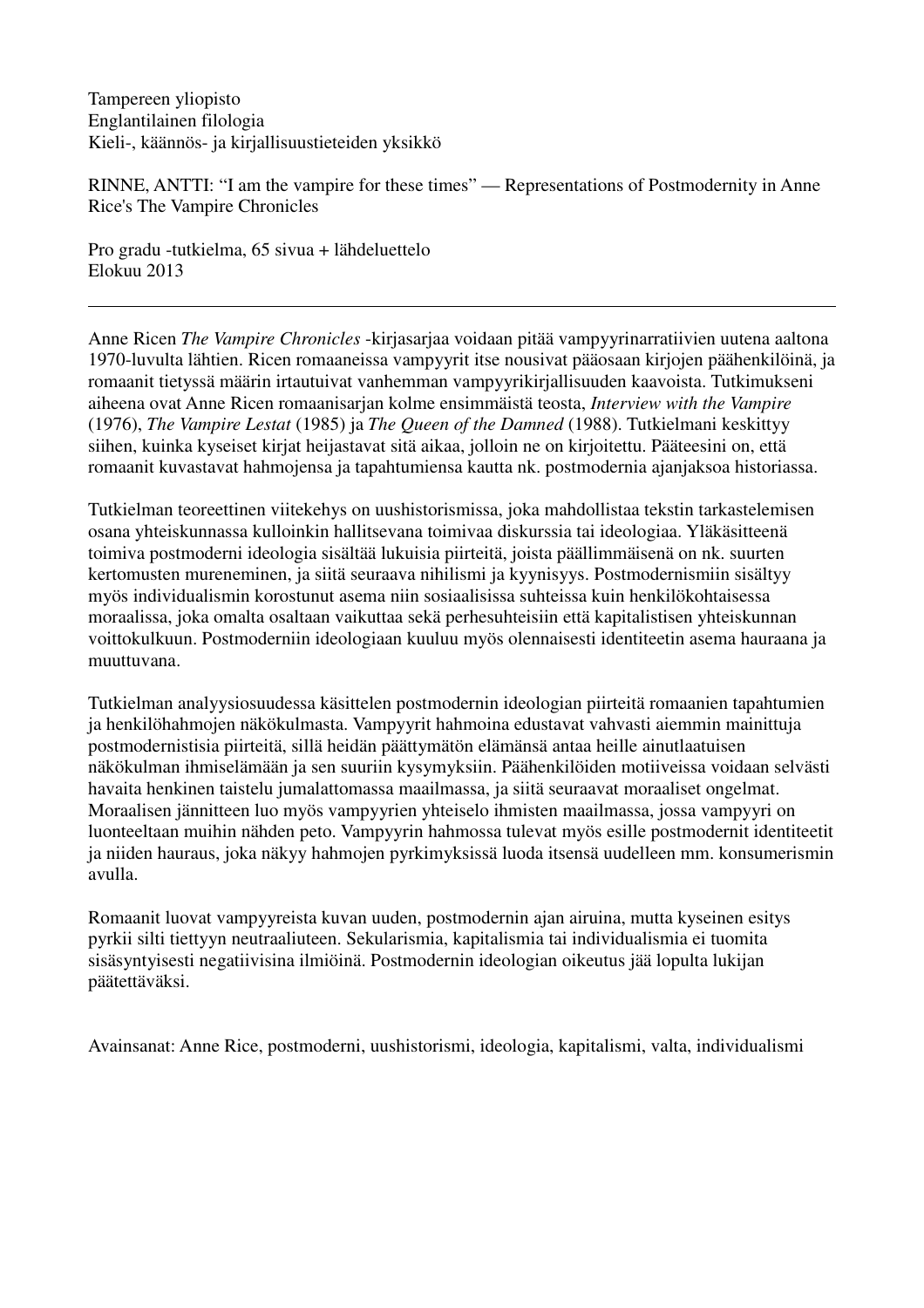Tampereen yliopisto
Englantilainen filologia
Kieli-, käännös- ja kirjallisuustieteiden yksikkö

RINNE, ANTTI: “I am the vampire for these times” — Representations of Postmodernity in Anne Rice's The Vampire Chronicles

Pro gradu -tutkielma, 65 sivua + lähdeluettelo
Elokuu 2013

---

Anne Ricen *The Vampire Chronicles* -kirjasarjaa voidaan pitää vampyyrinarratiivien uutena aaltona 1970-luvulta lähtien. Ricen romaaneissa vampyyrit itse nousivat pääosaan kirjojen päähenkilöinä, ja romaanit tietyssä määrin irtautuivat vanhemman vampyyrikirjallisuuden kaavoista. Tutkimukseni aiheena ovat Anne Ricen romaanisarjan kolme ensimmäistä teosta, *Interview with the Vampire* (1976), *The Vampire Lestat* (1985) ja *The Queen of the Damned* (1988). Tutkielmani keskittyy siihen, kuinka kyseiset kirjat heijastavat sitä aikaa, jolloin ne on kirjoitettu. Pääteesini on, että romaanit kuvastavat hahmojensa ja tapahtumiensa kautta nk. postmodernia ajanjaksoa historiassa.

Tutkielman teoreettinen viitekehys on uushistorismissa, joka mahdollistaa tekstin tarkastelemisen osana yhteiskunnassa kulloinkin hallitsevana toimivaa diskurssia tai ideologiaa. Yläkäsitteenä toimiva postmoderni ideologia sisältää lukuisia piirteitä, joista päällimmäisenä on nk. suurten kertomusten mureneminen, ja siitä seuraava nihilismi ja kyynisyys. Postmodernismiin sisältyy myös individualismin korostunut asema niin sosiaalisissa suhteissa kuin henkilökohtaisessa moraalissa, joka omalta osaltaan vaikuttaa sekä perhesuhteisiin että kapitalistisen yhteiskunnan voittokulkuun. Postmoderniin ideologiaan kuuluu myös olennaisesti identiteetin asema hauraana ja muuttuvana.

Tutkielman analyysiosuudessa käsittelen postmodernin ideologian piirteitä romaanien tapahtumien ja henkilöhahmojen näkökulmasta. Vampyyrit hahmoina edustavat vahvasti aiemmin mainittuja postmodernistisia piirteitä, sillä heidän päättymätön elämänsä antaa heille ainutlaatuisen näkökulman ihmiselämään ja sen suuriin kysymyksiin. Päähenkilöiden motiiveissa voidaan selvästi havaita henkinen taistelu jumalattomassa maailmassa, ja siitä seuraavat moraaliset ongelmat. Moraalisen jännitteen luo myös vampyyrien yhteiselo ihmisten maailmassa, jossa vampyyri on luonteeltaan muihin nähden peto. Vampyyrin hahmossa tulevat myös esille postmodernit identiteetit ja niiden hauraus, joka näkyy hahmojen pyrkimyksissä luoda itsensä uudelleen mm. konsumerismin avulla.

Romaanit luovat vampyyreista kuvan uuden, postmodernin ajan airuina, mutta kyseinen esitys pyrkii silti tiettyyn neutraaliuteen. Sekularismia, kapitalismia tai individualismia ei tuomita sisäsyntyisesti negatiivisina ilmiöinä. Postmodernin ideologian oikeutus jää lopulta lukijan päätettäväksi.

Avainsanat: Anne Rice, postmoderni, uushistorismi, ideologia, kapitalismi, valta, individualismi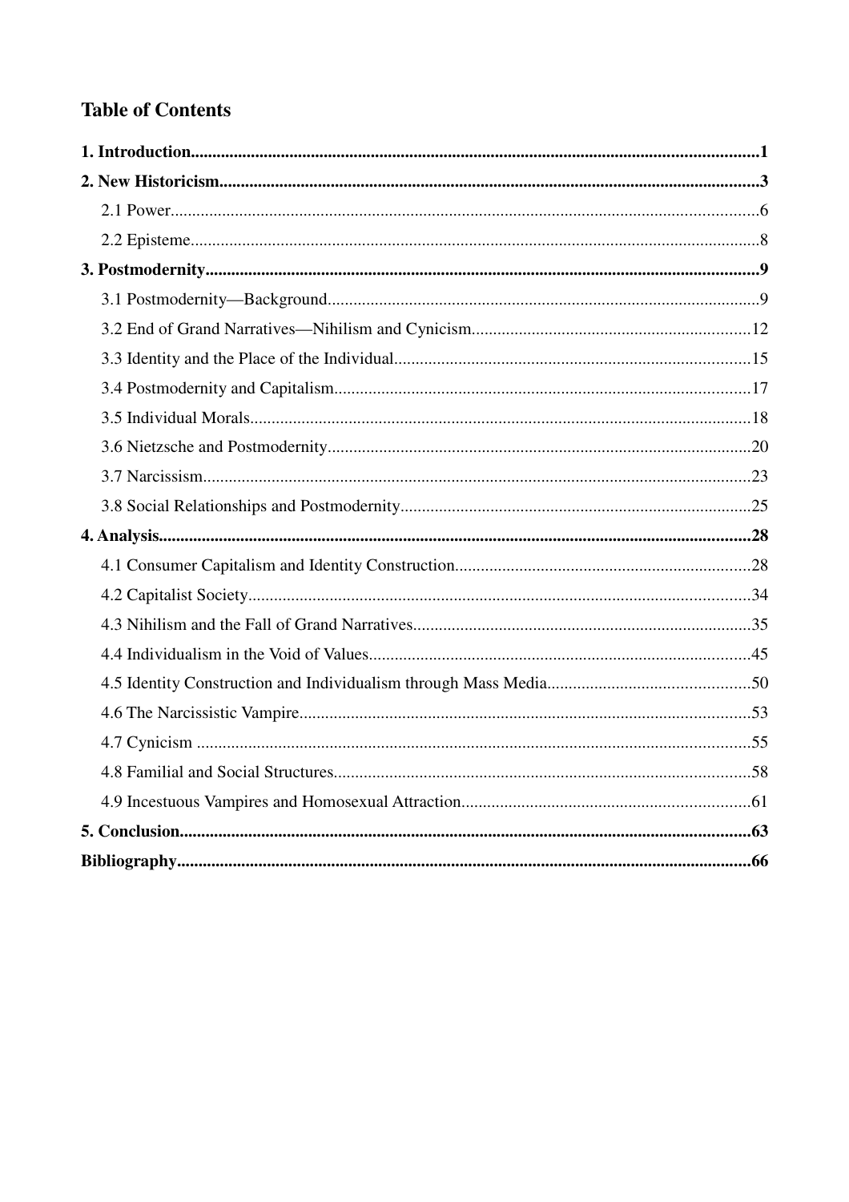## Table of Contents

**1. Introduction** ..... **1**

**2. New Historicism** ..... **3**

- 2.1 Power ..... 6
- 2.2 Episteme ..... 8

**3. Postmodernity** ..... **9**

- 3.1 Postmodernity—Background ..... 9
- 3.2 End of Grand Narratives—Nihilism and Cynicism ..... 12
- 3.3 Identity and the Place of the Individual ..... 15
- 3.4 Postmodernity and Capitalism ..... 17
- 3.5 Individual Morals ..... 18
- 3.6 Nietzsche and Postmodernity ..... 20
- 3.7 Narcissism ..... 23
- 3.8 Social Relationships and Postmodernity ..... 25

**4. Analysis** ..... **28**

- 4.1 Consumer Capitalism and Identity Construction ..... 28
- 4.2 Capitalist Society ..... 34
- 4.3 Nihilism and the Fall of Grand Narratives ..... 35
- 4.4 Individualism in the Void of Values ..... 45
- 4.5 Identity Construction and Individualism through Mass Media ..... 50
- 4.6 The Narcissistic Vampire ..... 53
- 4.7 Cynicism ..... 55
- 4.8 Familial and Social Structures ..... 58
- 4.9 Incestuous Vampires and Homosexual Attraction ..... 61

**5. Conclusion** ..... **63**

**Bibliography** ..... **66**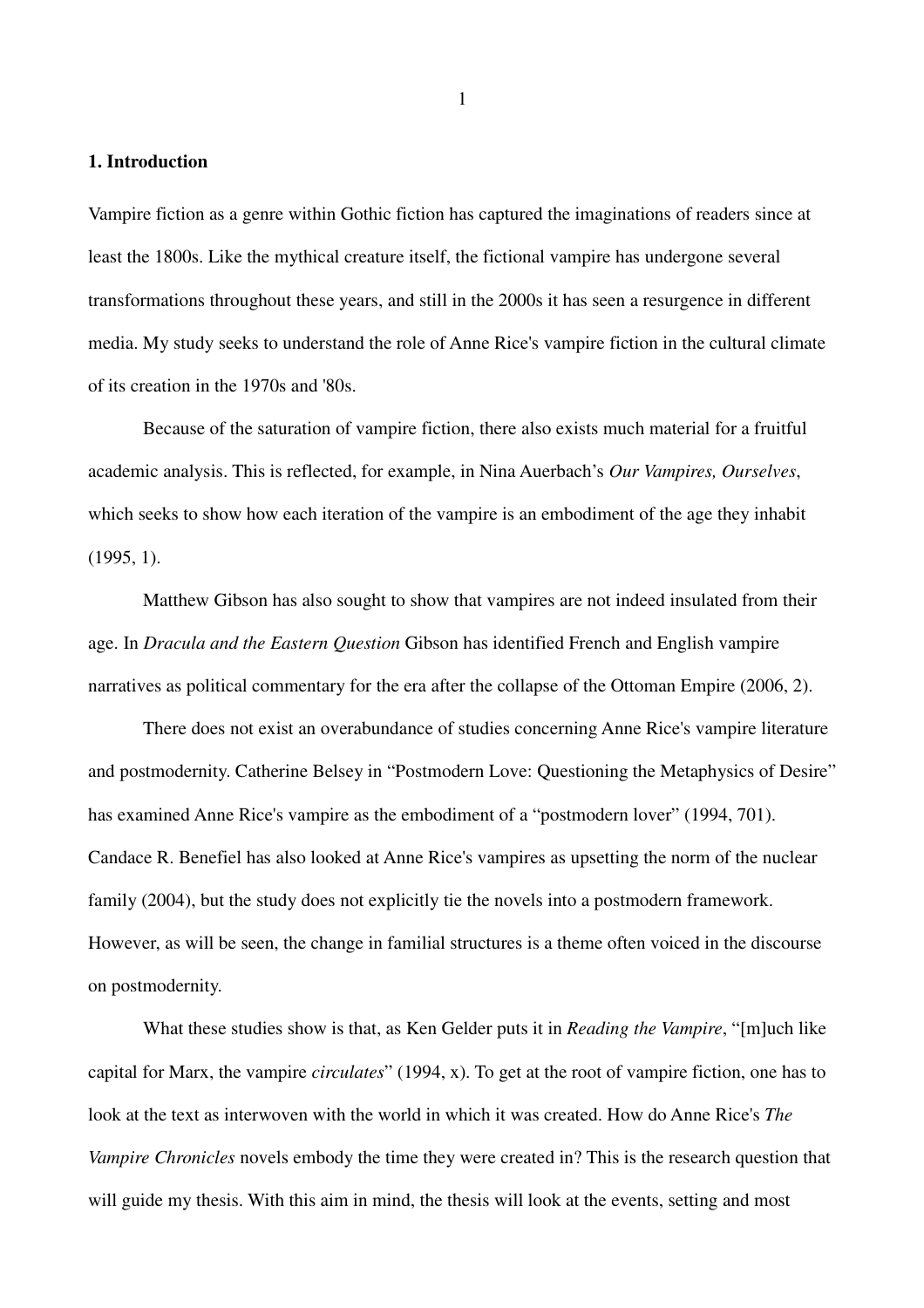## 1. Introduction

Vampire fiction as a genre within Gothic fiction has captured the imaginations of readers since at least the 1800s. Like the mythical creature itself, the fictional vampire has undergone several transformations throughout these years, and still in the 2000s it has seen a resurgence in different media. My study seeks to understand the role of Anne Rice's vampire fiction in the cultural climate of its creation in the 1970s and '80s.

Because of the saturation of vampire fiction, there also exists much material for a fruitful academic analysis. This is reflected, for example, in Nina Auerbach's *Our Vampires, Ourselves*, which seeks to show how each iteration of the vampire is an embodiment of the age they inhabit (1995, 1).

Matthew Gibson has also sought to show that vampires are not indeed insulated from their age. In *Dracula and the Eastern Question* Gibson has identified French and English vampire narratives as political commentary for the era after the collapse of the Ottoman Empire (2006, 2).

There does not exist an overabundance of studies concerning Anne Rice's vampire literature and postmodernity. Catherine Belsey in "Postmodern Love: Questioning the Metaphysics of Desire" has examined Anne Rice's vampire as the embodiment of a "postmodern lover" (1994, 701). Candace R. Benefiel has also looked at Anne Rice's vampires as upsetting the norm of the nuclear family (2004), but the study does not explicitly tie the novels into a postmodern framework. However, as will be seen, the change in familial structures is a theme often voiced in the discourse on postmodernity.

What these studies show is that, as Ken Gelder puts it in *Reading the Vampire*, "[m]uch like capital for Marx, the vampire *circulates*" (1994, x). To get at the root of vampire fiction, one has to look at the text as interwoven with the world in which it was created. How do Anne Rice's *The Vampire Chronicles* novels embody the time they were created in? This is the research question that will guide my thesis. With this aim in mind, the thesis will look at the events, setting and most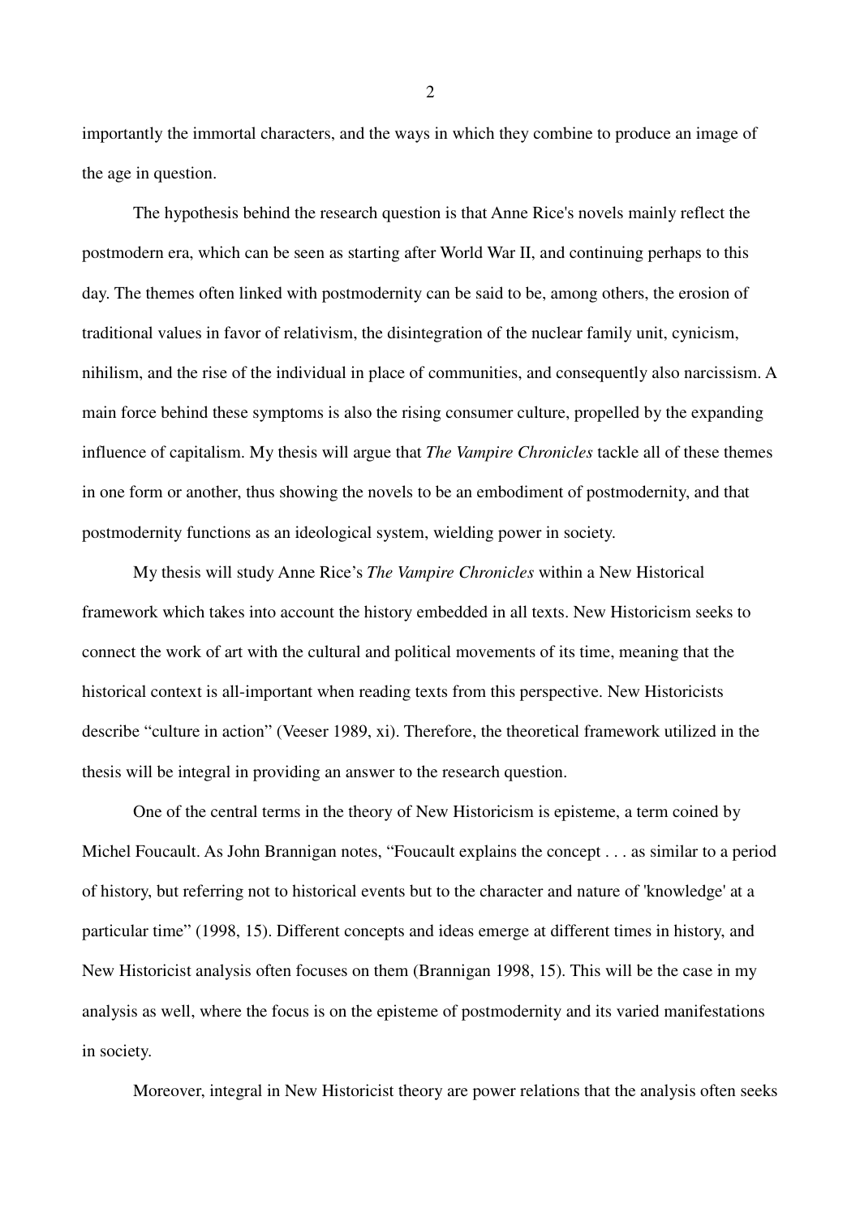importantly the immortal characters, and the ways in which they combine to produce an image of the age in question.

The hypothesis behind the research question is that Anne Rice's novels mainly reflect the postmodern era, which can be seen as starting after World War II, and continuing perhaps to this day. The themes often linked with postmodernity can be said to be, among others, the erosion of traditional values in favor of relativism, the disintegration of the nuclear family unit, cynicism, nihilism, and the rise of the individual in place of communities, and consequently also narcissism. A main force behind these symptoms is also the rising consumer culture, propelled by the expanding influence of capitalism. My thesis will argue that *The Vampire Chronicles* tackle all of these themes in one form or another, thus showing the novels to be an embodiment of postmodernity, and that postmodernity functions as an ideological system, wielding power in society.

My thesis will study Anne Rice's *The Vampire Chronicles* within a New Historical framework which takes into account the history embedded in all texts. New Historicism seeks to connect the work of art with the cultural and political movements of its time, meaning that the historical context is all-important when reading texts from this perspective. New Historicists describe "culture in action" (Veeser 1989, xi). Therefore, the theoretical framework utilized in the thesis will be integral in providing an answer to the research question.

One of the central terms in the theory of New Historicism is episteme, a term coined by Michel Foucault. As John Brannigan notes, "Foucault explains the concept . . . as similar to a period of history, but referring not to historical events but to the character and nature of 'knowledge' at a particular time" (1998, 15). Different concepts and ideas emerge at different times in history, and New Historicist analysis often focuses on them (Brannigan 1998, 15). This will be the case in my analysis as well, where the focus is on the episteme of postmodernity and its varied manifestations in society.

Moreover, integral in New Historicist theory are power relations that the analysis often seeks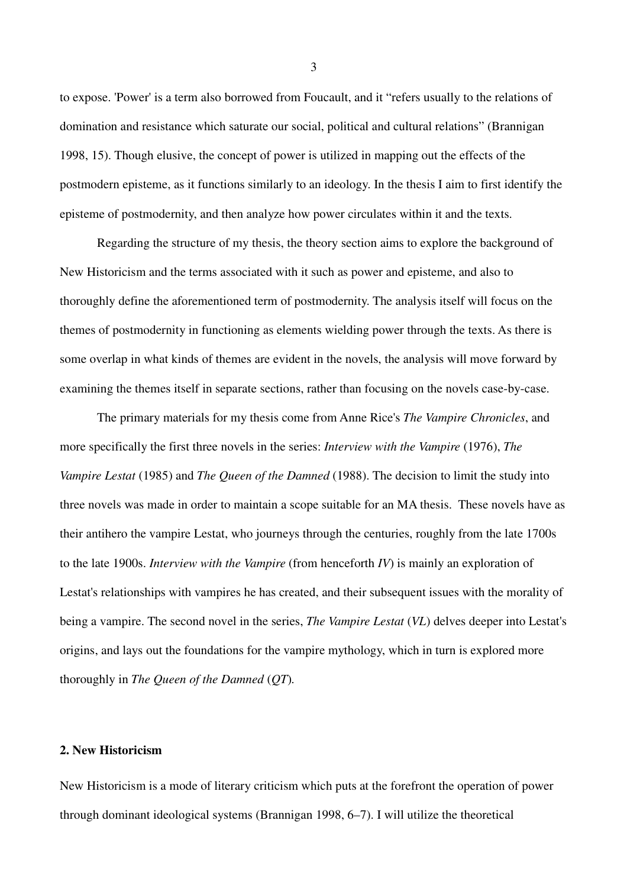to expose. 'Power' is a term also borrowed from Foucault, and it "refers usually to the relations of domination and resistance which saturate our social, political and cultural relations" (Brannigan 1998, 15). Though elusive, the concept of power is utilized in mapping out the effects of the postmodern episteme, as it functions similarly to an ideology. In the thesis I aim to first identify the episteme of postmodernity, and then analyze how power circulates within it and the texts.

Regarding the structure of my thesis, the theory section aims to explore the background of New Historicism and the terms associated with it such as power and episteme, and also to thoroughly define the aforementioned term of postmodernity. The analysis itself will focus on the themes of postmodernity in functioning as elements wielding power through the texts. As there is some overlap in what kinds of themes are evident in the novels, the analysis will move forward by examining the themes itself in separate sections, rather than focusing on the novels case-by-case.

The primary materials for my thesis come from Anne Rice's *The Vampire Chronicles*, and more specifically the first three novels in the series: *Interview with the Vampire* (1976), *The Vampire Lestat* (1985) and *The Queen of the Damned* (1988). The decision to limit the study into three novels was made in order to maintain a scope suitable for an MA thesis. These novels have as their antihero the vampire Lestat, who journeys through the centuries, roughly from the late 1700s to the late 1900s. *Interview with the Vampire* (from henceforth *IV*) is mainly an exploration of Lestat's relationships with vampires he has created, and their subsequent issues with the morality of being a vampire. The second novel in the series, *The Vampire Lestat* (*VL*) delves deeper into Lestat's origins, and lays out the foundations for the vampire mythology, which in turn is explored more thoroughly in *The Queen of the Damned* (*QT*).

## 2. New Historicism

New Historicism is a mode of literary criticism which puts at the forefront the operation of power through dominant ideological systems (Brannigan 1998, 6–7). I will utilize the theoretical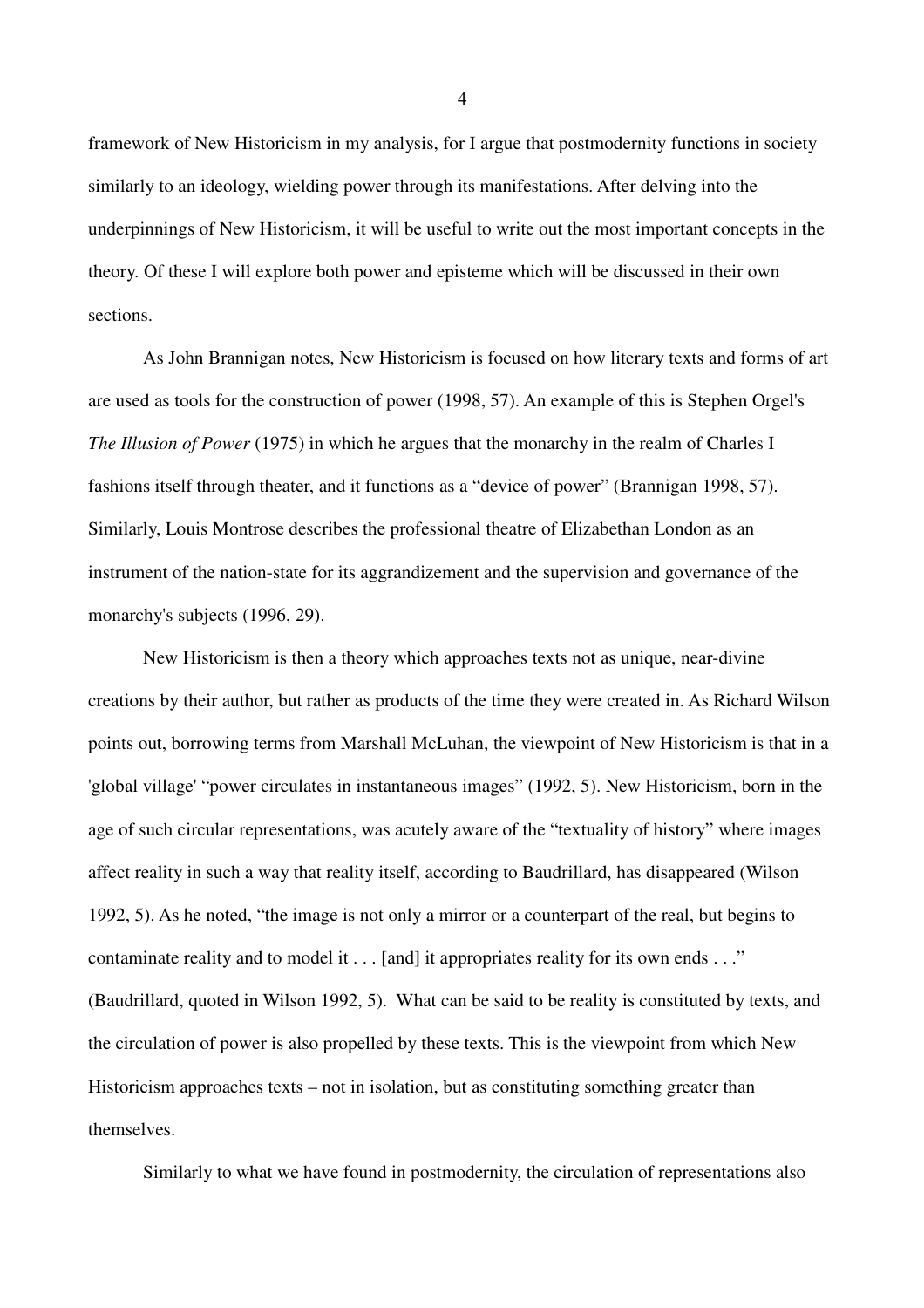framework of New Historicism in my analysis, for I argue that postmodernity functions in society similarly to an ideology, wielding power through its manifestations. After delving into the underpinnings of New Historicism, it will be useful to write out the most important concepts in the theory. Of these I will explore both power and episteme which will be discussed in their own sections.

As John Brannigan notes, New Historicism is focused on how literary texts and forms of art are used as tools for the construction of power (1998, 57). An example of this is Stephen Orgel's *The Illusion of Power* (1975) in which he argues that the monarchy in the realm of Charles I fashions itself through theater, and it functions as a "device of power" (Brannigan 1998, 57). Similarly, Louis Montrose describes the professional theatre of Elizabethan London as an instrument of the nation-state for its aggrandizement and the supervision and governance of the monarchy's subjects (1996, 29).

New Historicism is then a theory which approaches texts not as unique, near-divine creations by their author, but rather as products of the time they were created in. As Richard Wilson points out, borrowing terms from Marshall McLuhan, the viewpoint of New Historicism is that in a 'global village' "power circulates in instantaneous images" (1992, 5). New Historicism, born in the age of such circular representations, was acutely aware of the "textuality of history" where images affect reality in such a way that reality itself, according to Baudrillard, has disappeared (Wilson 1992, 5). As he noted, "the image is not only a mirror or a counterpart of the real, but begins to contaminate reality and to model it . . . [and] it appropriates reality for its own ends . . ." (Baudrillard, quoted in Wilson 1992, 5). What can be said to be reality is constituted by texts, and the circulation of power is also propelled by these texts. This is the viewpoint from which New Historicism approaches texts – not in isolation, but as constituting something greater than themselves.

Similarly to what we have found in postmodernity, the circulation of representations also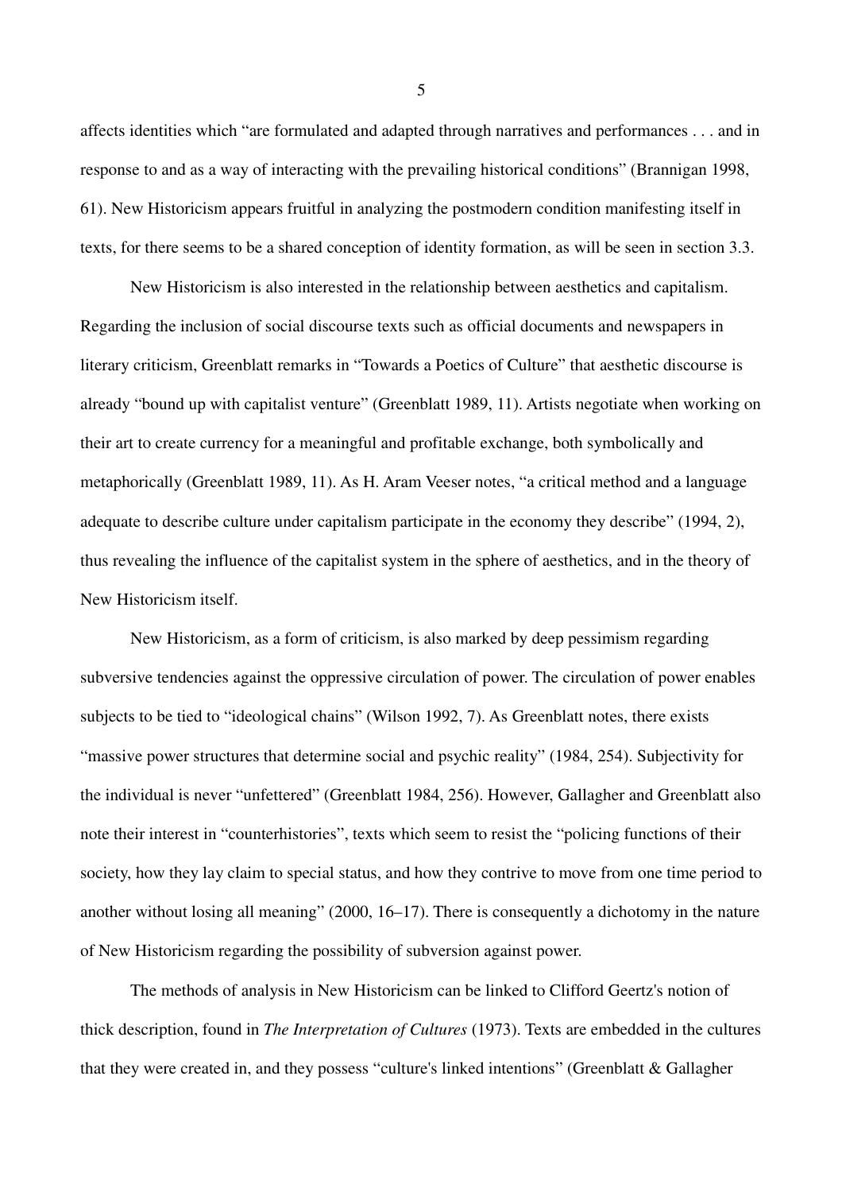affects identities which “are formulated and adapted through narratives and performances . . . and in response to and as a way of interacting with the prevailing historical conditions” (Brannigan 1998, 61). New Historicism appears fruitful in analyzing the postmodern condition manifesting itself in texts, for there seems to be a shared conception of identity formation, as will be seen in section 3.3.

New Historicism is also interested in the relationship between aesthetics and capitalism. Regarding the inclusion of social discourse texts such as official documents and newspapers in literary criticism, Greenblatt remarks in “Towards a Poetics of Culture” that aesthetic discourse is already “bound up with capitalist venture” (Greenblatt 1989, 11). Artists negotiate when working on their art to create currency for a meaningful and profitable exchange, both symbolically and metaphorically (Greenblatt 1989, 11). As H. Aram Veeser notes, “a critical method and a language adequate to describe culture under capitalism participate in the economy they describe” (1994, 2), thus revealing the influence of the capitalist system in the sphere of aesthetics, and in the theory of New Historicism itself.

New Historicism, as a form of criticism, is also marked by deep pessimism regarding subversive tendencies against the oppressive circulation of power. The circulation of power enables subjects to be tied to “ideological chains” (Wilson 1992, 7). As Greenblatt notes, there exists “massive power structures that determine social and psychic reality” (1984, 254). Subjectivity for the individual is never “unfettered” (Greenblatt 1984, 256). However, Gallagher and Greenblatt also note their interest in “counterhistories”, texts which seem to resist the “policing functions of their society, how they lay claim to special status, and how they contrive to move from one time period to another without losing all meaning” (2000, 16–17). There is consequently a dichotomy in the nature of New Historicism regarding the possibility of subversion against power.

The methods of analysis in New Historicism can be linked to Clifford Geertz's notion of thick description, found in *The Interpretation of Cultures* (1973). Texts are embedded in the cultures that they were created in, and they possess “culture's linked intentions” (Greenblatt & Gallagher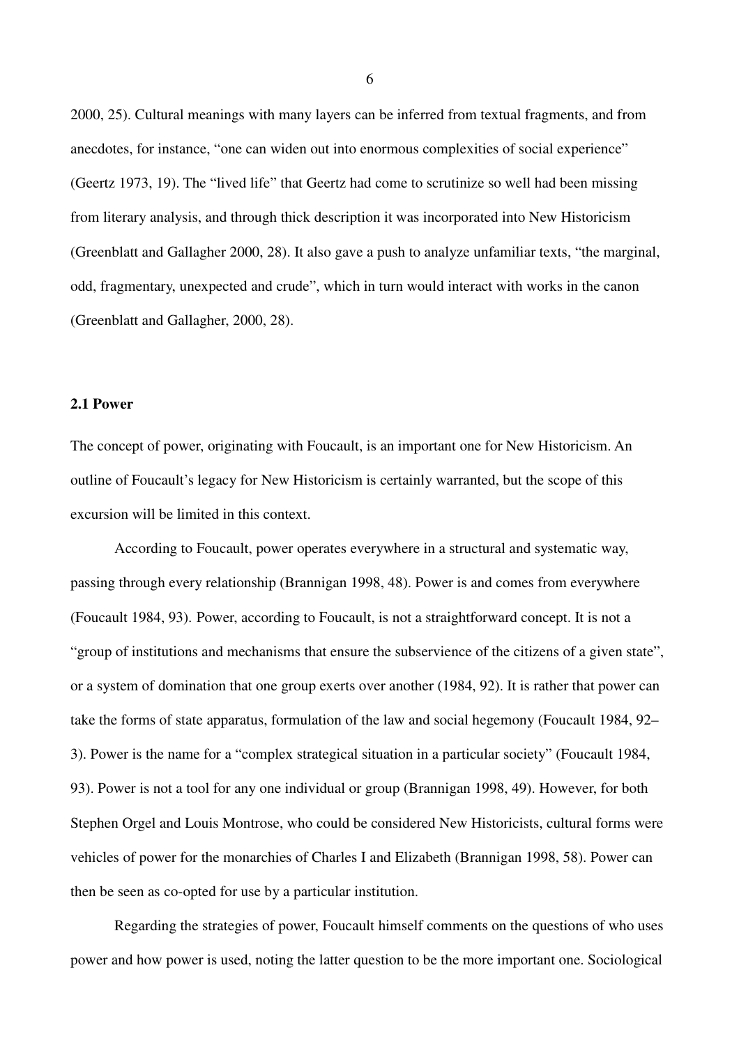2000, 25). Cultural meanings with many layers can be inferred from textual fragments, and from anecdotes, for instance, "one can widen out into enormous complexities of social experience" (Geertz 1973, 19). The "lived life" that Geertz had come to scrutinize so well had been missing from literary analysis, and through thick description it was incorporated into New Historicism (Greenblatt and Gallagher 2000, 28). It also gave a push to analyze unfamiliar texts, "the marginal, odd, fragmentary, unexpected and crude", which in turn would interact with works in the canon (Greenblatt and Gallagher, 2000, 28).

### 2.1 Power

The concept of power, originating with Foucault, is an important one for New Historicism. An outline of Foucault's legacy for New Historicism is certainly warranted, but the scope of this excursion will be limited in this context.

According to Foucault, power operates everywhere in a structural and systematic way, passing through every relationship (Brannigan 1998, 48). Power is and comes from everywhere (Foucault 1984, 93). Power, according to Foucault, is not a straightforward concept. It is not a "group of institutions and mechanisms that ensure the subservience of the citizens of a given state", or a system of domination that one group exerts over another (1984, 92). It is rather that power can take the forms of state apparatus, formulation of the law and social hegemony (Foucault 1984, 92–3). Power is the name for a "complex strategical situation in a particular society" (Foucault 1984, 93). Power is not a tool for any one individual or group (Brannigan 1998, 49). However, for both Stephen Orgel and Louis Montrose, who could be considered New Historicists, cultural forms were vehicles of power for the monarchies of Charles I and Elizabeth (Brannigan 1998, 58). Power can then be seen as co-opted for use by a particular institution.

Regarding the strategies of power, Foucault himself comments on the questions of who uses power and how power is used, noting the latter question to be the more important one. Sociological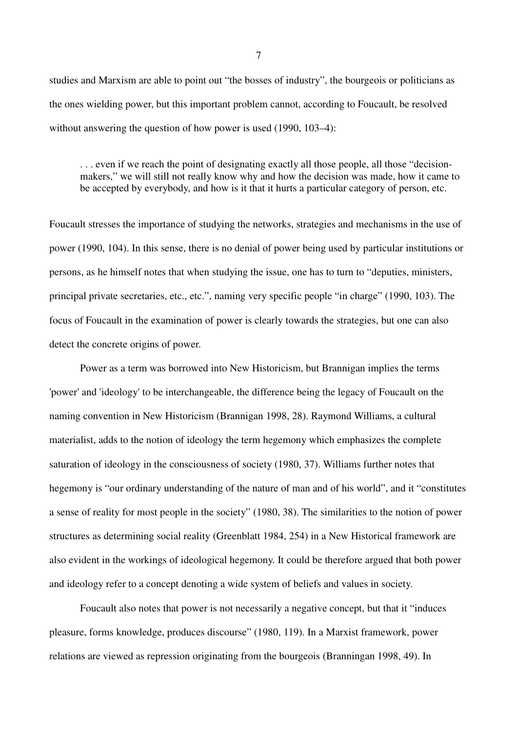studies and Marxism are able to point out "the bosses of industry", the bourgeois or politicians as the ones wielding power, but this important problem cannot, according to Foucault, be resolved without answering the question of how power is used (1990, 103–4):

> . . . even if we reach the point of designating exactly all those people, all those "decision-makers," we will still not really know why and how the decision was made, how it came to be accepted by everybody, and how is it that it hurts a particular category of person, etc.

Foucault stresses the importance of studying the networks, strategies and mechanisms in the use of power (1990, 104). In this sense, there is no denial of power being used by particular institutions or persons, as he himself notes that when studying the issue, one has to turn to "deputies, ministers, principal private secretaries, etc., etc.", naming very specific people "in charge" (1990, 103). The focus of Foucault in the examination of power is clearly towards the strategies, but one can also detect the concrete origins of power.

Power as a term was borrowed into New Historicism, but Brannigan implies the terms 'power' and 'ideology' to be interchangeable, the difference being the legacy of Foucault on the naming convention in New Historicism (Brannigan 1998, 28). Raymond Williams, a cultural materialist, adds to the notion of ideology the term hegemony which emphasizes the complete saturation of ideology in the consciousness of society (1980, 37). Williams further notes that hegemony is "our ordinary understanding of the nature of man and of his world", and it "constitutes a sense of reality for most people in the society" (1980, 38). The similarities to the notion of power structures as determining social reality (Greenblatt 1984, 254) in a New Historical framework are also evident in the workings of ideological hegemony. It could be therefore argued that both power and ideology refer to a concept denoting a wide system of beliefs and values in society.

Foucault also notes that power is not necessarily a negative concept, but that it "induces pleasure, forms knowledge, produces discourse" (1980, 119). In a Marxist framework, power relations are viewed as repression originating from the bourgeois (Branningan 1998, 49). In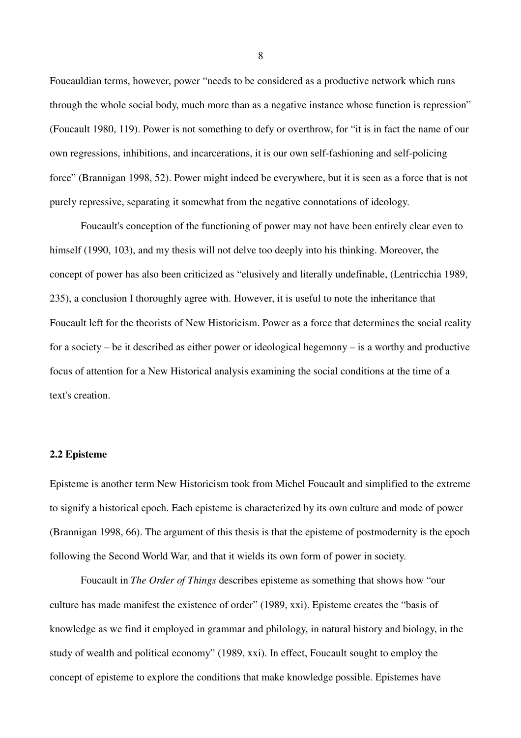Foucauldian terms, however, power "needs to be considered as a productive network which runs through the whole social body, much more than as a negative instance whose function is repression" (Foucault 1980, 119). Power is not something to defy or overthrow, for "it is in fact the name of our own regressions, inhibitions, and incarcerations, it is our own self-fashioning and self-policing force" (Brannigan 1998, 52). Power might indeed be everywhere, but it is seen as a force that is not purely repressive, separating it somewhat from the negative connotations of ideology.

Foucault's conception of the functioning of power may not have been entirely clear even to himself (1990, 103), and my thesis will not delve too deeply into his thinking. Moreover, the concept of power has also been criticized as "elusively and literally undefinable, (Lentricchia 1989, 235), a conclusion I thoroughly agree with. However, it is useful to note the inheritance that Foucault left for the theorists of New Historicism. Power as a force that determines the social reality for a society – be it described as either power or ideological hegemony – is a worthy and productive focus of attention for a New Historical analysis examining the social conditions at the time of a text's creation.

### 2.2 Episteme

Episteme is another term New Historicism took from Michel Foucault and simplified to the extreme to signify a historical epoch. Each episteme is characterized by its own culture and mode of power (Brannigan 1998, 66). The argument of this thesis is that the episteme of postmodernity is the epoch following the Second World War, and that it wields its own form of power in society.

Foucault in *The Order of Things* describes episteme as something that shows how "our culture has made manifest the existence of order" (1989, xxi). Episteme creates the "basis of knowledge as we find it employed in grammar and philology, in natural history and biology, in the study of wealth and political economy" (1989, xxi). In effect, Foucault sought to employ the concept of episteme to explore the conditions that make knowledge possible. Epistemes have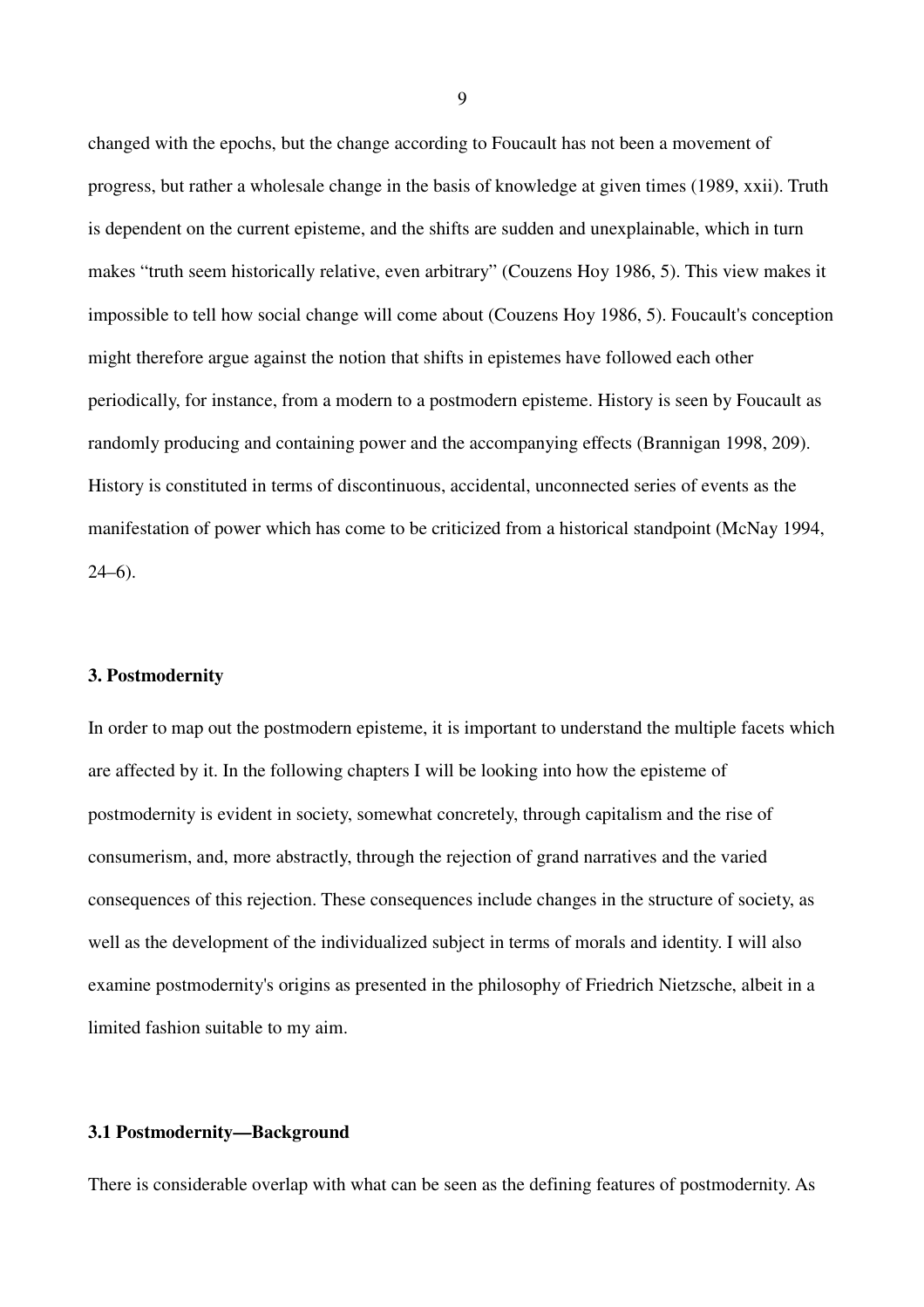changed with the epochs, but the change according to Foucault has not been a movement of progress, but rather a wholesale change in the basis of knowledge at given times (1989, xxii). Truth is dependent on the current episteme, and the shifts are sudden and unexplainable, which in turn makes "truth seem historically relative, even arbitrary" (Couzens Hoy 1986, 5). This view makes it impossible to tell how social change will come about (Couzens Hoy 1986, 5). Foucault's conception might therefore argue against the notion that shifts in epistemes have followed each other periodically, for instance, from a modern to a postmodern episteme. History is seen by Foucault as randomly producing and containing power and the accompanying effects (Brannigan 1998, 209). History is constituted in terms of discontinuous, accidental, unconnected series of events as the manifestation of power which has come to be criticized from a historical standpoint (McNay 1994, 24–6).

## 3. Postmodernity

In order to map out the postmodern episteme, it is important to understand the multiple facets which are affected by it. In the following chapters I will be looking into how the episteme of postmodernity is evident in society, somewhat concretely, through capitalism and the rise of consumerism, and, more abstractly, through the rejection of grand narratives and the varied consequences of this rejection. These consequences include changes in the structure of society, as well as the development of the individualized subject in terms of morals and identity. I will also examine postmodernity's origins as presented in the philosophy of Friedrich Nietzsche, albeit in a limited fashion suitable to my aim.

### 3.1 Postmodernity—Background

There is considerable overlap with what can be seen as the defining features of postmodernity. As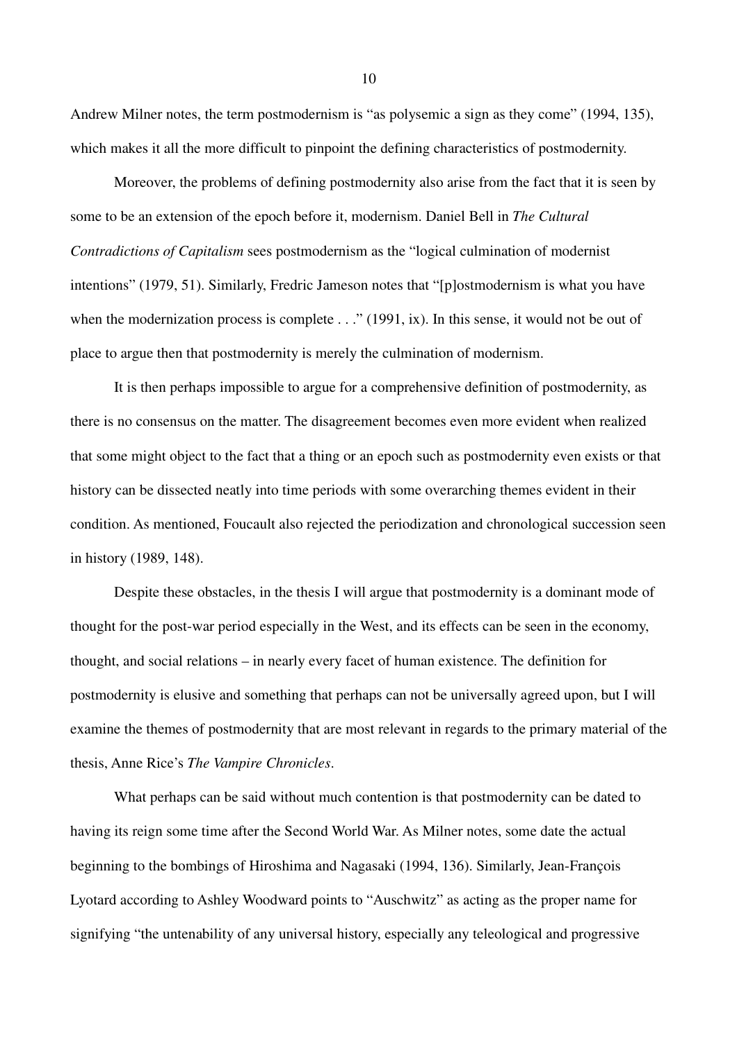Andrew Milner notes, the term postmodernism is "as polysemic a sign as they come" (1994, 135), which makes it all the more difficult to pinpoint the defining characteristics of postmodernity.

Moreover, the problems of defining postmodernity also arise from the fact that it is seen by some to be an extension of the epoch before it, modernism. Daniel Bell in *The Cultural Contradictions of Capitalism* sees postmodernism as the "logical culmination of modernist intentions" (1979, 51). Similarly, Fredric Jameson notes that "[p]ostmodernism is what you have when the modernization process is complete . . ." (1991, ix). In this sense, it would not be out of place to argue then that postmodernity is merely the culmination of modernism.

It is then perhaps impossible to argue for a comprehensive definition of postmodernity, as there is no consensus on the matter. The disagreement becomes even more evident when realized that some might object to the fact that a thing or an epoch such as postmodernity even exists or that history can be dissected neatly into time periods with some overarching themes evident in their condition. As mentioned, Foucault also rejected the periodization and chronological succession seen in history (1989, 148).

Despite these obstacles, in the thesis I will argue that postmodernity is a dominant mode of thought for the post-war period especially in the West, and its effects can be seen in the economy, thought, and social relations – in nearly every facet of human existence. The definition for postmodernity is elusive and something that perhaps can not be universally agreed upon, but I will examine the themes of postmodernity that are most relevant in regards to the primary material of the thesis, Anne Rice's *The Vampire Chronicles*.

What perhaps can be said without much contention is that postmodernity can be dated to having its reign some time after the Second World War. As Milner notes, some date the actual beginning to the bombings of Hiroshima and Nagasaki (1994, 136). Similarly, Jean-François Lyotard according to Ashley Woodward points to "Auschwitz" as acting as the proper name for signifying "the untenability of any universal history, especially any teleological and progressive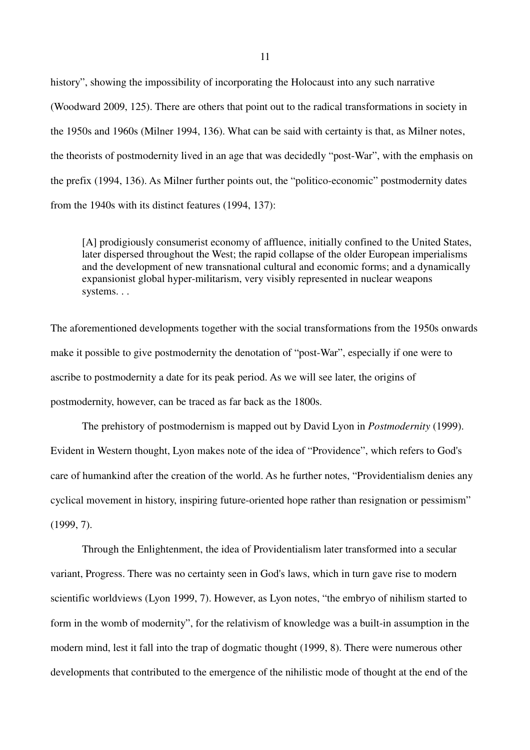history", showing the impossibility of incorporating the Holocaust into any such narrative (Woodward 2009, 125). There are others that point out to the radical transformations in society in the 1950s and 1960s (Milner 1994, 136). What can be said with certainty is that, as Milner notes, the theorists of postmodernity lived in an age that was decidedly "post-War", with the emphasis on the prefix (1994, 136). As Milner further points out, the "politico-economic" postmodernity dates from the 1940s with its distinct features (1994, 137):

> [A] prodigiously consumerist economy of affluence, initially confined to the United States, later dispersed throughout the West; the rapid collapse of the older European imperialisms and the development of new transnational cultural and economic forms; and a dynamically expansionist global hyper-militarism, very visibly represented in nuclear weapons systems. . .

The aforementioned developments together with the social transformations from the 1950s onwards make it possible to give postmodernity the denotation of "post-War", especially if one were to ascribe to postmodernity a date for its peak period. As we will see later, the origins of postmodernity, however, can be traced as far back as the 1800s.

The prehistory of postmodernism is mapped out by David Lyon in *Postmodernity* (1999). Evident in Western thought, Lyon makes note of the idea of "Providence", which refers to God's care of humankind after the creation of the world. As he further notes, "Providentialism denies any cyclical movement in history, inspiring future-oriented hope rather than resignation or pessimism" (1999, 7).

Through the Enlightenment, the idea of Providentialism later transformed into a secular variant, Progress. There was no certainty seen in God's laws, which in turn gave rise to modern scientific worldviews (Lyon 1999, 7). However, as Lyon notes, "the embryo of nihilism started to form in the womb of modernity", for the relativism of knowledge was a built-in assumption in the modern mind, lest it fall into the trap of dogmatic thought (1999, 8). There were numerous other developments that contributed to the emergence of the nihilistic mode of thought at the end of the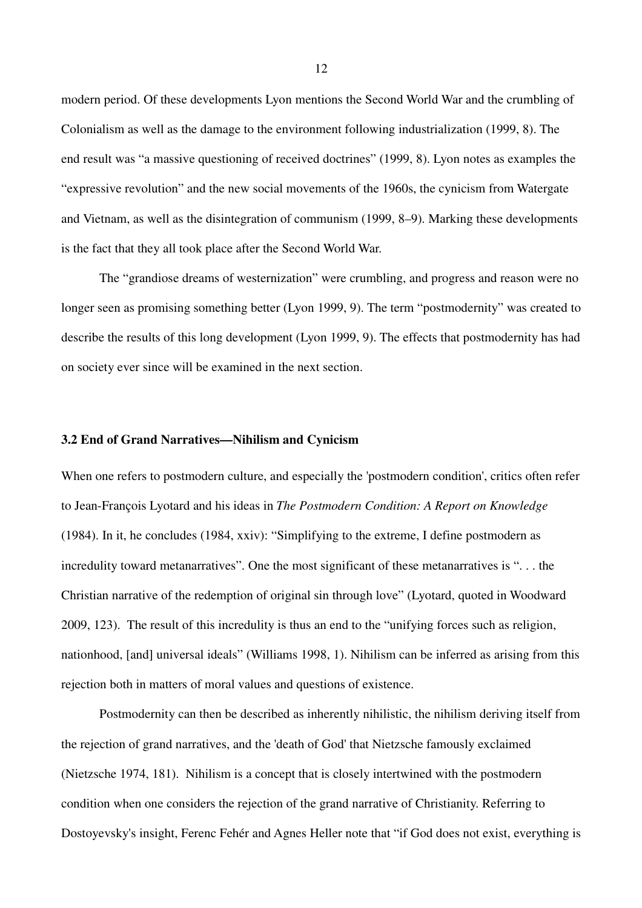modern period. Of these developments Lyon mentions the Second World War and the crumbling of Colonialism as well as the damage to the environment following industrialization (1999, 8). The end result was "a massive questioning of received doctrines" (1999, 8). Lyon notes as examples the "expressive revolution" and the new social movements of the 1960s, the cynicism from Watergate and Vietnam, as well as the disintegration of communism (1999, 8–9). Marking these developments is the fact that they all took place after the Second World War.

The "grandiose dreams of westernization" were crumbling, and progress and reason were no longer seen as promising something better (Lyon 1999, 9). The term "postmodernity" was created to describe the results of this long development (Lyon 1999, 9). The effects that postmodernity has had on society ever since will be examined in the next section.

### 3.2 End of Grand Narratives—Nihilism and Cynicism

When one refers to postmodern culture, and especially the 'postmodern condition', critics often refer to Jean-François Lyotard and his ideas in *The Postmodern Condition: A Report on Knowledge* (1984). In it, he concludes (1984, xxiv): "Simplifying to the extreme, I define postmodern as incredulity toward metanarratives". One the most significant of these metanarratives is ". . . the Christian narrative of the redemption of original sin through love" (Lyotard, quoted in Woodward 2009, 123). The result of this incredulity is thus an end to the "unifying forces such as religion, nationhood, [and] universal ideals" (Williams 1998, 1). Nihilism can be inferred as arising from this rejection both in matters of moral values and questions of existence.

Postmodernity can then be described as inherently nihilistic, the nihilism deriving itself from the rejection of grand narratives, and the 'death of God' that Nietzsche famously exclaimed (Nietzsche 1974, 181). Nihilism is a concept that is closely intertwined with the postmodern condition when one considers the rejection of the grand narrative of Christianity. Referring to Dostoyevsky's insight, Ferenc Fehér and Agnes Heller note that "if God does not exist, everything is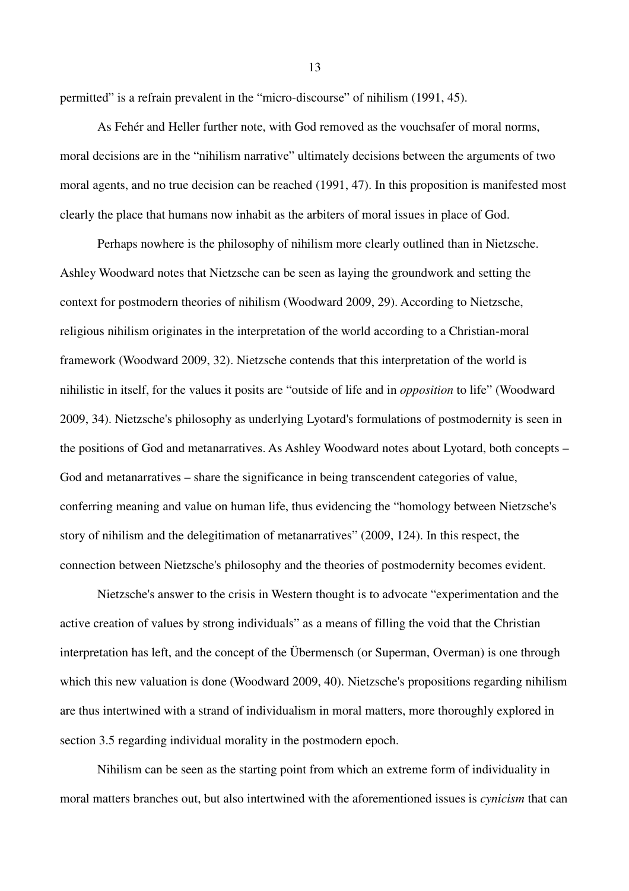permitted" is a refrain prevalent in the "micro-discourse" of nihilism (1991, 45).

As Fehér and Heller further note, with God removed as the vouchsafer of moral norms, moral decisions are in the "nihilism narrative" ultimately decisions between the arguments of two moral agents, and no true decision can be reached (1991, 47). In this proposition is manifested most clearly the place that humans now inhabit as the arbiters of moral issues in place of God.

Perhaps nowhere is the philosophy of nihilism more clearly outlined than in Nietzsche. Ashley Woodward notes that Nietzsche can be seen as laying the groundwork and setting the context for postmodern theories of nihilism (Woodward 2009, 29). According to Nietzsche, religious nihilism originates in the interpretation of the world according to a Christian-moral framework (Woodward 2009, 32). Nietzsche contends that this interpretation of the world is nihilistic in itself, for the values it posits are "outside of life and in *opposition* to life" (Woodward 2009, 34). Nietzsche's philosophy as underlying Lyotard's formulations of postmodernity is seen in the positions of God and metanarratives. As Ashley Woodward notes about Lyotard, both concepts – God and metanarratives – share the significance in being transcendent categories of value, conferring meaning and value on human life, thus evidencing the "homology between Nietzsche's story of nihilism and the delegitimation of metanarratives" (2009, 124). In this respect, the connection between Nietzsche's philosophy and the theories of postmodernity becomes evident.

Nietzsche's answer to the crisis in Western thought is to advocate "experimentation and the active creation of values by strong individuals" as a means of filling the void that the Christian interpretation has left, and the concept of the Übermensch (or Superman, Overman) is one through which this new valuation is done (Woodward 2009, 40). Nietzsche's propositions regarding nihilism are thus intertwined with a strand of individualism in moral matters, more thoroughly explored in section 3.5 regarding individual morality in the postmodern epoch.

Nihilism can be seen as the starting point from which an extreme form of individuality in moral matters branches out, but also intertwined with the aforementioned issues is *cynicism* that can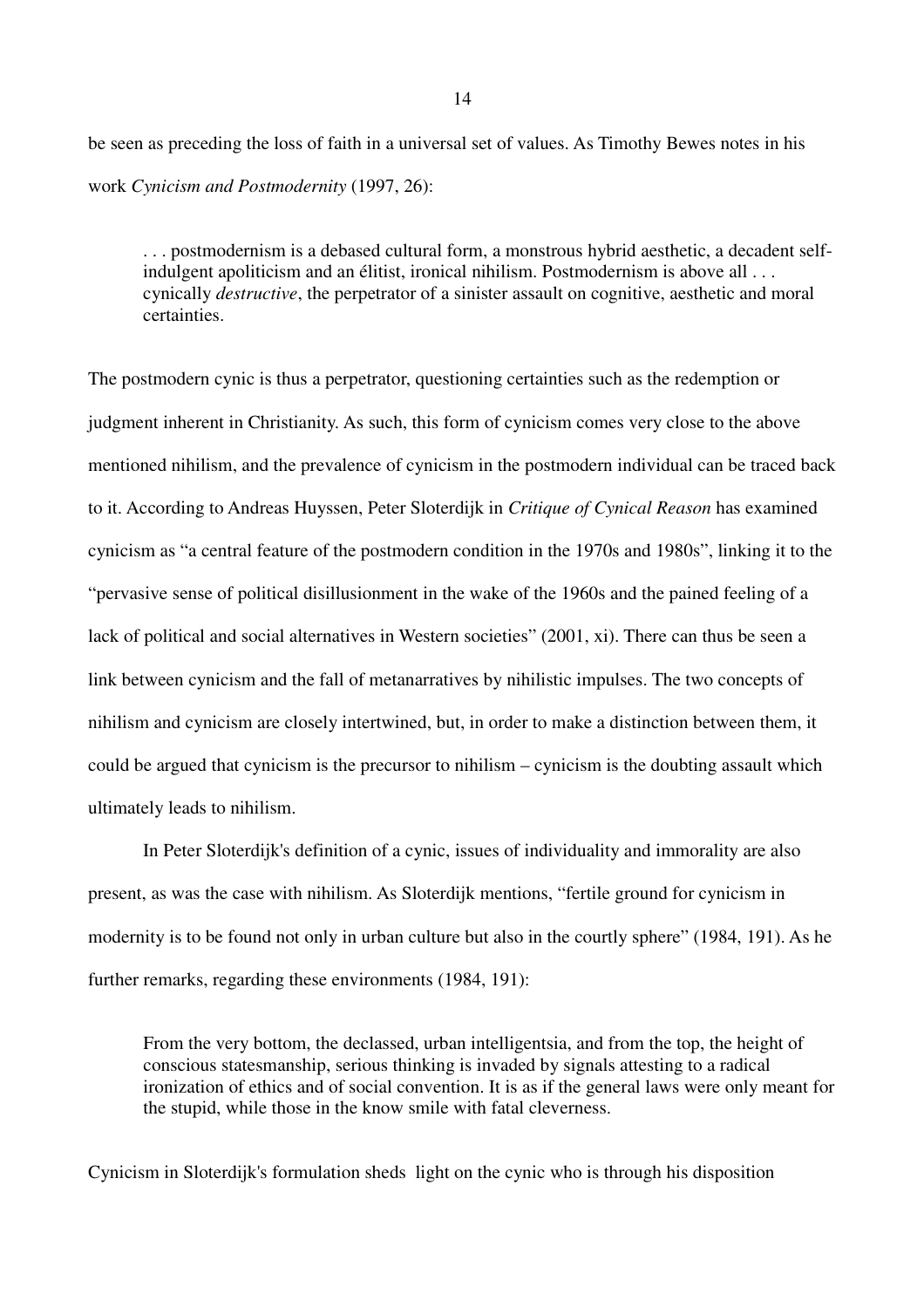be seen as preceding the loss of faith in a universal set of values. As Timothy Bewes notes in his work *Cynicism and Postmodernity* (1997, 26):

> . . . postmodernism is a debased cultural form, a monstrous hybrid aesthetic, a decadent self-indulgent apoliticism and an élitist, ironical nihilism. Postmodernism is above all . . . cynically *destructive*, the perpetrator of a sinister assault on cognitive, aesthetic and moral certainties.

The postmodern cynic is thus a perpetrator, questioning certainties such as the redemption or judgment inherent in Christianity. As such, this form of cynicism comes very close to the above mentioned nihilism, and the prevalence of cynicism in the postmodern individual can be traced back to it. According to Andreas Huyssen, Peter Sloterdijk in *Critique of Cynical Reason* has examined cynicism as "a central feature of the postmodern condition in the 1970s and 1980s", linking it to the "pervasive sense of political disillusionment in the wake of the 1960s and the pained feeling of a lack of political and social alternatives in Western societies" (2001, xi). There can thus be seen a link between cynicism and the fall of metanarratives by nihilistic impulses. The two concepts of nihilism and cynicism are closely intertwined, but, in order to make a distinction between them, it could be argued that cynicism is the precursor to nihilism – cynicism is the doubting assault which ultimately leads to nihilism.

In Peter Sloterdijk's definition of a cynic, issues of individuality and immorality are also present, as was the case with nihilism. As Sloterdijk mentions, "fertile ground for cynicism in modernity is to be found not only in urban culture but also in the courtly sphere" (1984, 191). As he further remarks, regarding these environments (1984, 191):

> From the very bottom, the declassed, urban intelligentsia, and from the top, the height of conscious statesmanship, serious thinking is invaded by signals attesting to a radical ironization of ethics and of social convention. It is as if the general laws were only meant for the stupid, while those in the know smile with fatal cleverness.

Cynicism in Sloterdijk's formulation sheds light on the cynic who is through his disposition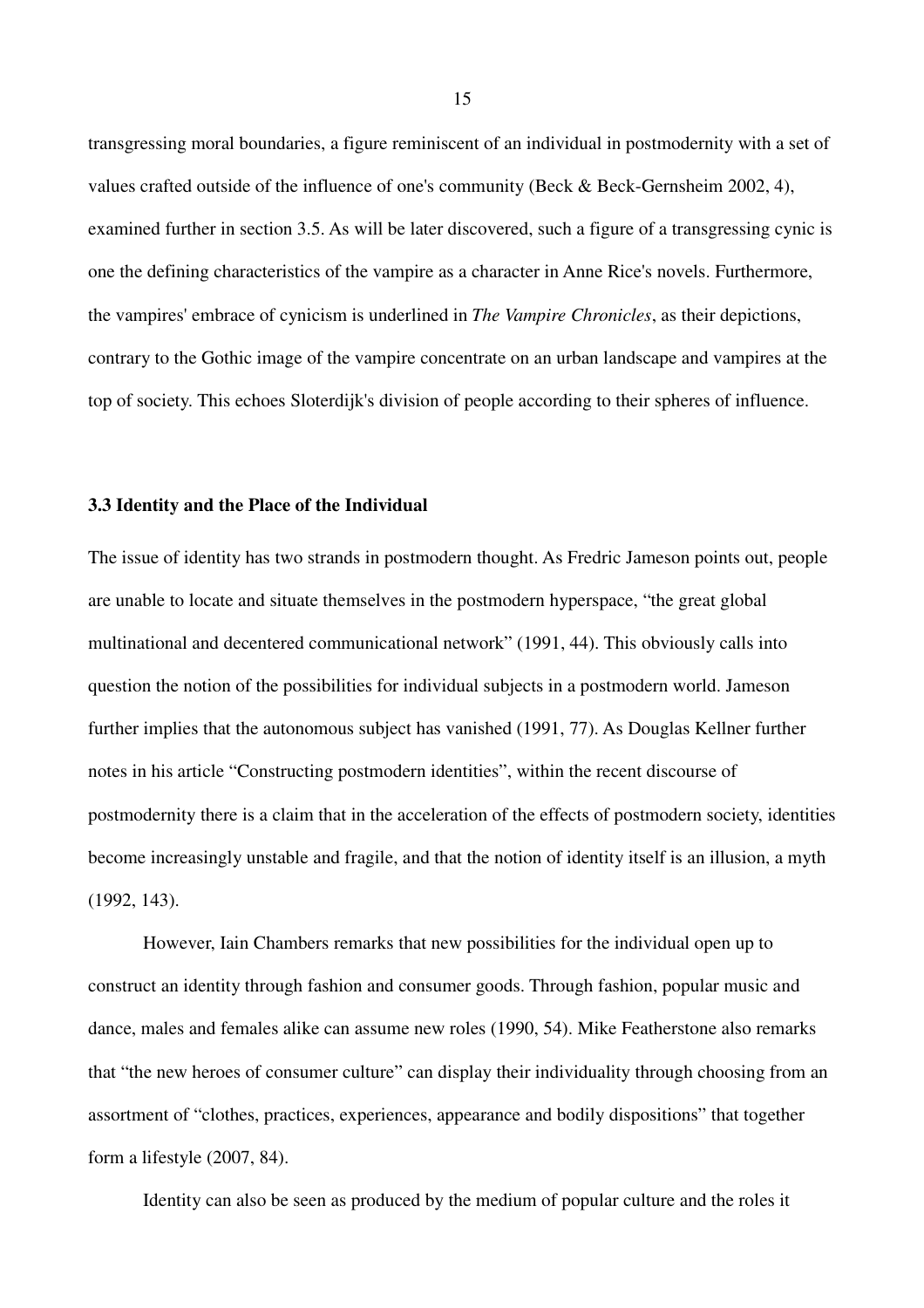transgressing moral boundaries, a figure reminiscent of an individual in postmodernity with a set of values crafted outside of the influence of one's community (Beck & Beck-Gernsheim 2002, 4), examined further in section 3.5. As will be later discovered, such a figure of a transgressing cynic is one the defining characteristics of the vampire as a character in Anne Rice's novels. Furthermore, the vampires' embrace of cynicism is underlined in *The Vampire Chronicles*, as their depictions, contrary to the Gothic image of the vampire concentrate on an urban landscape and vampires at the top of society. This echoes Sloterdijk's division of people according to their spheres of influence.

### 3.3 Identity and the Place of the Individual

The issue of identity has two strands in postmodern thought. As Fredric Jameson points out, people are unable to locate and situate themselves in the postmodern hyperspace, "the great global multinational and decentered communicational network" (1991, 44). This obviously calls into question the notion of the possibilities for individual subjects in a postmodern world. Jameson further implies that the autonomous subject has vanished (1991, 77). As Douglas Kellner further notes in his article "Constructing postmodern identities", within the recent discourse of postmodernity there is a claim that in the acceleration of the effects of postmodern society, identities become increasingly unstable and fragile, and that the notion of identity itself is an illusion, a myth (1992, 143).

However, Iain Chambers remarks that new possibilities for the individual open up to construct an identity through fashion and consumer goods. Through fashion, popular music and dance, males and females alike can assume new roles (1990, 54). Mike Featherstone also remarks that "the new heroes of consumer culture" can display their individuality through choosing from an assortment of "clothes, practices, experiences, appearance and bodily dispositions" that together form a lifestyle (2007, 84).

Identity can also be seen as produced by the medium of popular culture and the roles it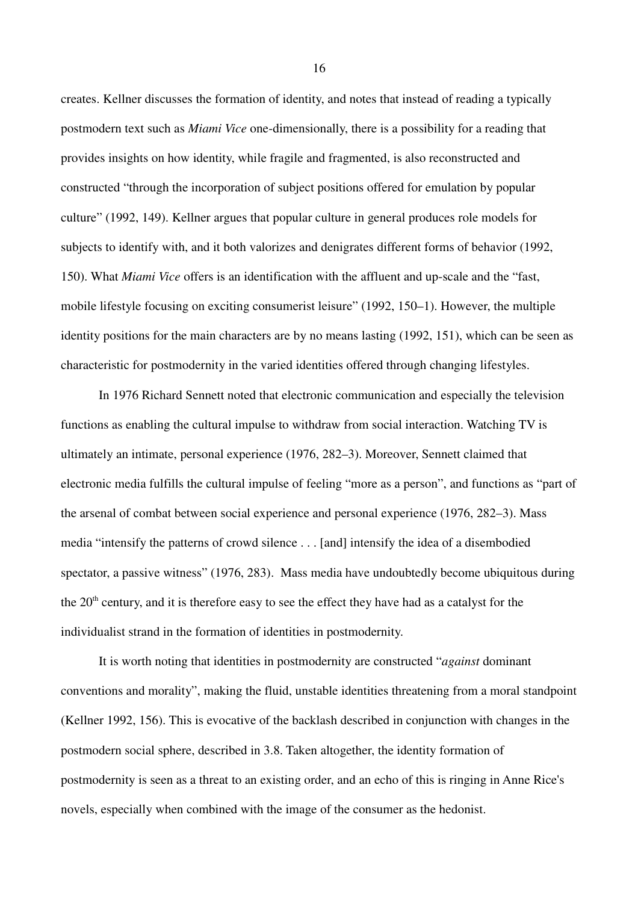creates. Kellner discusses the formation of identity, and notes that instead of reading a typically postmodern text such as *Miami Vice* one-dimensionally, there is a possibility for a reading that provides insights on how identity, while fragile and fragmented, is also reconstructed and constructed “through the incorporation of subject positions offered for emulation by popular culture” (1992, 149). Kellner argues that popular culture in general produces role models for subjects to identify with, and it both valorizes and denigrates different forms of behavior (1992, 150). What *Miami Vice* offers is an identification with the affluent and up-scale and the “fast, mobile lifestyle focusing on exciting consumerist leisure” (1992, 150–1). However, the multiple identity positions for the main characters are by no means lasting (1992, 151), which can be seen as characteristic for postmodernity in the varied identities offered through changing lifestyles.

In 1976 Richard Sennett noted that electronic communication and especially the television functions as enabling the cultural impulse to withdraw from social interaction. Watching TV is ultimately an intimate, personal experience (1976, 282–3). Moreover, Sennett claimed that electronic media fulfills the cultural impulse of feeling “more as a person”, and functions as “part of the arsenal of combat between social experience and personal experience (1976, 282–3). Mass media “intensify the patterns of crowd silence . . . [and] intensify the idea of a disembodied spectator, a passive witness” (1976, 283). Mass media have undoubtedly become ubiquitous during the 20th century, and it is therefore easy to see the effect they have had as a catalyst for the individualist strand in the formation of identities in postmodernity.

It is worth noting that identities in postmodernity are constructed “*against* dominant conventions and morality”, making the fluid, unstable identities threatening from a moral standpoint (Kellner 1992, 156). This is evocative of the backlash described in conjunction with changes in the postmodern social sphere, described in 3.8. Taken altogether, the identity formation of postmodernity is seen as a threat to an existing order, and an echo of this is ringing in Anne Rice's novels, especially when combined with the image of the consumer as the hedonist.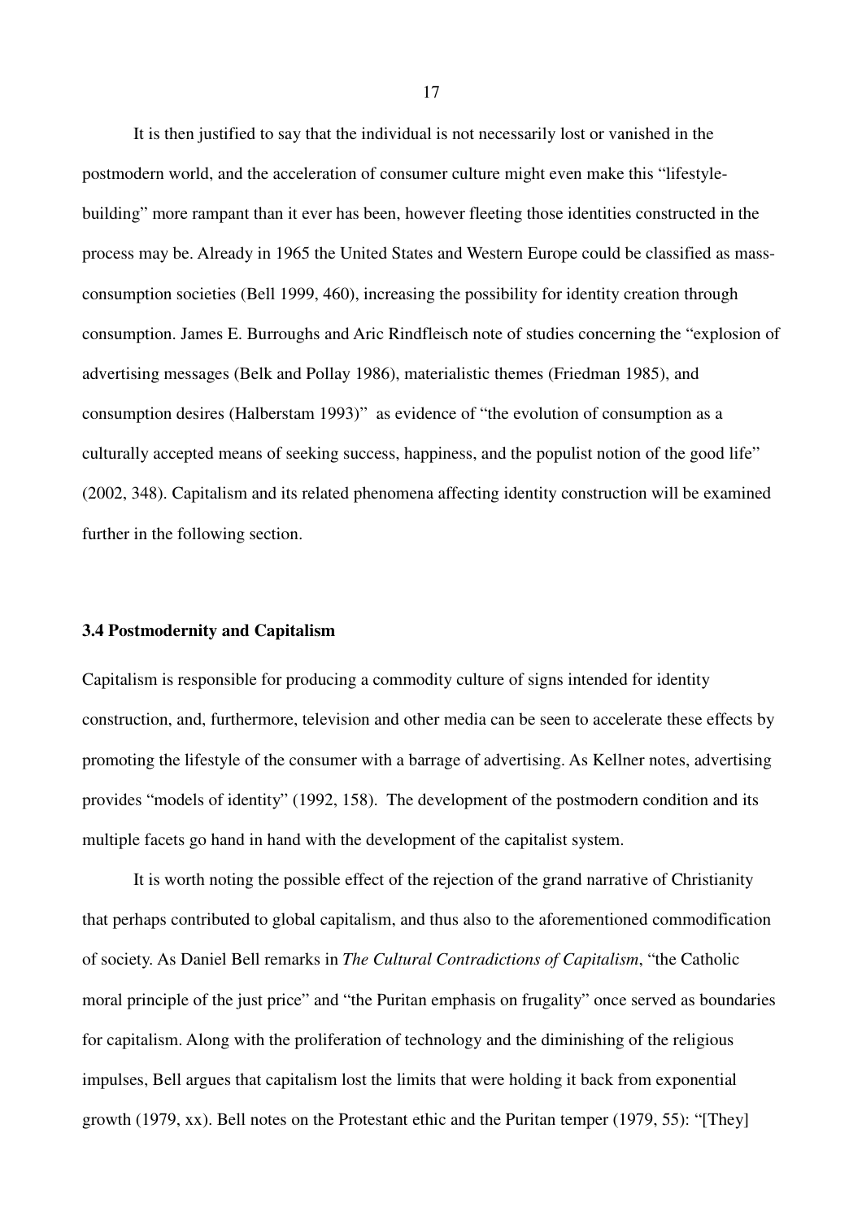It is then justified to say that the individual is not necessarily lost or vanished in the postmodern world, and the acceleration of consumer culture might even make this "lifestyle-building" more rampant than it ever has been, however fleeting those identities constructed in the process may be. Already in 1965 the United States and Western Europe could be classified as mass-consumption societies (Bell 1999, 460), increasing the possibility for identity creation through consumption. James E. Burroughs and Aric Rindfleisch note of studies concerning the "explosion of advertising messages (Belk and Pollay 1986), materialistic themes (Friedman 1985), and consumption desires (Halberstam 1993)" as evidence of "the evolution of consumption as a culturally accepted means of seeking success, happiness, and the populist notion of the good life" (2002, 348). Capitalism and its related phenomena affecting identity construction will be examined further in the following section.

### 3.4 Postmodernity and Capitalism

Capitalism is responsible for producing a commodity culture of signs intended for identity construction, and, furthermore, television and other media can be seen to accelerate these effects by promoting the lifestyle of the consumer with a barrage of advertising. As Kellner notes, advertising provides "models of identity" (1992, 158). The development of the postmodern condition and its multiple facets go hand in hand with the development of the capitalist system.

It is worth noting the possible effect of the rejection of the grand narrative of Christianity that perhaps contributed to global capitalism, and thus also to the aforementioned commodification of society. As Daniel Bell remarks in *The Cultural Contradictions of Capitalism*, "the Catholic moral principle of the just price" and "the Puritan emphasis on frugality" once served as boundaries for capitalism. Along with the proliferation of technology and the diminishing of the religious impulses, Bell argues that capitalism lost the limits that were holding it back from exponential growth (1979, xx). Bell notes on the Protestant ethic and the Puritan temper (1979, 55): "[They]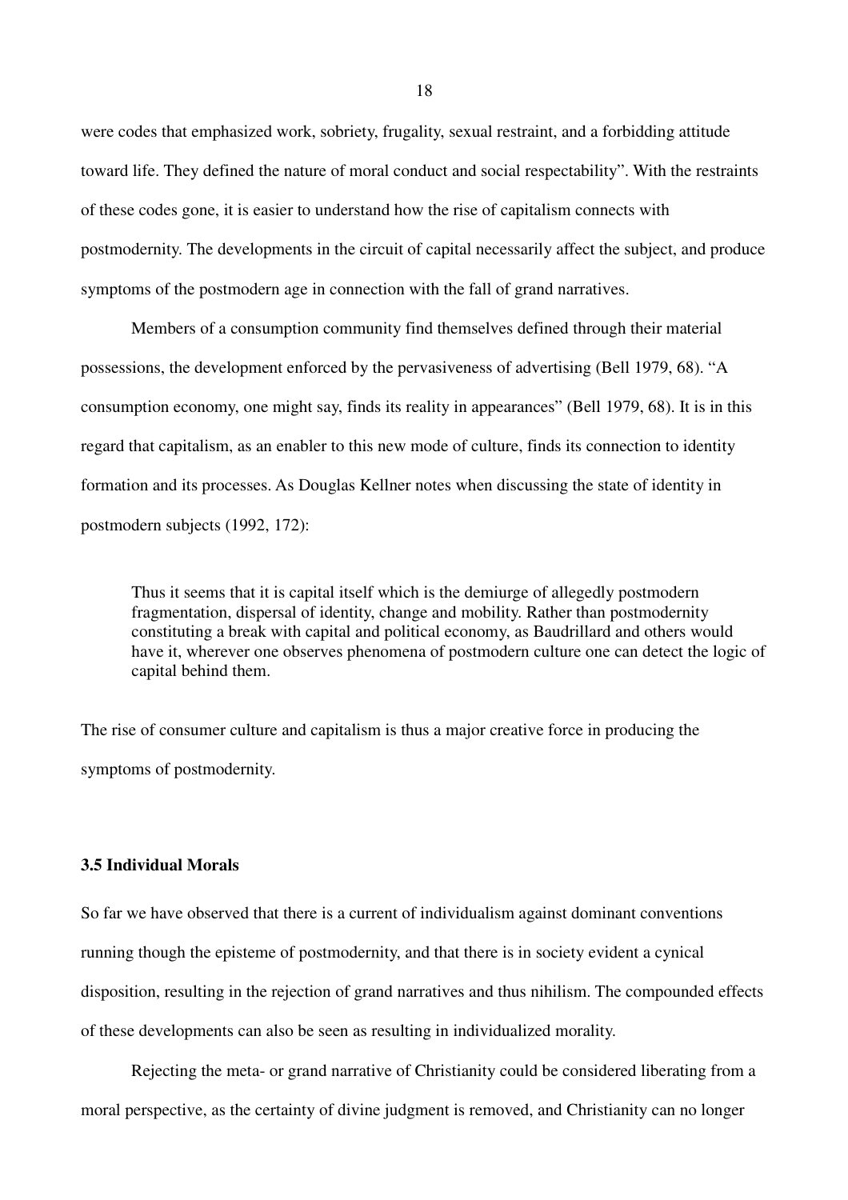were codes that emphasized work, sobriety, frugality, sexual restraint, and a forbidding attitude toward life. They defined the nature of moral conduct and social respectability". With the restraints of these codes gone, it is easier to understand how the rise of capitalism connects with postmodernity. The developments in the circuit of capital necessarily affect the subject, and produce symptoms of the postmodern age in connection with the fall of grand narratives.

Members of a consumption community find themselves defined through their material possessions, the development enforced by the pervasiveness of advertising (Bell 1979, 68). "A consumption economy, one might say, finds its reality in appearances" (Bell 1979, 68). It is in this regard that capitalism, as an enabler to this new mode of culture, finds its connection to identity formation and its processes. As Douglas Kellner notes when discussing the state of identity in postmodern subjects (1992, 172):

> Thus it seems that it is capital itself which is the demiurge of allegedly postmodern fragmentation, dispersal of identity, change and mobility. Rather than postmodernity constituting a break with capital and political economy, as Baudrillard and others would have it, wherever one observes phenomena of postmodern culture one can detect the logic of capital behind them.

The rise of consumer culture and capitalism is thus a major creative force in producing the symptoms of postmodernity.

### 3.5 Individual Morals

So far we have observed that there is a current of individualism against dominant conventions running though the episteme of postmodernity, and that there is in society evident a cynical disposition, resulting in the rejection of grand narratives and thus nihilism. The compounded effects of these developments can also be seen as resulting in individualized morality.

Rejecting the meta- or grand narrative of Christianity could be considered liberating from a moral perspective, as the certainty of divine judgment is removed, and Christianity can no longer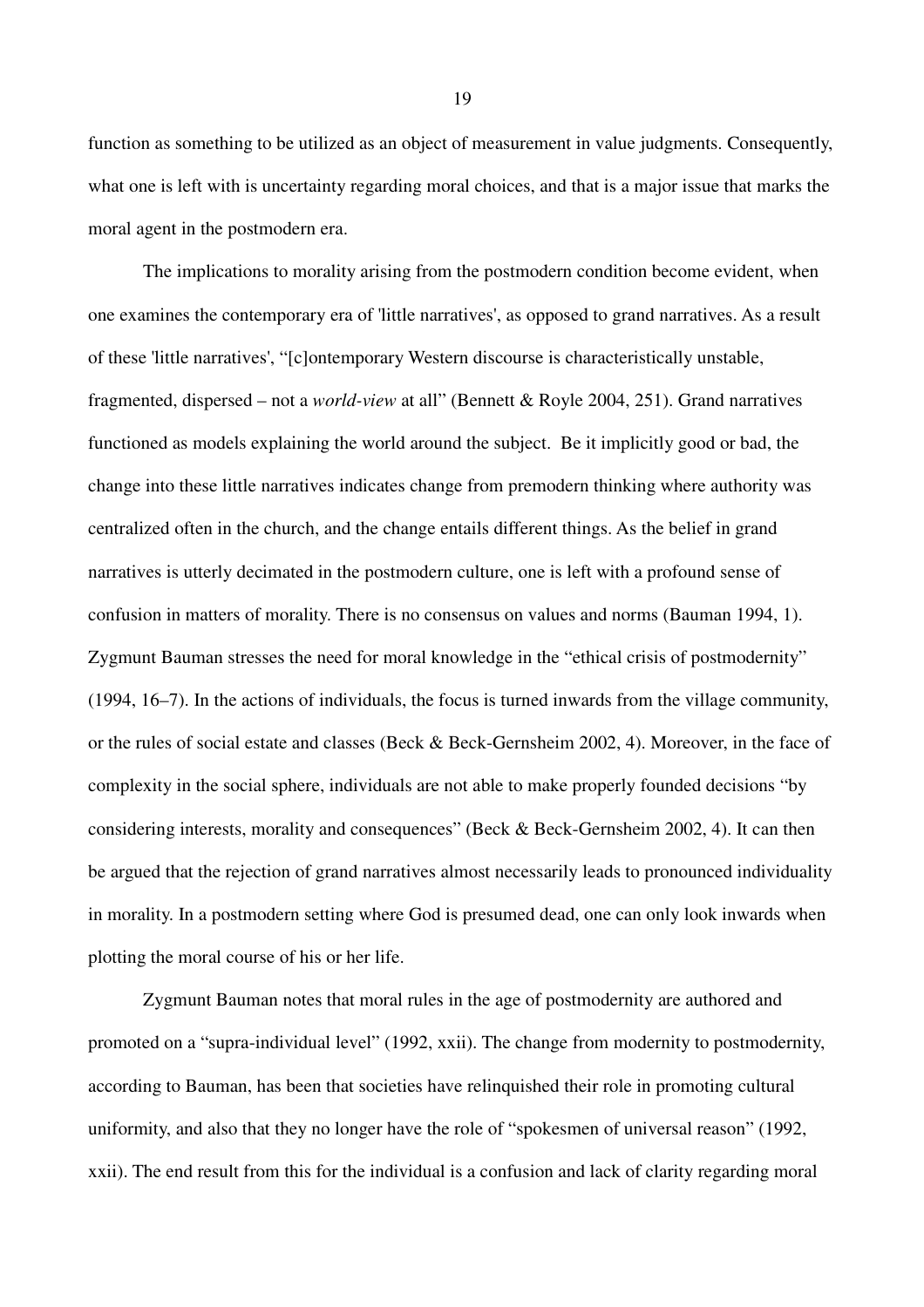function as something to be utilized as an object of measurement in value judgments. Consequently, what one is left with is uncertainty regarding moral choices, and that is a major issue that marks the moral agent in the postmodern era.

The implications to morality arising from the postmodern condition become evident, when one examines the contemporary era of 'little narratives', as opposed to grand narratives. As a result of these 'little narratives', "[c]ontemporary Western discourse is characteristically unstable, fragmented, dispersed – not a *world-view* at all" (Bennett & Royle 2004, 251). Grand narratives functioned as models explaining the world around the subject. Be it implicitly good or bad, the change into these little narratives indicates change from premodern thinking where authority was centralized often in the church, and the change entails different things. As the belief in grand narratives is utterly decimated in the postmodern culture, one is left with a profound sense of confusion in matters of morality. There is no consensus on values and norms (Bauman 1994, 1). Zygmunt Bauman stresses the need for moral knowledge in the "ethical crisis of postmodernity" (1994, 16–7). In the actions of individuals, the focus is turned inwards from the village community, or the rules of social estate and classes (Beck & Beck-Gernsheim 2002, 4). Moreover, in the face of complexity in the social sphere, individuals are not able to make properly founded decisions "by considering interests, morality and consequences" (Beck & Beck-Gernsheim 2002, 4). It can then be argued that the rejection of grand narratives almost necessarily leads to pronounced individuality in morality. In a postmodern setting where God is presumed dead, one can only look inwards when plotting the moral course of his or her life.

Zygmunt Bauman notes that moral rules in the age of postmodernity are authored and promoted on a "supra-individual level" (1992, xxii). The change from modernity to postmodernity, according to Bauman, has been that societies have relinquished their role in promoting cultural uniformity, and also that they no longer have the role of "spokesmen of universal reason" (1992, xxii). The end result from this for the individual is a confusion and lack of clarity regarding moral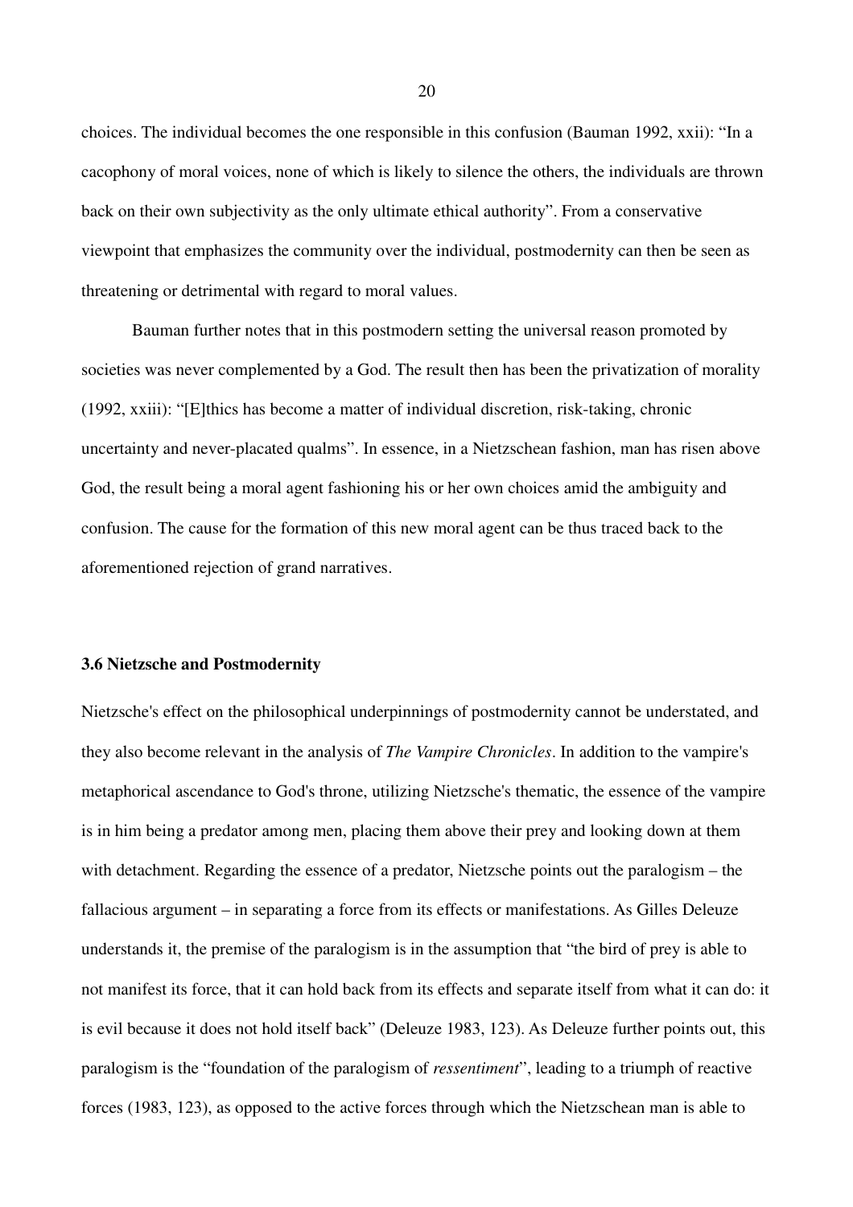choices. The individual becomes the one responsible in this confusion (Bauman 1992, xxii): "In a cacophony of moral voices, none of which is likely to silence the others, the individuals are thrown back on their own subjectivity as the only ultimate ethical authority". From a conservative viewpoint that emphasizes the community over the individual, postmodernity can then be seen as threatening or detrimental with regard to moral values.

Bauman further notes that in this postmodern setting the universal reason promoted by societies was never complemented by a God. The result then has been the privatization of morality (1992, xxiii): "[E]thics has become a matter of individual discretion, risk-taking, chronic uncertainty and never-placated qualms". In essence, in a Nietzschean fashion, man has risen above God, the result being a moral agent fashioning his or her own choices amid the ambiguity and confusion. The cause for the formation of this new moral agent can be thus traced back to the aforementioned rejection of grand narratives.

### 3.6 Nietzsche and Postmodernity

Nietzsche's effect on the philosophical underpinnings of postmodernity cannot be understated, and they also become relevant in the analysis of *The Vampire Chronicles*. In addition to the vampire's metaphorical ascendance to God's throne, utilizing Nietzsche's thematic, the essence of the vampire is in him being a predator among men, placing them above their prey and looking down at them with detachment. Regarding the essence of a predator, Nietzsche points out the paralogism – the fallacious argument – in separating a force from its effects or manifestations. As Gilles Deleuze understands it, the premise of the paralogism is in the assumption that "the bird of prey is able to not manifest its force, that it can hold back from its effects and separate itself from what it can do: it is evil because it does not hold itself back" (Deleuze 1983, 123). As Deleuze further points out, this paralogism is the "foundation of the paralogism of *ressentiment*", leading to a triumph of reactive forces (1983, 123), as opposed to the active forces through which the Nietzschean man is able to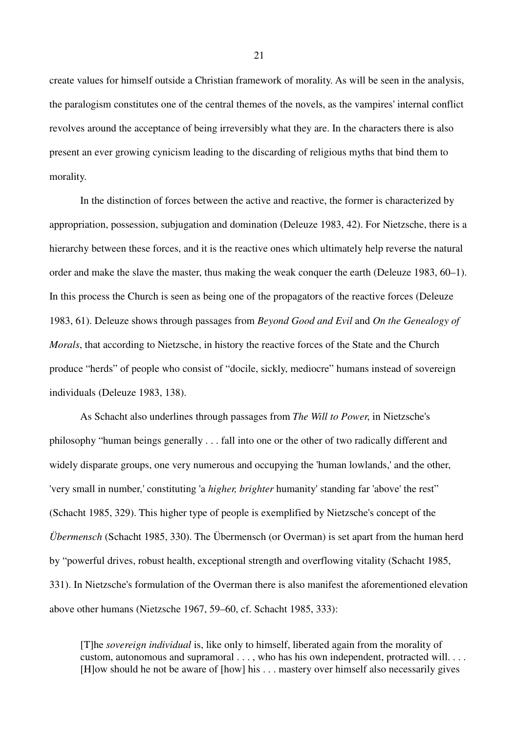create values for himself outside a Christian framework of morality. As will be seen in the analysis, the paralogism constitutes one of the central themes of the novels, as the vampires' internal conflict revolves around the acceptance of being irreversibly what they are. In the characters there is also present an ever growing cynicism leading to the discarding of religious myths that bind them to morality.

In the distinction of forces between the active and reactive, the former is characterized by appropriation, possession, subjugation and domination (Deleuze 1983, 42). For Nietzsche, there is a hierarchy between these forces, and it is the reactive ones which ultimately help reverse the natural order and make the slave the master, thus making the weak conquer the earth (Deleuze 1983, 60–1). In this process the Church is seen as being one of the propagators of the reactive forces (Deleuze 1983, 61). Deleuze shows through passages from *Beyond Good and Evil* and *On the Genealogy of Morals*, that according to Nietzsche, in history the reactive forces of the State and the Church produce "herds" of people who consist of "docile, sickly, mediocre" humans instead of sovereign individuals (Deleuze 1983, 138).

As Schacht also underlines through passages from *The Will to Power*, in Nietzsche's philosophy "human beings generally . . . fall into one or the other of two radically different and widely disparate groups, one very numerous and occupying the 'human lowlands,' and the other, 'very small in number,' constituting 'a *higher, brighter* humanity' standing far 'above' the rest" (Schacht 1985, 329). This higher type of people is exemplified by Nietzsche's concept of the *Übermensch* (Schacht 1985, 330). The Übermensch (or Overman) is set apart from the human herd by "powerful drives, robust health, exceptional strength and overflowing vitality (Schacht 1985, 331). In Nietzsche's formulation of the Overman there is also manifest the aforementioned elevation above other humans (Nietzsche 1967, 59–60, cf. Schacht 1985, 333):

> [T]he *sovereign individual* is, like only to himself, liberated again from the morality of custom, autonomous and supramoral . . . , who has his own independent, protracted will. . . . [H]ow should he not be aware of [how] his . . . mastery over himself also necessarily gives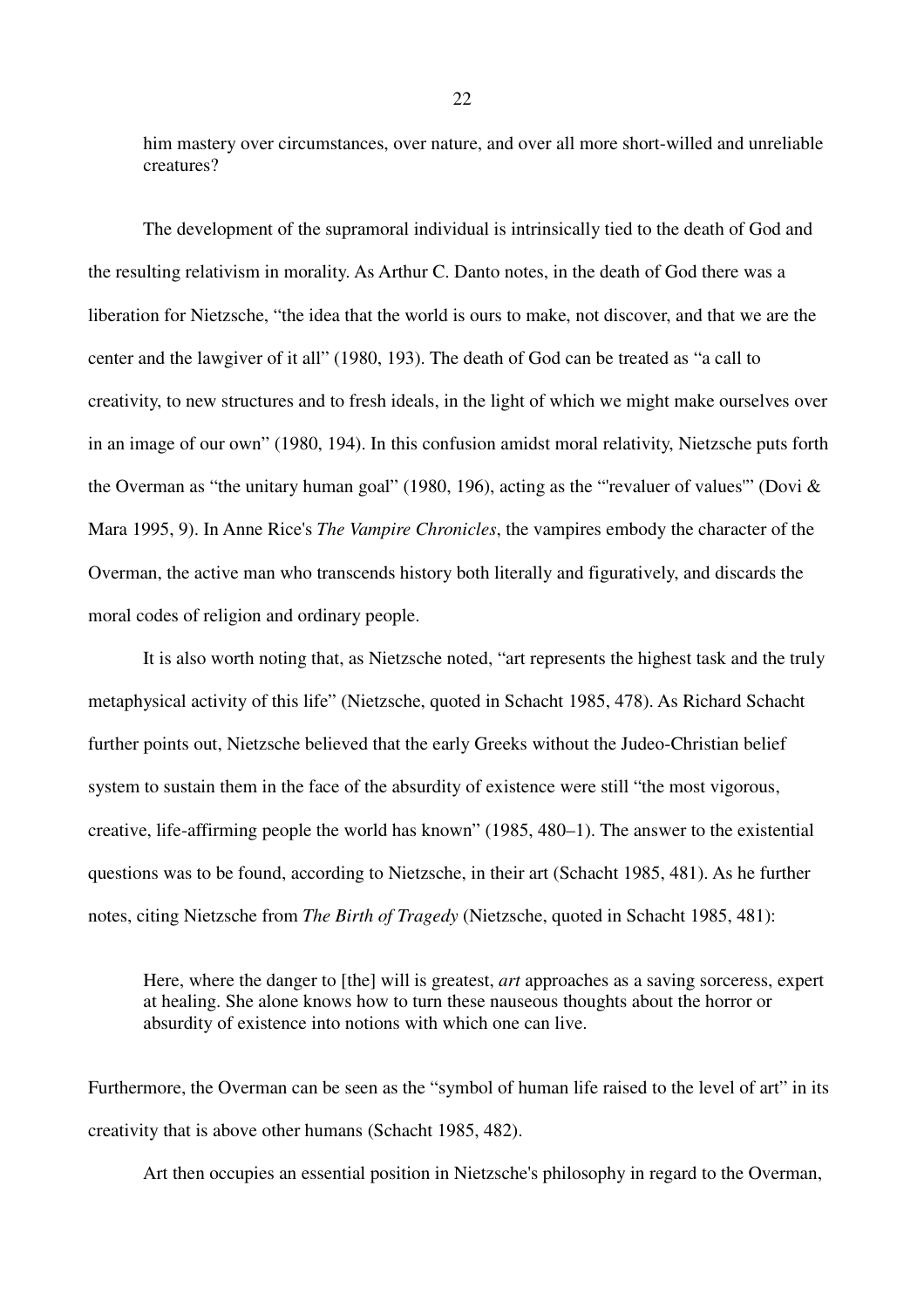> him mastery over circumstances, over nature, and over all more short-willed and unreliable creatures?

The development of the supramoral individual is intrinsically tied to the death of God and the resulting relativism in morality. As Arthur C. Danto notes, in the death of God there was a liberation for Nietzsche, "the idea that the world is ours to make, not discover, and that we are the center and the lawgiver of it all" (1980, 193). The death of God can be treated as "a call to creativity, to new structures and to fresh ideals, in the light of which we might make ourselves over in an image of our own" (1980, 194). In this confusion amidst moral relativity, Nietzsche puts forth the Overman as "the unitary human goal" (1980, 196), acting as the "'revaluer of values'" (Dovi & Mara 1995, 9). In Anne Rice's *The Vampire Chronicles*, the vampires embody the character of the Overman, the active man who transcends history both literally and figuratively, and discards the moral codes of religion and ordinary people.

It is also worth noting that, as Nietzsche noted, "art represents the highest task and the truly metaphysical activity of this life" (Nietzsche, quoted in Schacht 1985, 478). As Richard Schacht further points out, Nietzsche believed that the early Greeks without the Judeo-Christian belief system to sustain them in the face of the absurdity of existence were still "the most vigorous, creative, life-affirming people the world has known" (1985, 480–1). The answer to the existential questions was to be found, according to Nietzsche, in their art (Schacht 1985, 481). As he further notes, citing Nietzsche from *The Birth of Tragedy* (Nietzsche, quoted in Schacht 1985, 481):

> Here, where the danger to [the] will is greatest, *art* approaches as a saving sorceress, expert at healing. She alone knows how to turn these nauseous thoughts about the horror or absurdity of existence into notions with which one can live.

Furthermore, the Overman can be seen as the "symbol of human life raised to the level of art" in its creativity that is above other humans (Schacht 1985, 482).

Art then occupies an essential position in Nietzsche's philosophy in regard to the Overman,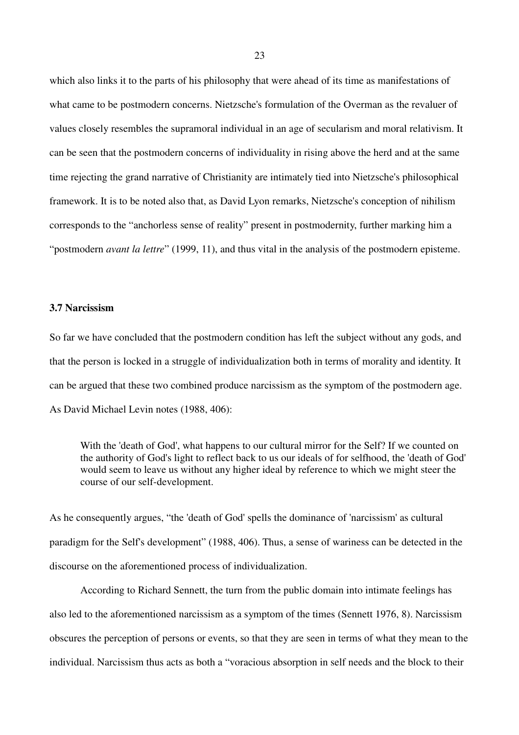which also links it to the parts of his philosophy that were ahead of its time as manifestations of what came to be postmodern concerns. Nietzsche's formulation of the Overman as the revaluer of values closely resembles the supramoral individual in an age of secularism and moral relativism. It can be seen that the postmodern concerns of individuality in rising above the herd and at the same time rejecting the grand narrative of Christianity are intimately tied into Nietzsche's philosophical framework. It is to be noted also that, as David Lyon remarks, Nietzsche's conception of nihilism corresponds to the "anchorless sense of reality" present in postmodernity, further marking him a "postmodern *avant la lettre*" (1999, 11), and thus vital in the analysis of the postmodern episteme.

### 3.7 Narcissism

So far we have concluded that the postmodern condition has left the subject without any gods, and that the person is locked in a struggle of individualization both in terms of morality and identity. It can be argued that these two combined produce narcissism as the symptom of the postmodern age. As David Michael Levin notes (1988, 406):

> With the 'death of God', what happens to our cultural mirror for the Self? If we counted on the authority of God's light to reflect back to us our ideals of for selfhood, the 'death of God' would seem to leave us without any higher ideal by reference to which we might steer the course of our self-development.

As he consequently argues, "the 'death of God' spells the dominance of 'narcissism' as cultural paradigm for the Self's development" (1988, 406). Thus, a sense of wariness can be detected in the discourse on the aforementioned process of individualization.

According to Richard Sennett, the turn from the public domain into intimate feelings has also led to the aforementioned narcissism as a symptom of the times (Sennett 1976, 8). Narcissism obscures the perception of persons or events, so that they are seen in terms of what they mean to the individual. Narcissism thus acts as both a "voracious absorption in self needs and the block to their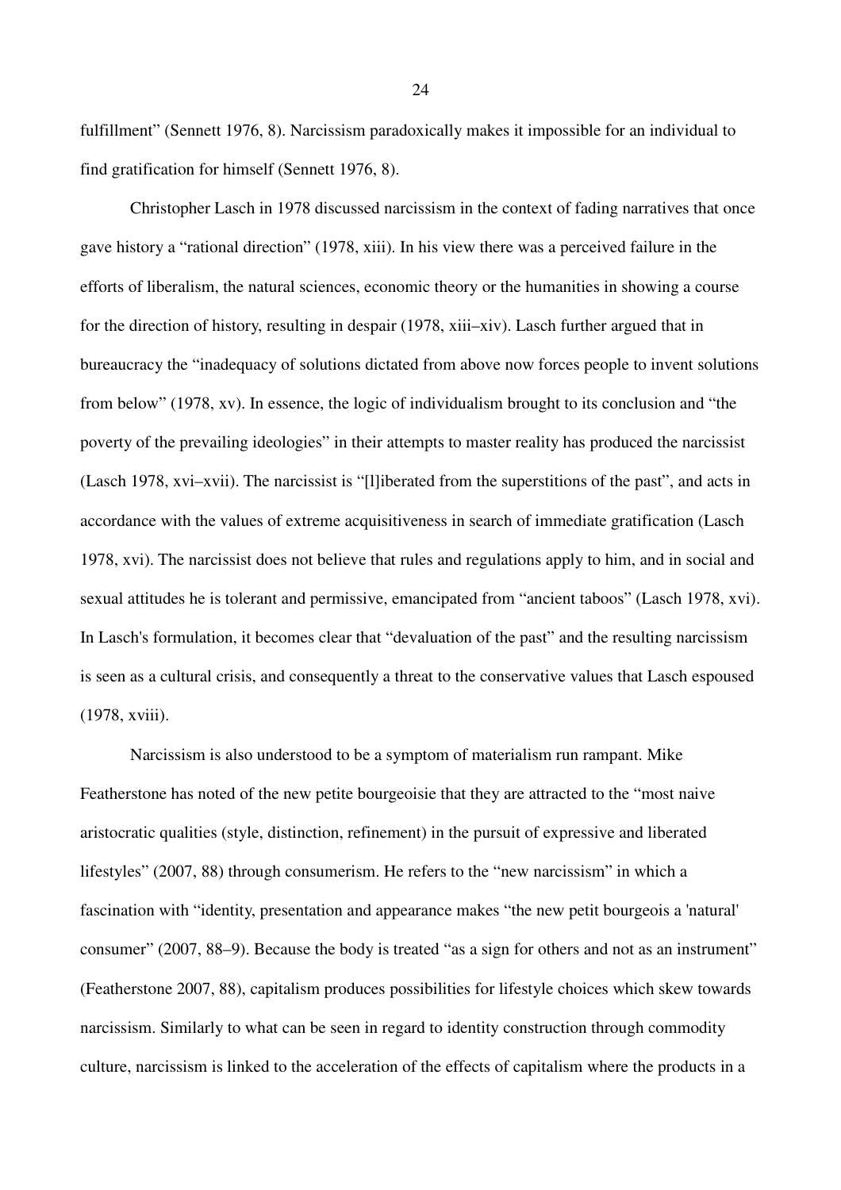fulfillment" (Sennett 1976, 8). Narcissism paradoxically makes it impossible for an individual to find gratification for himself (Sennett 1976, 8).

Christopher Lasch in 1978 discussed narcissism in the context of fading narratives that once gave history a "rational direction" (1978, xiii). In his view there was a perceived failure in the efforts of liberalism, the natural sciences, economic theory or the humanities in showing a course for the direction of history, resulting in despair (1978, xiii–xiv). Lasch further argued that in bureaucracy the "inadequacy of solutions dictated from above now forces people to invent solutions from below" (1978, xv). In essence, the logic of individualism brought to its conclusion and "the poverty of the prevailing ideologies" in their attempts to master reality has produced the narcissist (Lasch 1978, xvi–xvii). The narcissist is "[l]iberated from the superstitions of the past", and acts in accordance with the values of extreme acquisitiveness in search of immediate gratification (Lasch 1978, xvi). The narcissist does not believe that rules and regulations apply to him, and in social and sexual attitudes he is tolerant and permissive, emancipated from "ancient taboos" (Lasch 1978, xvi). In Lasch's formulation, it becomes clear that "devaluation of the past" and the resulting narcissism is seen as a cultural crisis, and consequently a threat to the conservative values that Lasch espoused (1978, xviii).

Narcissism is also understood to be a symptom of materialism run rampant. Mike Featherstone has noted of the new petite bourgeoisie that they are attracted to the "most naive aristocratic qualities (style, distinction, refinement) in the pursuit of expressive and liberated lifestyles" (2007, 88) through consumerism. He refers to the "new narcissism" in which a fascination with "identity, presentation and appearance makes "the new petit bourgeois a 'natural' consumer" (2007, 88–9). Because the body is treated "as a sign for others and not as an instrument" (Featherstone 2007, 88), capitalism produces possibilities for lifestyle choices which skew towards narcissism. Similarly to what can be seen in regard to identity construction through commodity culture, narcissism is linked to the acceleration of the effects of capitalism where the products in a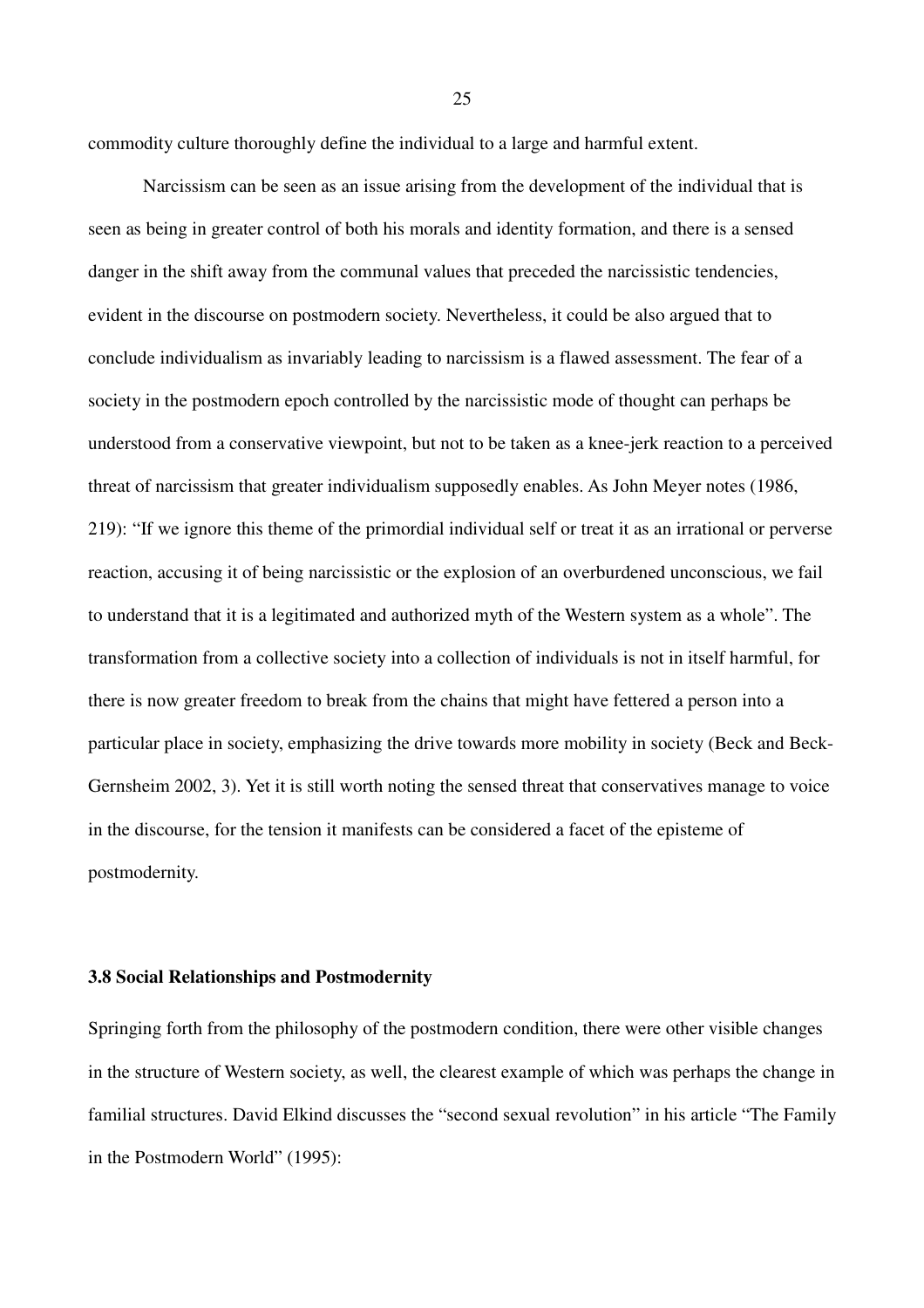commodity culture thoroughly define the individual to a large and harmful extent.

Narcissism can be seen as an issue arising from the development of the individual that is seen as being in greater control of both his morals and identity formation, and there is a sensed danger in the shift away from the communal values that preceded the narcissistic tendencies, evident in the discourse on postmodern society. Nevertheless, it could be also argued that to conclude individualism as invariably leading to narcissism is a flawed assessment. The fear of a society in the postmodern epoch controlled by the narcissistic mode of thought can perhaps be understood from a conservative viewpoint, but not to be taken as a knee-jerk reaction to a perceived threat of narcissism that greater individualism supposedly enables. As John Meyer notes (1986, 219): "If we ignore this theme of the primordial individual self or treat it as an irrational or perverse reaction, accusing it of being narcissistic or the explosion of an overburdened unconscious, we fail to understand that it is a legitimated and authorized myth of the Western system as a whole". The transformation from a collective society into a collection of individuals is not in itself harmful, for there is now greater freedom to break from the chains that might have fettered a person into a particular place in society, emphasizing the drive towards more mobility in society (Beck and Beck-Gernsheim 2002, 3). Yet it is still worth noting the sensed threat that conservatives manage to voice in the discourse, for the tension it manifests can be considered a facet of the episteme of postmodernity.

### 3.8 Social Relationships and Postmodernity

Springing forth from the philosophy of the postmodern condition, there were other visible changes in the structure of Western society, as well, the clearest example of which was perhaps the change in familial structures. David Elkind discusses the "second sexual revolution" in his article "The Family in the Postmodern World" (1995):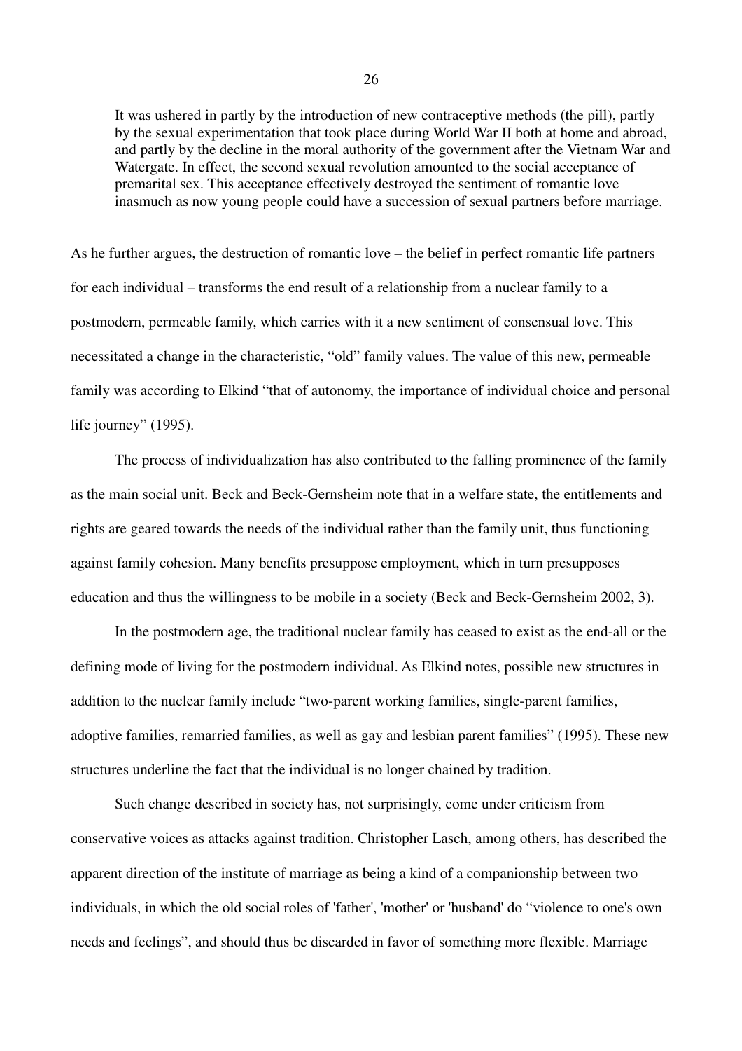> It was ushered in partly by the introduction of new contraceptive methods (the pill), partly by the sexual experimentation that took place during World War II both at home and abroad, and partly by the decline in the moral authority of the government after the Vietnam War and Watergate. In effect, the second sexual revolution amounted to the social acceptance of premarital sex. This acceptance effectively destroyed the sentiment of romantic love inasmuch as now young people could have a succession of sexual partners before marriage.

As he further argues, the destruction of romantic love – the belief in perfect romantic life partners for each individual – transforms the end result of a relationship from a nuclear family to a postmodern, permeable family, which carries with it a new sentiment of consensual love. This necessitated a change in the characteristic, "old" family values. The value of this new, permeable family was according to Elkind "that of autonomy, the importance of individual choice and personal life journey" (1995).

The process of individualization has also contributed to the falling prominence of the family as the main social unit. Beck and Beck-Gernsheim note that in a welfare state, the entitlements and rights are geared towards the needs of the individual rather than the family unit, thus functioning against family cohesion. Many benefits presuppose employment, which in turn presupposes education and thus the willingness to be mobile in a society (Beck and Beck-Gernsheim 2002, 3).

In the postmodern age, the traditional nuclear family has ceased to exist as the end-all or the defining mode of living for the postmodern individual. As Elkind notes, possible new structures in addition to the nuclear family include "two-parent working families, single-parent families, adoptive families, remarried families, as well as gay and lesbian parent families" (1995). These new structures underline the fact that the individual is no longer chained by tradition.

Such change described in society has, not surprisingly, come under criticism from conservative voices as attacks against tradition. Christopher Lasch, among others, has described the apparent direction of the institute of marriage as being a kind of a companionship between two individuals, in which the old social roles of 'father', 'mother' or 'husband' do "violence to one's own needs and feelings", and should thus be discarded in favor of something more flexible. Marriage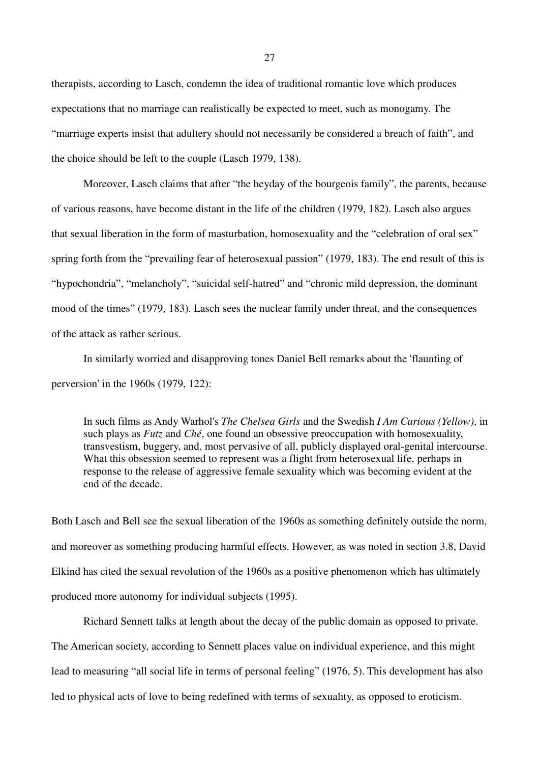therapists, according to Lasch, condemn the idea of traditional romantic love which produces expectations that no marriage can realistically be expected to meet, such as monogamy. The "marriage experts insist that adultery should not necessarily be considered a breach of faith", and the choice should be left to the couple (Lasch 1979, 138).

Moreover, Lasch claims that after "the heyday of the bourgeois family", the parents, because of various reasons, have become distant in the life of the children (1979, 182). Lasch also argues that sexual liberation in the form of masturbation, homosexuality and the "celebration of oral sex" spring forth from the "prevailing fear of heterosexual passion" (1979, 183). The end result of this is "hypochondria", "melancholy", "suicidal self-hatred" and "chronic mild depression, the dominant mood of the times" (1979, 183). Lasch sees the nuclear family under threat, and the consequences of the attack as rather serious.

In similarly worried and disapproving tones Daniel Bell remarks about the 'flaunting of perversion' in the 1960s (1979, 122):

> In such films as Andy Warhol's *The Chelsea Girls* and the Swedish *I Am Curious (Yellow)*, in such plays as *Futz* and *Ché*, one found an obsessive preoccupation with homosexuality, transvestism, buggery, and, most pervasive of all, publicly displayed oral-genital intercourse. What this obsession seemed to represent was a flight from heterosexual life, perhaps in response to the release of aggressive female sexuality which was becoming evident at the end of the decade.

Both Lasch and Bell see the sexual liberation of the 1960s as something definitely outside the norm, and moreover as something producing harmful effects. However, as was noted in section 3.8, David Elkind has cited the sexual revolution of the 1960s as a positive phenomenon which has ultimately produced more autonomy for individual subjects (1995).

Richard Sennett talks at length about the decay of the public domain as opposed to private. The American society, according to Sennett places value on individual experience, and this might lead to measuring "all social life in terms of personal feeling" (1976, 5). This development has also led to physical acts of love to being redefined with terms of sexuality, as opposed to eroticism.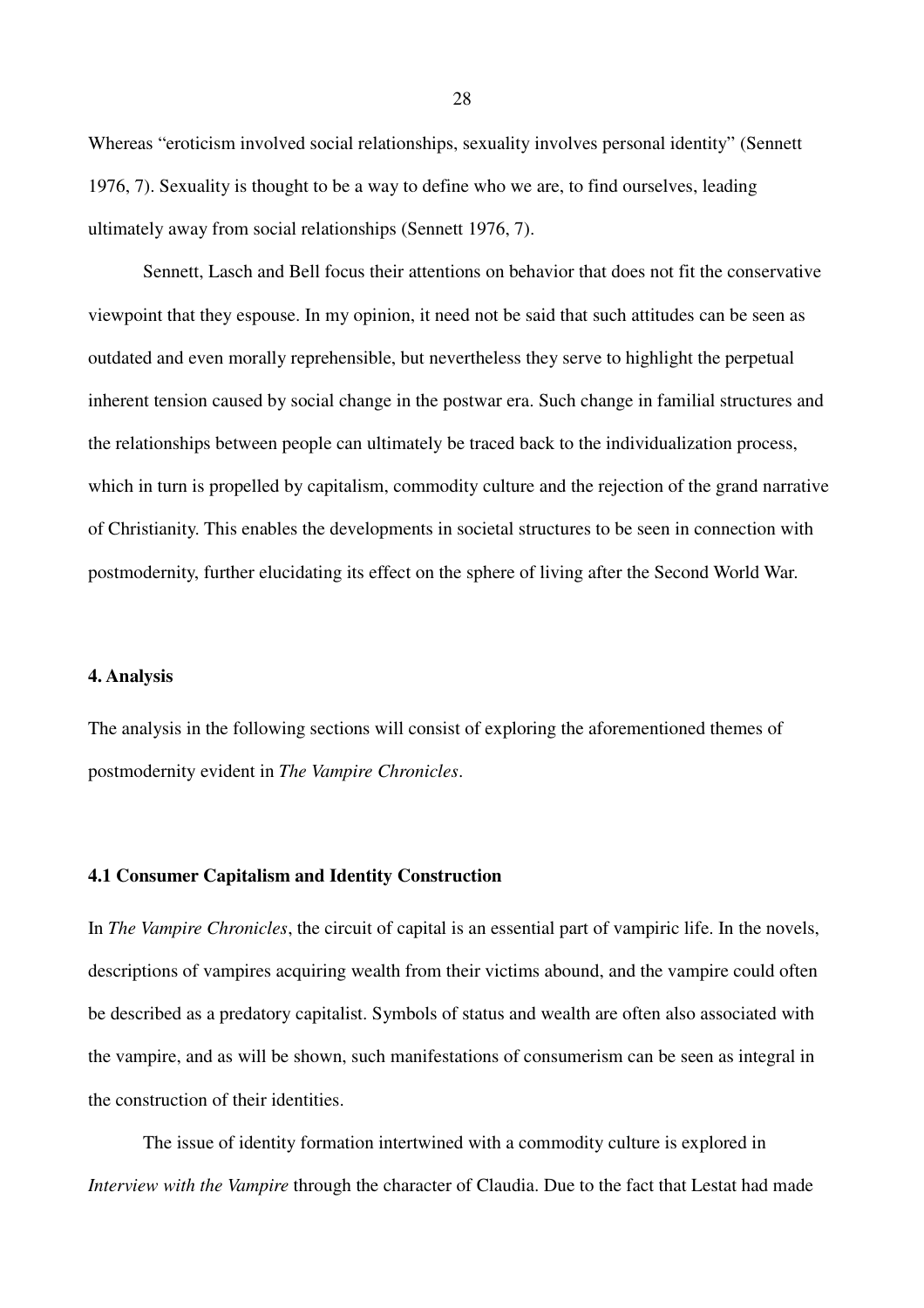Whereas "eroticism involved social relationships, sexuality involves personal identity" (Sennett 1976, 7). Sexuality is thought to be a way to define who we are, to find ourselves, leading ultimately away from social relationships (Sennett 1976, 7).

Sennett, Lasch and Bell focus their attentions on behavior that does not fit the conservative viewpoint that they espouse. In my opinion, it need not be said that such attitudes can be seen as outdated and even morally reprehensible, but nevertheless they serve to highlight the perpetual inherent tension caused by social change in the postwar era. Such change in familial structures and the relationships between people can ultimately be traced back to the individualization process, which in turn is propelled by capitalism, commodity culture and the rejection of the grand narrative of Christianity. This enables the developments in societal structures to be seen in connection with postmodernity, further elucidating its effect on the sphere of living after the Second World War.

## 4. Analysis

The analysis in the following sections will consist of exploring the aforementioned themes of postmodernity evident in *The Vampire Chronicles*.

### 4.1 Consumer Capitalism and Identity Construction

In *The Vampire Chronicles*, the circuit of capital is an essential part of vampiric life. In the novels, descriptions of vampires acquiring wealth from their victims abound, and the vampire could often be described as a predatory capitalist. Symbols of status and wealth are often also associated with the vampire, and as will be shown, such manifestations of consumerism can be seen as integral in the construction of their identities.

The issue of identity formation intertwined with a commodity culture is explored in *Interview with the Vampire* through the character of Claudia. Due to the fact that Lestat had made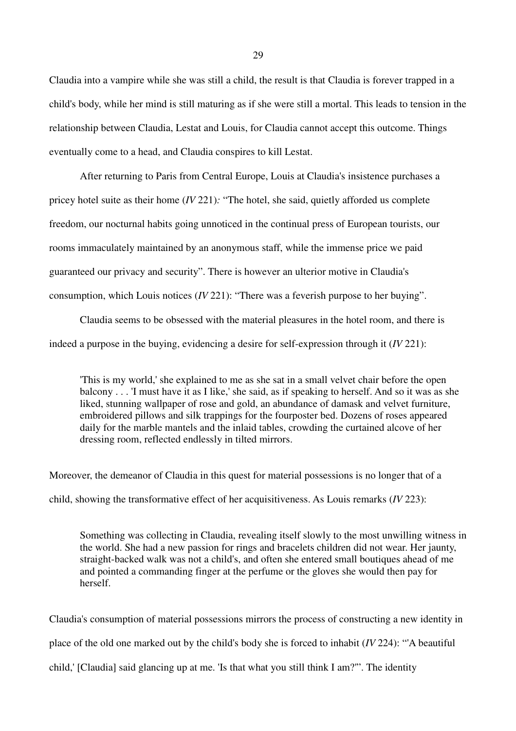Claudia into a vampire while she was still a child, the result is that Claudia is forever trapped in a child's body, while her mind is still maturing as if she were still a mortal. This leads to tension in the relationship between Claudia, Lestat and Louis, for Claudia cannot accept this outcome. Things eventually come to a head, and Claudia conspires to kill Lestat.

After returning to Paris from Central Europe, Louis at Claudia's insistence purchases a pricey hotel suite as their home (*IV* 221)*:* "The hotel, she said, quietly afforded us complete freedom, our nocturnal habits going unnoticed in the continual press of European tourists, our rooms immaculately maintained by an anonymous staff, while the immense price we paid guaranteed our privacy and security". There is however an ulterior motive in Claudia's consumption, which Louis notices (*IV* 221): "There was a feverish purpose to her buying".

Claudia seems to be obsessed with the material pleasures in the hotel room, and there is indeed a purpose in the buying, evidencing a desire for self-expression through it (*IV* 221):

> 'This is my world,' she explained to me as she sat in a small velvet chair before the open balcony . . . 'I must have it as I like,' she said, as if speaking to herself. And so it was as she liked, stunning wallpaper of rose and gold, an abundance of damask and velvet furniture, embroidered pillows and silk trappings for the fourposter bed. Dozens of roses appeared daily for the marble mantels and the inlaid tables, crowding the curtained alcove of her dressing room, reflected endlessly in tilted mirrors.

Moreover, the demeanor of Claudia in this quest for material possessions is no longer that of a child, showing the transformative effect of her acquisitiveness. As Louis remarks (*IV* 223):

> Something was collecting in Claudia, revealing itself slowly to the most unwilling witness in the world. She had a new passion for rings and bracelets children did not wear. Her jaunty, straight-backed walk was not a child's, and often she entered small boutiques ahead of me and pointed a commanding finger at the perfume or the gloves she would then pay for herself.

Claudia's consumption of material possessions mirrors the process of constructing a new identity in place of the old one marked out by the child's body she is forced to inhabit (*IV* 224): "'A beautiful child,' [Claudia] said glancing up at me. 'Is that what you still think I am?'". The identity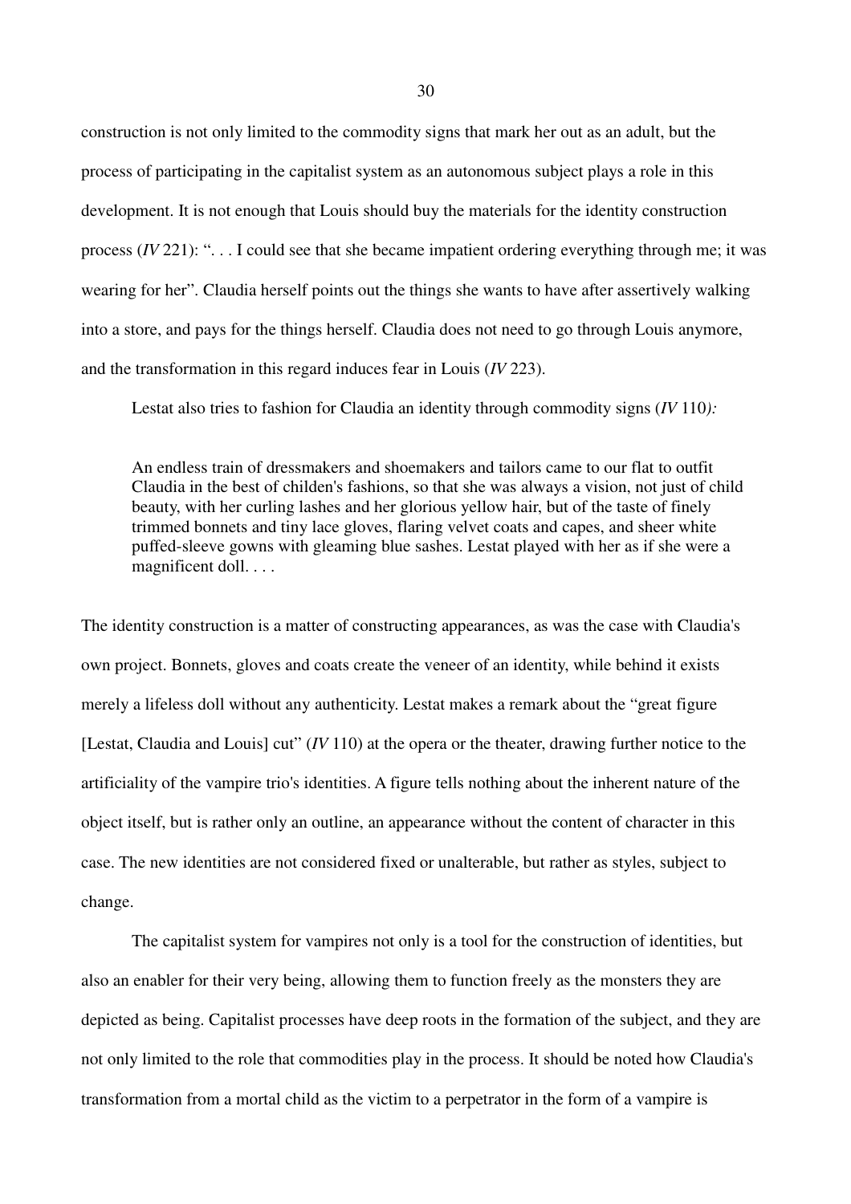construction is not only limited to the commodity signs that mark her out as an adult, but the process of participating in the capitalist system as an autonomous subject plays a role in this development. It is not enough that Louis should buy the materials for the identity construction process (*IV* 221): ". . . I could see that she became impatient ordering everything through me; it was wearing for her". Claudia herself points out the things she wants to have after assertively walking into a store, and pays for the things herself. Claudia does not need to go through Louis anymore, and the transformation in this regard induces fear in Louis (*IV* 223).

Lestat also tries to fashion for Claudia an identity through commodity signs (*IV* 110*):*

> An endless train of dressmakers and shoemakers and tailors came to our flat to outfit Claudia in the best of childen's fashions, so that she was always a vision, not just of child beauty, with her curling lashes and her glorious yellow hair, but of the taste of finely trimmed bonnets and tiny lace gloves, flaring velvet coats and capes, and sheer white puffed-sleeve gowns with gleaming blue sashes. Lestat played with her as if she were a magnificent doll. . . .

The identity construction is a matter of constructing appearances, as was the case with Claudia's own project. Bonnets, gloves and coats create the veneer of an identity, while behind it exists merely a lifeless doll without any authenticity. Lestat makes a remark about the "great figure [Lestat, Claudia and Louis] cut" (*IV* 110) at the opera or the theater, drawing further notice to the artificiality of the vampire trio's identities. A figure tells nothing about the inherent nature of the object itself, but is rather only an outline, an appearance without the content of character in this case. The new identities are not considered fixed or unalterable, but rather as styles, subject to change.

The capitalist system for vampires not only is a tool for the construction of identities, but also an enabler for their very being, allowing them to function freely as the monsters they are depicted as being. Capitalist processes have deep roots in the formation of the subject, and they are not only limited to the role that commodities play in the process. It should be noted how Claudia's transformation from a mortal child as the victim to a perpetrator in the form of a vampire is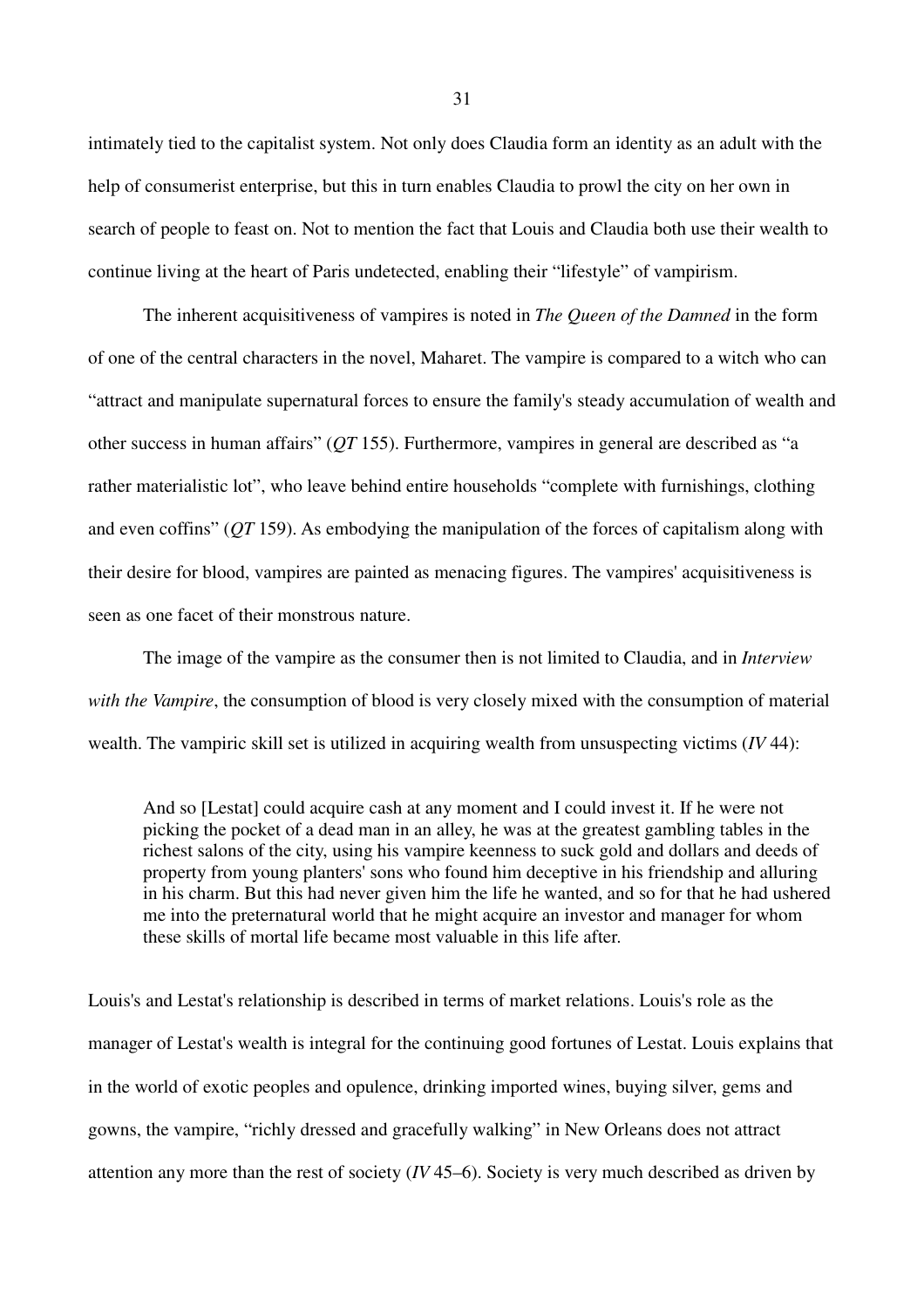intimately tied to the capitalist system. Not only does Claudia form an identity as an adult with the help of consumerist enterprise, but this in turn enables Claudia to prowl the city on her own in search of people to feast on. Not to mention the fact that Louis and Claudia both use their wealth to continue living at the heart of Paris undetected, enabling their "lifestyle" of vampirism.

The inherent acquisitiveness of vampires is noted in *The Queen of the Damned* in the form of one of the central characters in the novel, Maharet. The vampire is compared to a witch who can "attract and manipulate supernatural forces to ensure the family's steady accumulation of wealth and other success in human affairs" (*QT* 155). Furthermore, vampires in general are described as "a rather materialistic lot", who leave behind entire households "complete with furnishings, clothing and even coffins" (*QT* 159). As embodying the manipulation of the forces of capitalism along with their desire for blood, vampires are painted as menacing figures. The vampires' acquisitiveness is seen as one facet of their monstrous nature.

The image of the vampire as the consumer then is not limited to Claudia, and in *Interview with the Vampire*, the consumption of blood is very closely mixed with the consumption of material wealth. The vampiric skill set is utilized in acquiring wealth from unsuspecting victims (*IV* 44):

> And so [Lestat] could acquire cash at any moment and I could invest it. If he were not picking the pocket of a dead man in an alley, he was at the greatest gambling tables in the richest salons of the city, using his vampire keenness to suck gold and dollars and deeds of property from young planters' sons who found him deceptive in his friendship and alluring in his charm. But this had never given him the life he wanted, and so for that he had ushered me into the preternatural world that he might acquire an investor and manager for whom these skills of mortal life became most valuable in this life after.

Louis's and Lestat's relationship is described in terms of market relations. Louis's role as the manager of Lestat's wealth is integral for the continuing good fortunes of Lestat. Louis explains that in the world of exotic peoples and opulence, drinking imported wines, buying silver, gems and gowns, the vampire, "richly dressed and gracefully walking" in New Orleans does not attract attention any more than the rest of society (*IV* 45–6). Society is very much described as driven by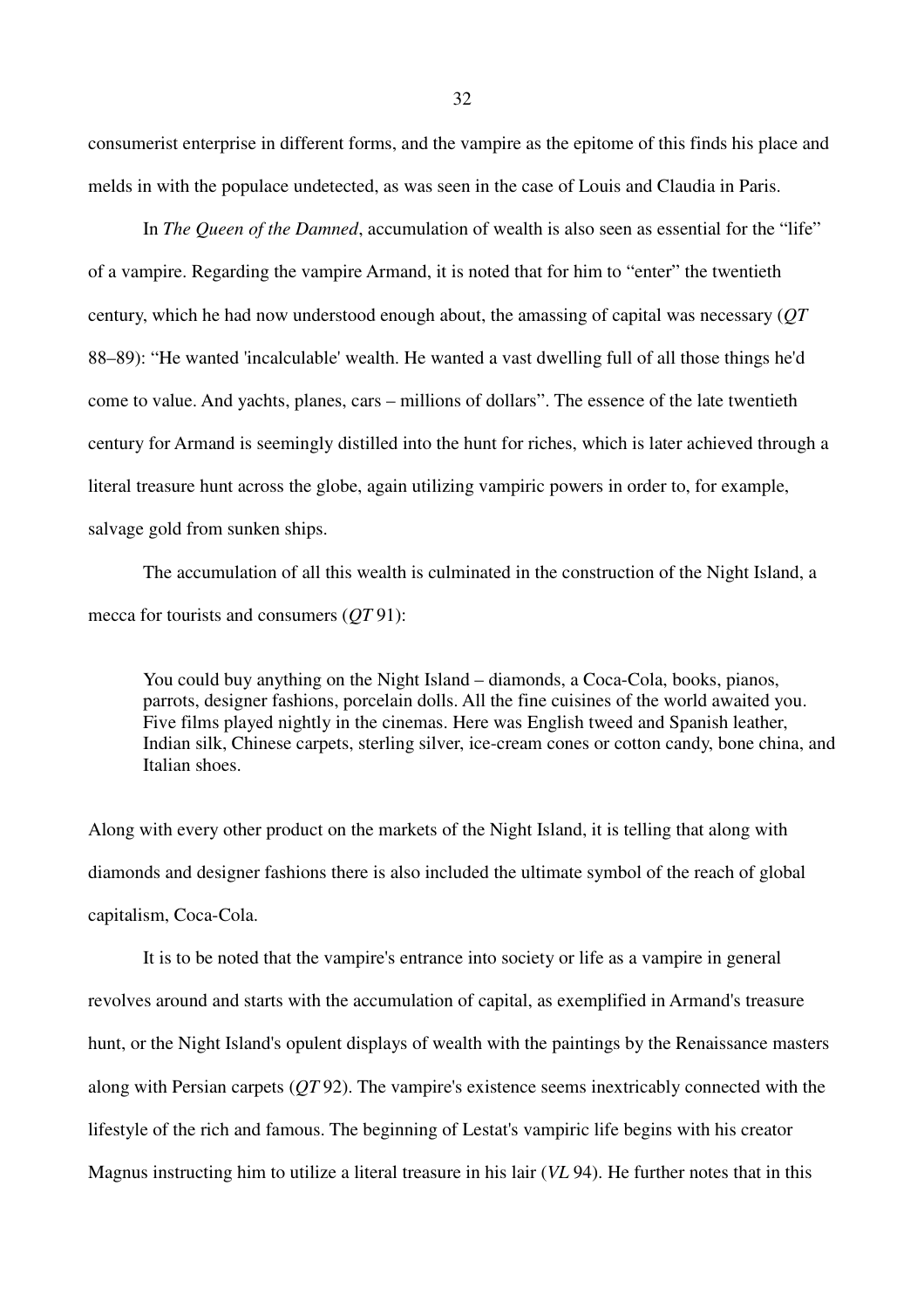consumerist enterprise in different forms, and the vampire as the epitome of this finds his place and melds in with the populace undetected, as was seen in the case of Louis and Claudia in Paris.

In *The Queen of the Damned*, accumulation of wealth is also seen as essential for the "life" of a vampire. Regarding the vampire Armand, it is noted that for him to "enter" the twentieth century, which he had now understood enough about, the amassing of capital was necessary (*QT* 88–89): "He wanted 'incalculable' wealth. He wanted a vast dwelling full of all those things he'd come to value. And yachts, planes, cars – millions of dollars". The essence of the late twentieth century for Armand is seemingly distilled into the hunt for riches, which is later achieved through a literal treasure hunt across the globe, again utilizing vampiric powers in order to, for example, salvage gold from sunken ships.

The accumulation of all this wealth is culminated in the construction of the Night Island, a mecca for tourists and consumers (*QT* 91):

> You could buy anything on the Night Island – diamonds, a Coca-Cola, books, pianos, parrots, designer fashions, porcelain dolls. All the fine cuisines of the world awaited you. Five films played nightly in the cinemas. Here was English tweed and Spanish leather, Indian silk, Chinese carpets, sterling silver, ice-cream cones or cotton candy, bone china, and Italian shoes.

Along with every other product on the markets of the Night Island, it is telling that along with diamonds and designer fashions there is also included the ultimate symbol of the reach of global capitalism, Coca-Cola.

It is to be noted that the vampire's entrance into society or life as a vampire in general revolves around and starts with the accumulation of capital, as exemplified in Armand's treasure hunt, or the Night Island's opulent displays of wealth with the paintings by the Renaissance masters along with Persian carpets (*QT* 92). The vampire's existence seems inextricably connected with the lifestyle of the rich and famous. The beginning of Lestat's vampiric life begins with his creator Magnus instructing him to utilize a literal treasure in his lair (*VL* 94). He further notes that in this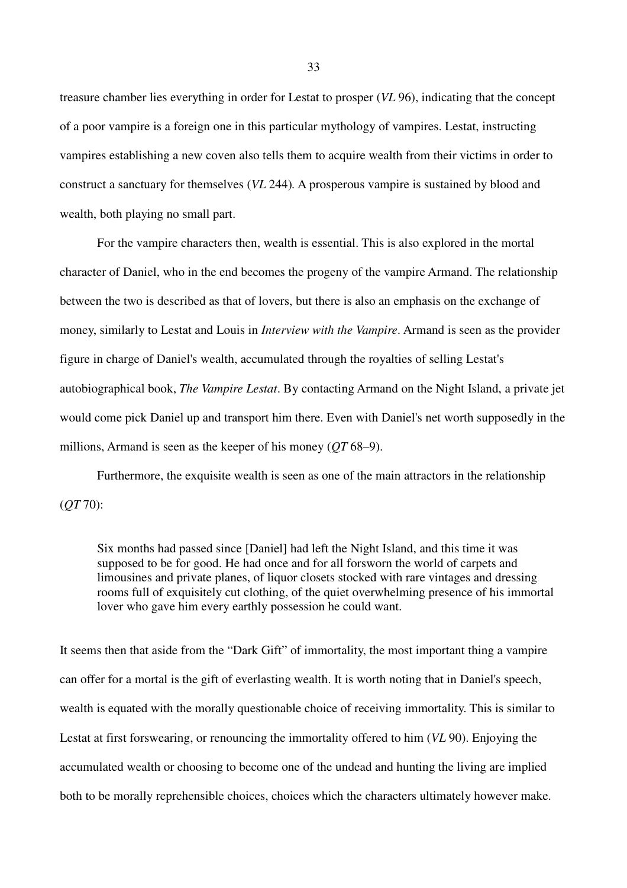treasure chamber lies everything in order for Lestat to prosper (*VL* 96), indicating that the concept of a poor vampire is a foreign one in this particular mythology of vampires. Lestat, instructing vampires establishing a new coven also tells them to acquire wealth from their victims in order to construct a sanctuary for themselves (*VL* 244). A prosperous vampire is sustained by blood and wealth, both playing no small part.

For the vampire characters then, wealth is essential. This is also explored in the mortal character of Daniel, who in the end becomes the progeny of the vampire Armand. The relationship between the two is described as that of lovers, but there is also an emphasis on the exchange of money, similarly to Lestat and Louis in *Interview with the Vampire*. Armand is seen as the provider figure in charge of Daniel's wealth, accumulated through the royalties of selling Lestat's autobiographical book, *The Vampire Lestat*. By contacting Armand on the Night Island, a private jet would come pick Daniel up and transport him there. Even with Daniel's net worth supposedly in the millions, Armand is seen as the keeper of his money (*QT* 68–9).

Furthermore, the exquisite wealth is seen as one of the main attractors in the relationship (*QT* 70):

> Six months had passed since [Daniel] had left the Night Island, and this time it was supposed to be for good. He had once and for all forsworn the world of carpets and limousines and private planes, of liquor closets stocked with rare vintages and dressing rooms full of exquisitely cut clothing, of the quiet overwhelming presence of his immortal lover who gave him every earthly possession he could want.

It seems then that aside from the "Dark Gift" of immortality, the most important thing a vampire can offer for a mortal is the gift of everlasting wealth. It is worth noting that in Daniel's speech, wealth is equated with the morally questionable choice of receiving immortality. This is similar to Lestat at first forswearing, or renouncing the immortality offered to him (*VL* 90). Enjoying the accumulated wealth or choosing to become one of the undead and hunting the living are implied both to be morally reprehensible choices, choices which the characters ultimately however make.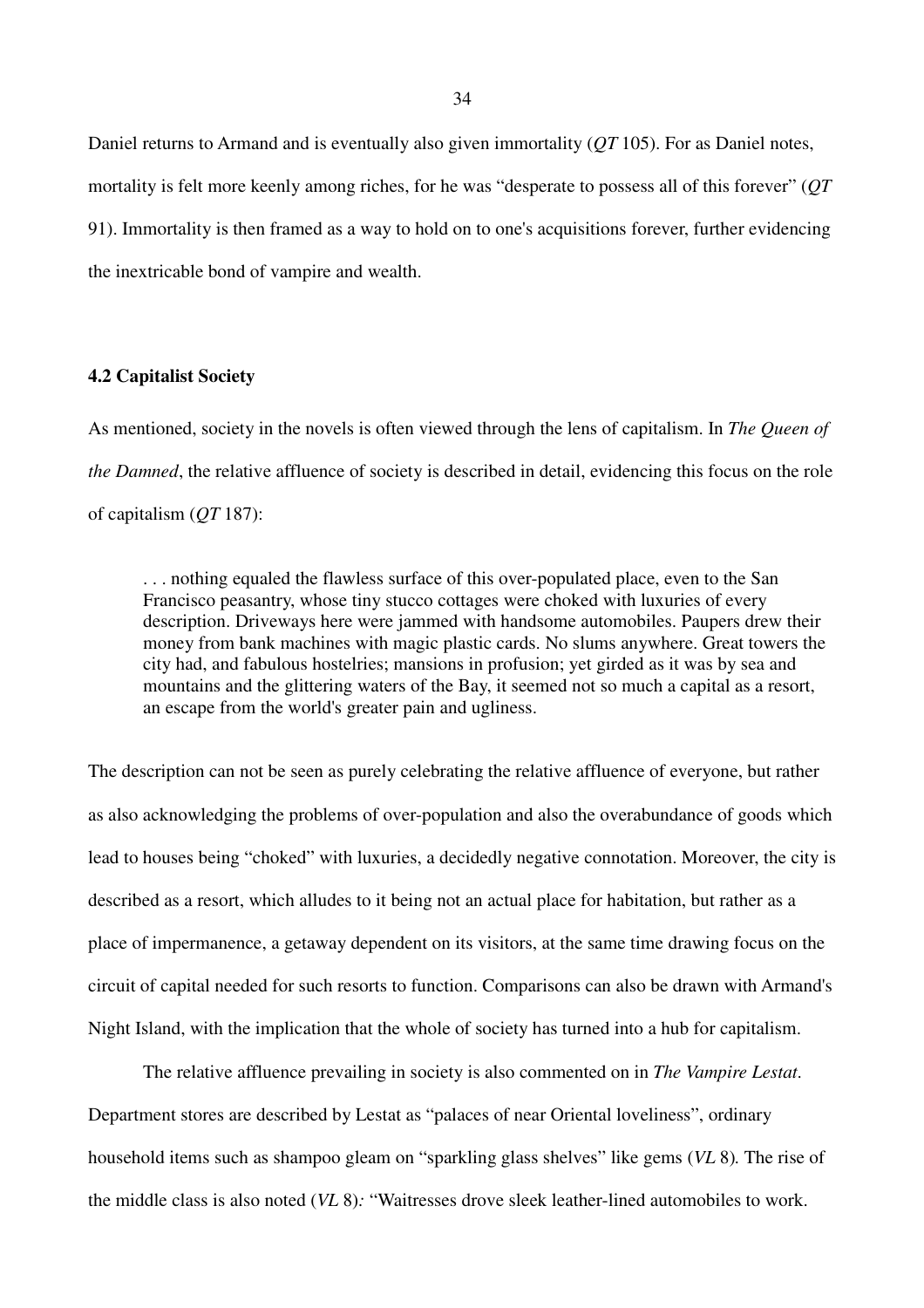Daniel returns to Armand and is eventually also given immortality (*QT* 105). For as Daniel notes, mortality is felt more keenly among riches, for he was "desperate to possess all of this forever" (*QT* 91). Immortality is then framed as a way to hold on to one's acquisitions forever, further evidencing the inextricable bond of vampire and wealth.

### 4.2 Capitalist Society

As mentioned, society in the novels is often viewed through the lens of capitalism. In *The Queen of the Damned*, the relative affluence of society is described in detail, evidencing this focus on the role of capitalism (*QT* 187):

> . . . nothing equaled the flawless surface of this over-populated place, even to the San Francisco peasantry, whose tiny stucco cottages were choked with luxuries of every description. Driveways here were jammed with handsome automobiles. Paupers drew their money from bank machines with magic plastic cards. No slums anywhere. Great towers the city had, and fabulous hostelries; mansions in profusion; yet girded as it was by sea and mountains and the glittering waters of the Bay, it seemed not so much a capital as a resort, an escape from the world's greater pain and ugliness.

The description can not be seen as purely celebrating the relative affluence of everyone, but rather as also acknowledging the problems of over-population and also the overabundance of goods which lead to houses being "choked" with luxuries, a decidedly negative connotation. Moreover, the city is described as a resort, which alludes to it being not an actual place for habitation, but rather as a place of impermanence, a getaway dependent on its visitors, at the same time drawing focus on the circuit of capital needed for such resorts to function. Comparisons can also be drawn with Armand's Night Island, with the implication that the whole of society has turned into a hub for capitalism.

The relative affluence prevailing in society is also commented on in *The Vampire Lestat*. Department stores are described by Lestat as "palaces of near Oriental loveliness", ordinary household items such as shampoo gleam on "sparkling glass shelves" like gems (*VL* 8). The rise of the middle class is also noted (*VL* 8): "Waitresses drove sleek leather-lined automobiles to work.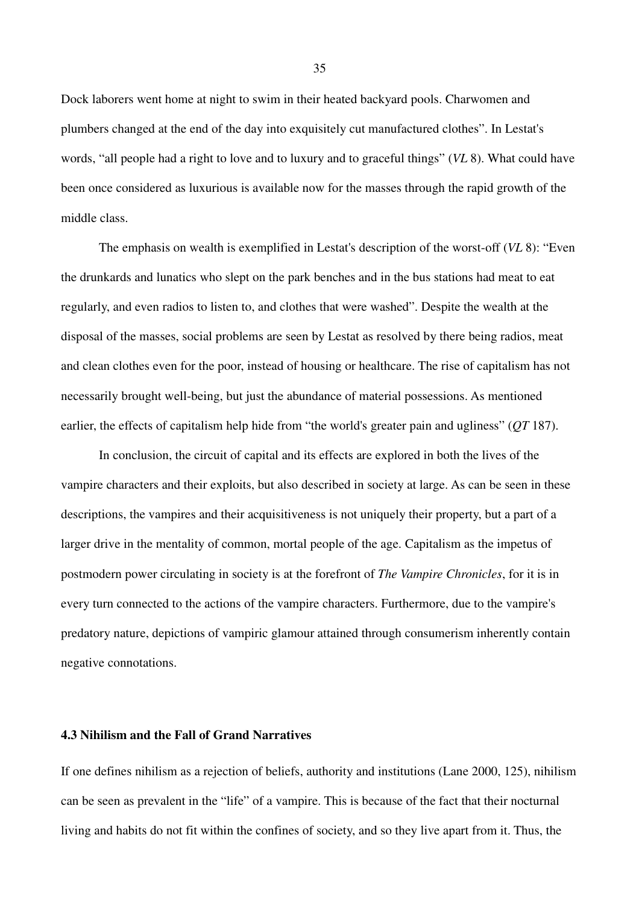Dock laborers went home at night to swim in their heated backyard pools. Charwomen and plumbers changed at the end of the day into exquisitely cut manufactured clothes". In Lestat's words, "all people had a right to love and to luxury and to graceful things" (*VL* 8). What could have been once considered as luxurious is available now for the masses through the rapid growth of the middle class.

The emphasis on wealth is exemplified in Lestat's description of the worst-off (*VL* 8): "Even the drunkards and lunatics who slept on the park benches and in the bus stations had meat to eat regularly, and even radios to listen to, and clothes that were washed". Despite the wealth at the disposal of the masses, social problems are seen by Lestat as resolved by there being radios, meat and clean clothes even for the poor, instead of housing or healthcare. The rise of capitalism has not necessarily brought well-being, but just the abundance of material possessions. As mentioned earlier, the effects of capitalism help hide from "the world's greater pain and ugliness" (*QT* 187).

In conclusion, the circuit of capital and its effects are explored in both the lives of the vampire characters and their exploits, but also described in society at large. As can be seen in these descriptions, the vampires and their acquisitiveness is not uniquely their property, but a part of a larger drive in the mentality of common, mortal people of the age. Capitalism as the impetus of postmodern power circulating in society is at the forefront of *The Vampire Chronicles*, for it is in every turn connected to the actions of the vampire characters. Furthermore, due to the vampire's predatory nature, depictions of vampiric glamour attained through consumerism inherently contain negative connotations.

### 4.3 Nihilism and the Fall of Grand Narratives

If one defines nihilism as a rejection of beliefs, authority and institutions (Lane 2000, 125), nihilism can be seen as prevalent in the "life" of a vampire. This is because of the fact that their nocturnal living and habits do not fit within the confines of society, and so they live apart from it. Thus, the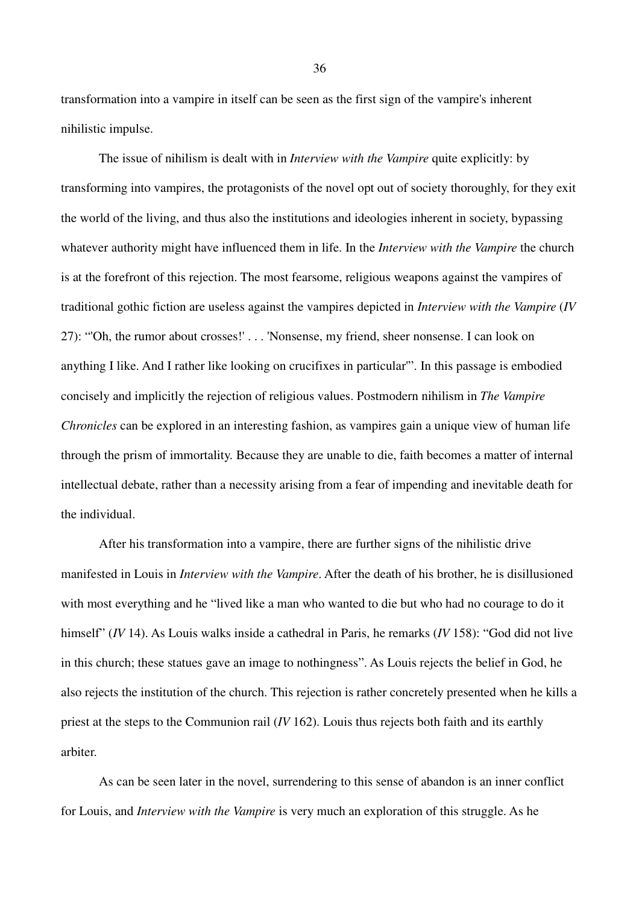transformation into a vampire in itself can be seen as the first sign of the vampire's inherent nihilistic impulse.

The issue of nihilism is dealt with in *Interview with the Vampire* quite explicitly: by transforming into vampires, the protagonists of the novel opt out of society thoroughly, for they exit the world of the living, and thus also the institutions and ideologies inherent in society, bypassing whatever authority might have influenced them in life. In the *Interview with the Vampire* the church is at the forefront of this rejection. The most fearsome, religious weapons against the vampires of traditional gothic fiction are useless against the vampires depicted in *Interview with the Vampire* (*IV* 27): "'Oh, the rumor about crosses!' . . . 'Nonsense, my friend, sheer nonsense. I can look on anything I like. And I rather like looking on crucifixes in particular'". In this passage is embodied concisely and implicitly the rejection of religious values. Postmodern nihilism in *The Vampire Chronicles* can be explored in an interesting fashion, as vampires gain a unique view of human life through the prism of immortality. Because they are unable to die, faith becomes a matter of internal intellectual debate, rather than a necessity arising from a fear of impending and inevitable death for the individual.

After his transformation into a vampire, there are further signs of the nihilistic drive manifested in Louis in *Interview with the Vampire*. After the death of his brother, he is disillusioned with most everything and he "lived like a man who wanted to die but who had no courage to do it himself" (*IV* 14). As Louis walks inside a cathedral in Paris, he remarks (*IV* 158): "God did not live in this church; these statues gave an image to nothingness". As Louis rejects the belief in God, he also rejects the institution of the church. This rejection is rather concretely presented when he kills a priest at the steps to the Communion rail (*IV* 162). Louis thus rejects both faith and its earthly arbiter.

As can be seen later in the novel, surrendering to this sense of abandon is an inner conflict for Louis, and *Interview with the Vampire* is very much an exploration of this struggle. As he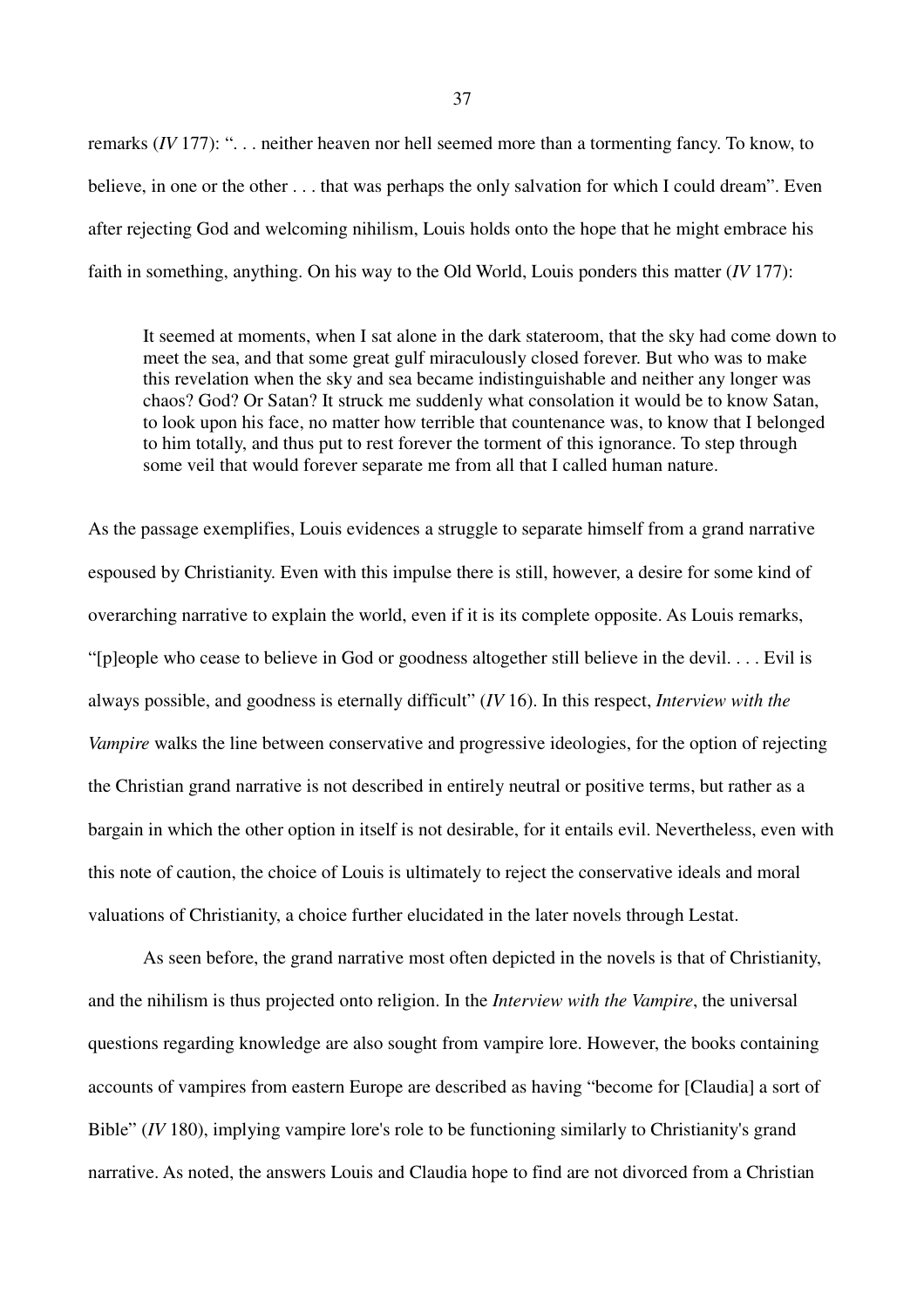remarks (*IV* 177): ". . . neither heaven nor hell seemed more than a tormenting fancy. To know, to believe, in one or the other . . . that was perhaps the only salvation for which I could dream". Even after rejecting God and welcoming nihilism, Louis holds onto the hope that he might embrace his faith in something, anything. On his way to the Old World, Louis ponders this matter (*IV* 177):

> It seemed at moments, when I sat alone in the dark stateroom, that the sky had come down to meet the sea, and that some great gulf miraculously closed forever. But who was to make this revelation when the sky and sea became indistinguishable and neither any longer was chaos? God? Or Satan? It struck me suddenly what consolation it would be to know Satan, to look upon his face, no matter how terrible that countenance was, to know that I belonged to him totally, and thus put to rest forever the torment of this ignorance. To step through some veil that would forever separate me from all that I called human nature.

As the passage exemplifies, Louis evidences a struggle to separate himself from a grand narrative espoused by Christianity. Even with this impulse there is still, however, a desire for some kind of overarching narrative to explain the world, even if it is its complete opposite. As Louis remarks, "[p]eople who cease to believe in God or goodness altogether still believe in the devil. . . . Evil is always possible, and goodness is eternally difficult" (*IV* 16). In this respect, *Interview with the Vampire* walks the line between conservative and progressive ideologies, for the option of rejecting the Christian grand narrative is not described in entirely neutral or positive terms, but rather as a bargain in which the other option in itself is not desirable, for it entails evil. Nevertheless, even with this note of caution, the choice of Louis is ultimately to reject the conservative ideals and moral valuations of Christianity, a choice further elucidated in the later novels through Lestat.

As seen before, the grand narrative most often depicted in the novels is that of Christianity, and the nihilism is thus projected onto religion. In the *Interview with the Vampire*, the universal questions regarding knowledge are also sought from vampire lore. However, the books containing accounts of vampires from eastern Europe are described as having "become for [Claudia] a sort of Bible" (*IV* 180), implying vampire lore's role to be functioning similarly to Christianity's grand narrative. As noted, the answers Louis and Claudia hope to find are not divorced from a Christian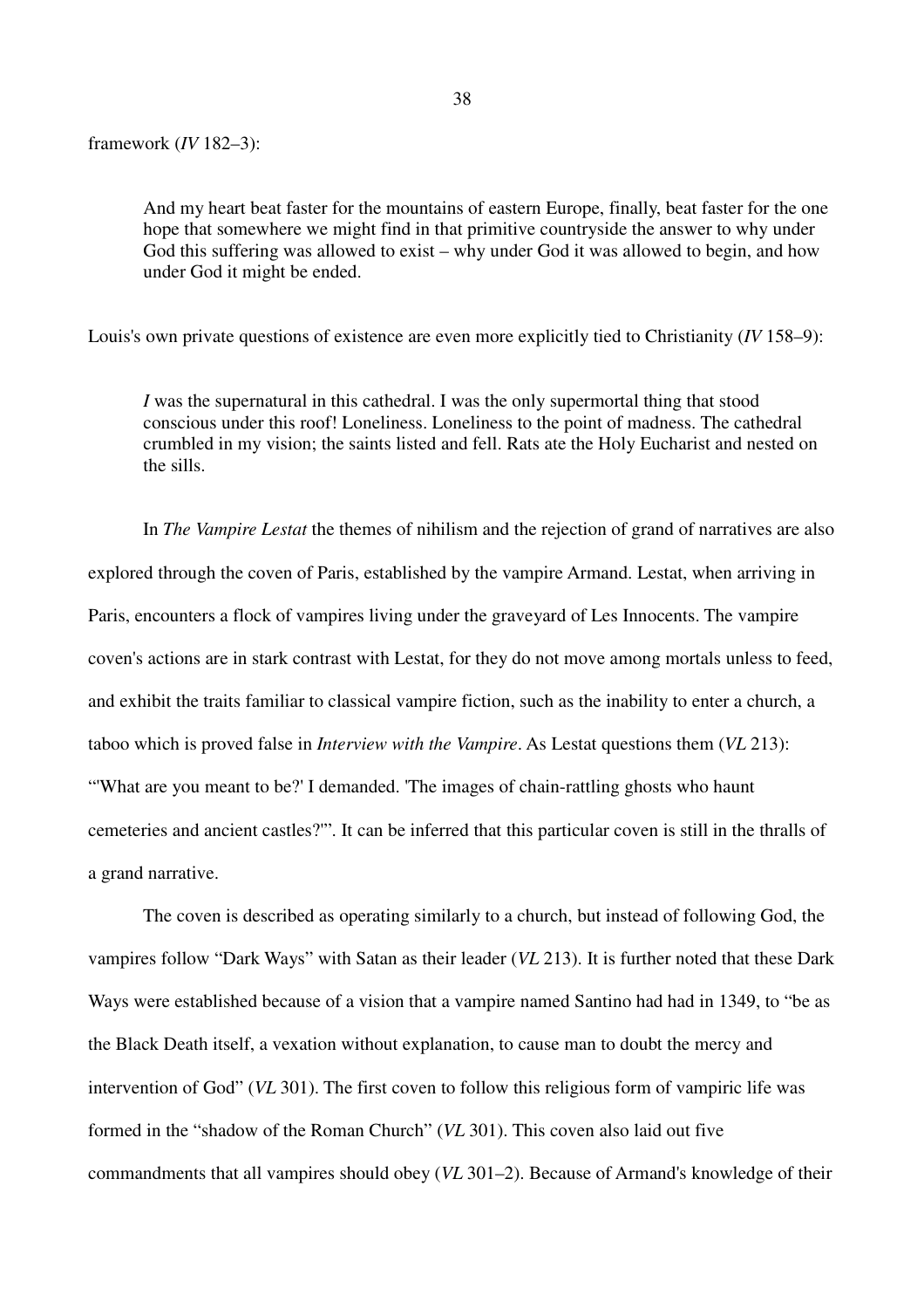framework (*IV* 182–3):

> And my heart beat faster for the mountains of eastern Europe, finally, beat faster for the one hope that somewhere we might find in that primitive countryside the answer to why under God this suffering was allowed to exist – why under God it was allowed to begin, and how under God it might be ended.

Louis's own private questions of existence are even more explicitly tied to Christianity (*IV* 158–9):

> *I* was the supernatural in this cathedral. I was the only supermortal thing that stood conscious under this roof! Loneliness. Loneliness to the point of madness. The cathedral crumbled in my vision; the saints listed and fell. Rats ate the Holy Eucharist and nested on the sills.

In *The Vampire Lestat* the themes of nihilism and the rejection of grand of narratives are also explored through the coven of Paris, established by the vampire Armand. Lestat, when arriving in Paris, encounters a flock of vampires living under the graveyard of Les Innocents. The vampire coven's actions are in stark contrast with Lestat, for they do not move among mortals unless to feed, and exhibit the traits familiar to classical vampire fiction, such as the inability to enter a church, a taboo which is proved false in *Interview with the Vampire*. As Lestat questions them (*VL* 213): "'What are you meant to be?' I demanded. 'The images of chain-rattling ghosts who haunt cemeteries and ancient castles?'". It can be inferred that this particular coven is still in the thralls of a grand narrative.

The coven is described as operating similarly to a church, but instead of following God, the vampires follow "Dark Ways" with Satan as their leader (*VL* 213). It is further noted that these Dark Ways were established because of a vision that a vampire named Santino had had in 1349, to "be as the Black Death itself, a vexation without explanation, to cause man to doubt the mercy and intervention of God" (*VL* 301). The first coven to follow this religious form of vampiric life was formed in the "shadow of the Roman Church" (*VL* 301). This coven also laid out five commandments that all vampires should obey (*VL* 301–2). Because of Armand's knowledge of their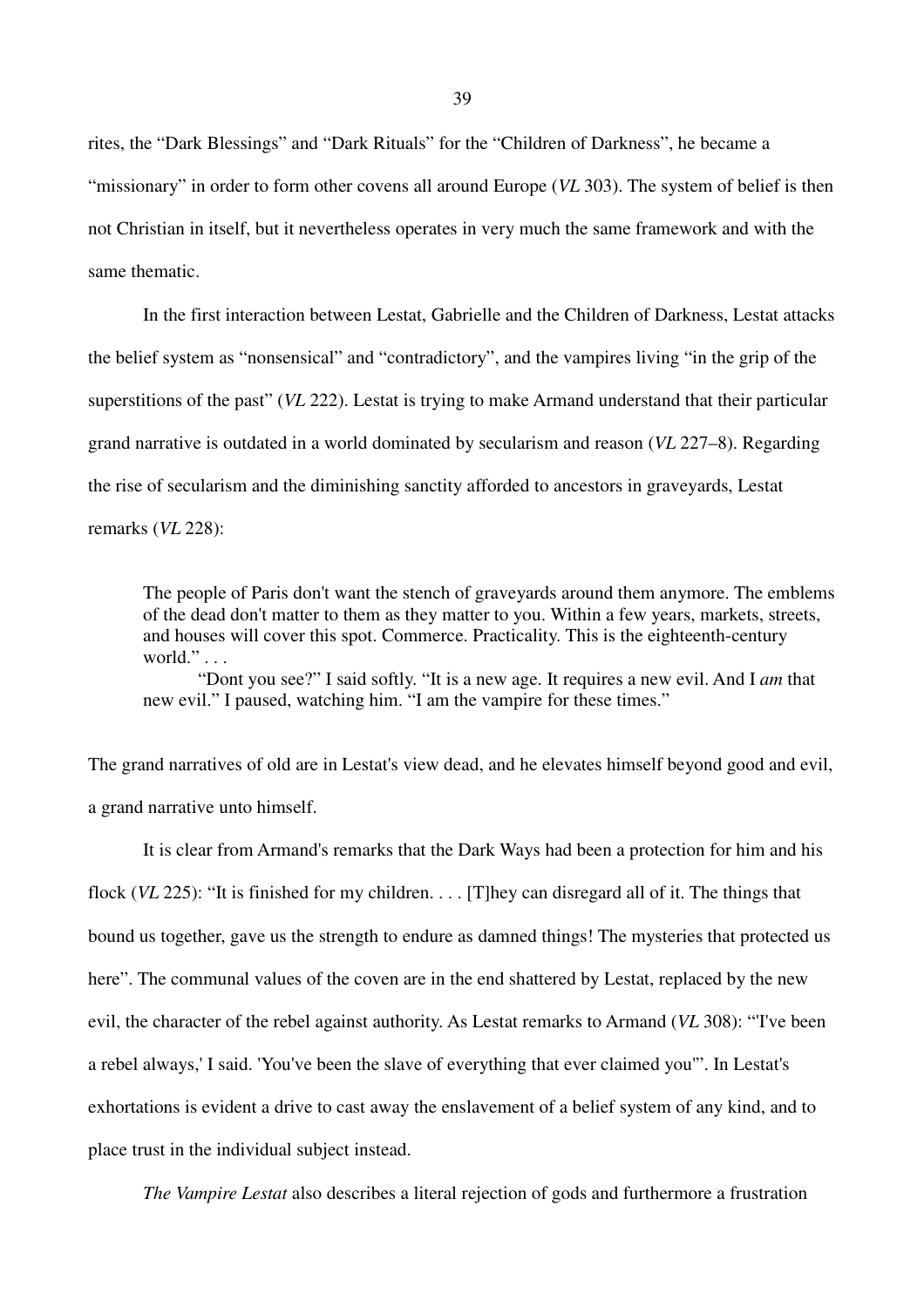rites, the "Dark Blessings" and "Dark Rituals" for the "Children of Darkness", he became a "missionary" in order to form other covens all around Europe (*VL* 303). The system of belief is then not Christian in itself, but it nevertheless operates in very much the same framework and with the same thematic.

In the first interaction between Lestat, Gabrielle and the Children of Darkness, Lestat attacks the belief system as "nonsensical" and "contradictory", and the vampires living "in the grip of the superstitions of the past" (*VL* 222). Lestat is trying to make Armand understand that their particular grand narrative is outdated in a world dominated by secularism and reason (*VL* 227–8). Regarding the rise of secularism and the diminishing sanctity afforded to ancestors in graveyards, Lestat remarks (*VL* 228):

> The people of Paris don't want the stench of graveyards around them anymore. The emblems of the dead don't matter to them as they matter to you. Within a few years, markets, streets, and houses will cover this spot. Commerce. Practicality. This is the eighteenth-century world." . . .
>
> "Dont you see?" I said softly. "It is a new age. It requires a new evil. And I *am* that new evil." I paused, watching him. "I am the vampire for these times."

The grand narratives of old are in Lestat's view dead, and he elevates himself beyond good and evil, a grand narrative unto himself.

It is clear from Armand's remarks that the Dark Ways had been a protection for him and his flock (*VL* 225): "It is finished for my children. . . . [T]hey can disregard all of it. The things that bound us together, gave us the strength to endure as damned things! The mysteries that protected us here". The communal values of the coven are in the end shattered by Lestat, replaced by the new evil, the character of the rebel against authority. As Lestat remarks to Armand (*VL* 308): "'I've been a rebel always,' I said. 'You've been the slave of everything that ever claimed you'". In Lestat's exhortations is evident a drive to cast away the enslavement of a belief system of any kind, and to place trust in the individual subject instead.

*The Vampire Lestat* also describes a literal rejection of gods and furthermore a frustration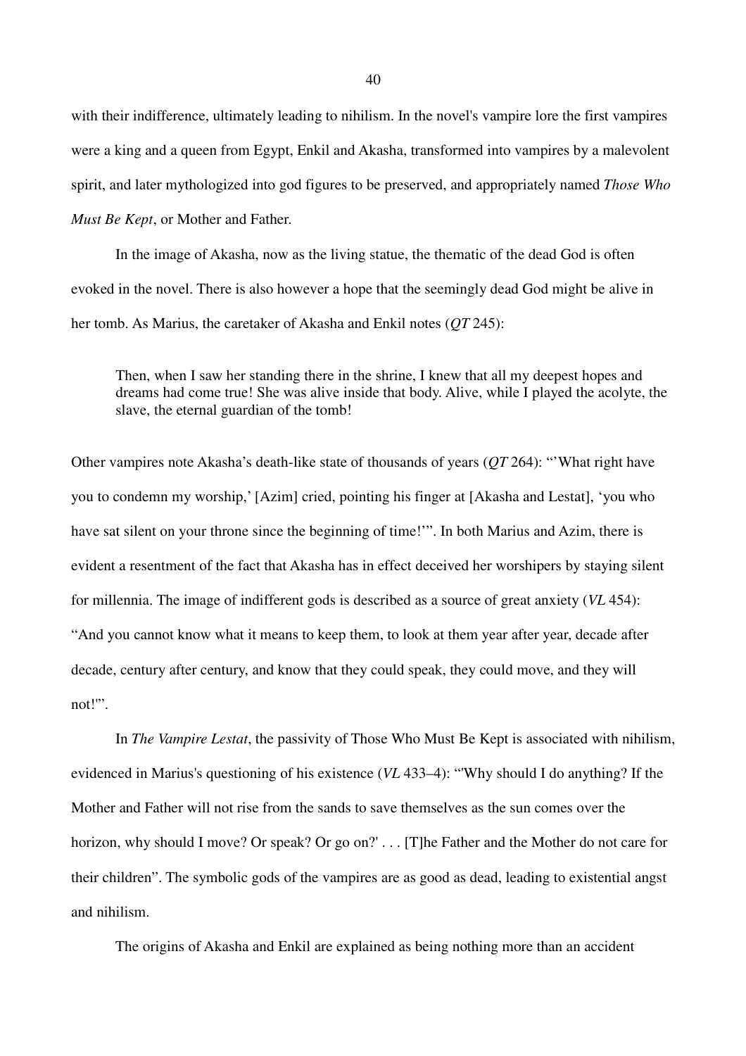with their indifference, ultimately leading to nihilism. In the novel's vampire lore the first vampires were a king and a queen from Egypt, Enkil and Akasha, transformed into vampires by a malevolent spirit, and later mythologized into god figures to be preserved, and appropriately named *Those Who Must Be Kept*, or Mother and Father.

In the image of Akasha, now as the living statue, the thematic of the dead God is often evoked in the novel. There is also however a hope that the seemingly dead God might be alive in her tomb. As Marius, the caretaker of Akasha and Enkil notes (*QT* 245):

> Then, when I saw her standing there in the shrine, I knew that all my deepest hopes and dreams had come true! She was alive inside that body. Alive, while I played the acolyte, the slave, the eternal guardian of the tomb!

Other vampires note Akasha's death-like state of thousands of years (*QT* 264): "'What right have you to condemn my worship,' [Azim] cried, pointing his finger at [Akasha and Lestat], 'you who have sat silent on your throne since the beginning of time!'". In both Marius and Azim, there is evident a resentment of the fact that Akasha has in effect deceived her worshipers by staying silent for millennia. The image of indifferent gods is described as a source of great anxiety (*VL* 454): "And you cannot know what it means to keep them, to look at them year after year, decade after decade, century after century, and know that they could speak, they could move, and they will not!".

In *The Vampire Lestat*, the passivity of Those Who Must Be Kept is associated with nihilism, evidenced in Marius's questioning of his existence (*VL* 433–4): "'Why should I do anything? If the Mother and Father will not rise from the sands to save themselves as the sun comes over the horizon, why should I move? Or speak? Or go on?' . . . [T]he Father and the Mother do not care for their children". The symbolic gods of the vampires are as good as dead, leading to existential angst and nihilism.

The origins of Akasha and Enkil are explained as being nothing more than an accident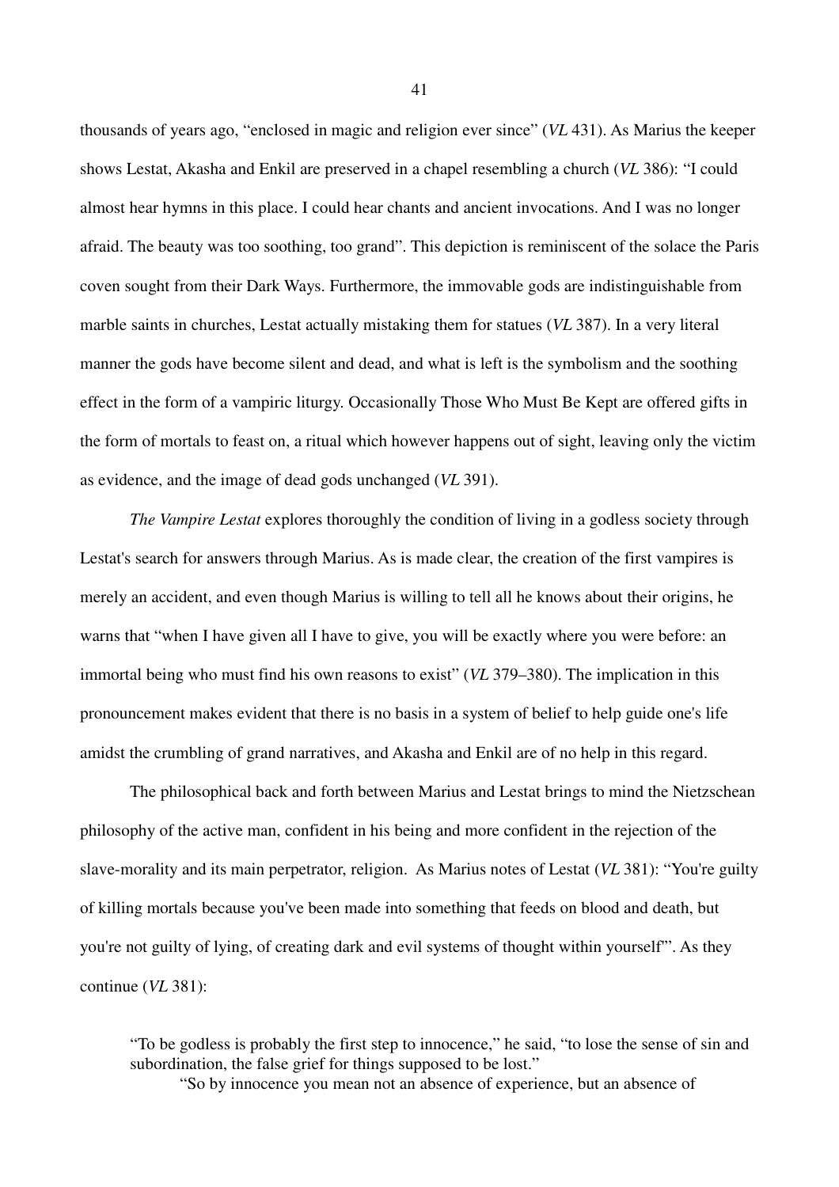thousands of years ago, "enclosed in magic and religion ever since" (*VL* 431). As Marius the keeper shows Lestat, Akasha and Enkil are preserved in a chapel resembling a church (*VL* 386): "I could almost hear hymns in this place. I could hear chants and ancient invocations. And I was no longer afraid. The beauty was too soothing, too grand". This depiction is reminiscent of the solace the Paris coven sought from their Dark Ways. Furthermore, the immovable gods are indistinguishable from marble saints in churches, Lestat actually mistaking them for statues (*VL* 387). In a very literal manner the gods have become silent and dead, and what is left is the symbolism and the soothing effect in the form of a vampiric liturgy. Occasionally Those Who Must Be Kept are offered gifts in the form of mortals to feast on, a ritual which however happens out of sight, leaving only the victim as evidence, and the image of dead gods unchanged (*VL* 391).

*The Vampire Lestat* explores thoroughly the condition of living in a godless society through Lestat's search for answers through Marius. As is made clear, the creation of the first vampires is merely an accident, and even though Marius is willing to tell all he knows about their origins, he warns that "when I have given all I have to give, you will be exactly where you were before: an immortal being who must find his own reasons to exist" (*VL* 379–380). The implication in this pronouncement makes evident that there is no basis in a system of belief to help guide one's life amidst the crumbling of grand narratives, and Akasha and Enkil are of no help in this regard.

The philosophical back and forth between Marius and Lestat brings to mind the Nietzschean philosophy of the active man, confident in his being and more confident in the rejection of the slave-morality and its main perpetrator, religion. As Marius notes of Lestat (*VL* 381): "You're guilty of killing mortals because you've been made into something that feeds on blood and death, but you're not guilty of lying, of creating dark and evil systems of thought within yourself'". As they continue (*VL* 381):

> "To be godless is probably the first step to innocence," he said, "to lose the sense of sin and subordination, the false grief for things supposed to be lost."
>
> "So by innocence you mean not an absence of experience, but an absence of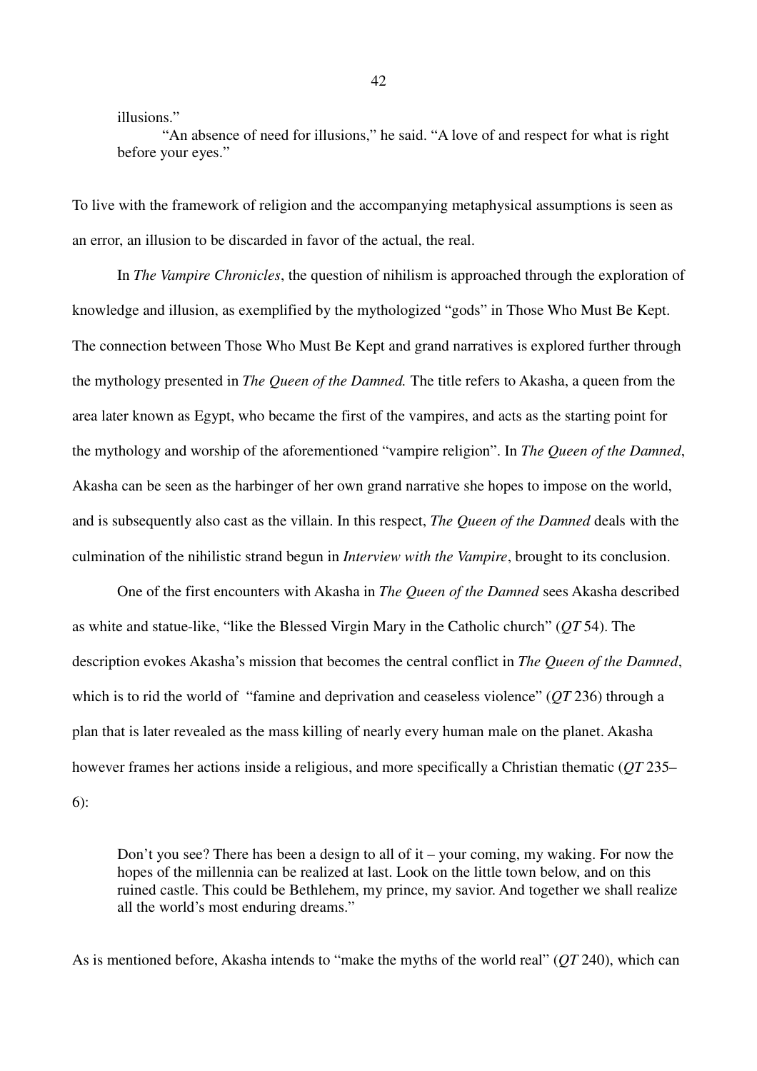> illusions."
>
> "An absence of need for illusions," he said. "A love of and respect for what is right before your eyes."

To live with the framework of religion and the accompanying metaphysical assumptions is seen as an error, an illusion to be discarded in favor of the actual, the real.

In *The Vampire Chronicles*, the question of nihilism is approached through the exploration of knowledge and illusion, as exemplified by the mythologized "gods" in Those Who Must Be Kept. The connection between Those Who Must Be Kept and grand narratives is explored further through the mythology presented in *The Queen of the Damned.* The title refers to Akasha, a queen from the area later known as Egypt, who became the first of the vampires, and acts as the starting point for the mythology and worship of the aforementioned "vampire religion". In *The Queen of the Damned*, Akasha can be seen as the harbinger of her own grand narrative she hopes to impose on the world, and is subsequently also cast as the villain. In this respect, *The Queen of the Damned* deals with the culmination of the nihilistic strand begun in *Interview with the Vampire*, brought to its conclusion.

One of the first encounters with Akasha in *The Queen of the Damned* sees Akasha described as white and statue-like, "like the Blessed Virgin Mary in the Catholic church" (*QT* 54). The description evokes Akasha's mission that becomes the central conflict in *The Queen of the Damned*, which is to rid the world of "famine and deprivation and ceaseless violence" (*QT* 236) through a plan that is later revealed as the mass killing of nearly every human male on the planet. Akasha however frames her actions inside a religious, and more specifically a Christian thematic (*QT* 235–6):

> Don't you see? There has been a design to all of it – your coming, my waking. For now the hopes of the millennia can be realized at last. Look on the little town below, and on this ruined castle. This could be Bethlehem, my prince, my savior. And together we shall realize all the world's most enduring dreams."

As is mentioned before, Akasha intends to "make the myths of the world real" (*QT* 240), which can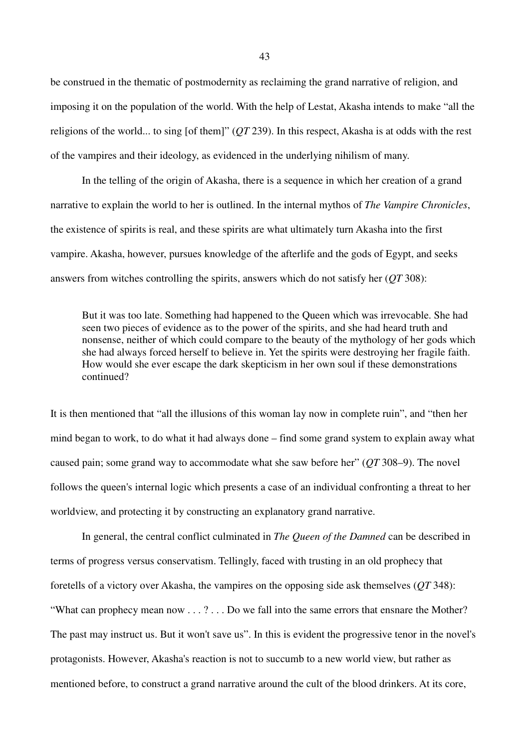be construed in the thematic of postmodernity as reclaiming the grand narrative of religion, and imposing it on the population of the world. With the help of Lestat, Akasha intends to make "all the religions of the world... to sing [of them]" (*QT* 239). In this respect, Akasha is at odds with the rest of the vampires and their ideology, as evidenced in the underlying nihilism of many.

In the telling of the origin of Akasha, there is a sequence in which her creation of a grand narrative to explain the world to her is outlined. In the internal mythos of *The Vampire Chronicles*, the existence of spirits is real, and these spirits are what ultimately turn Akasha into the first vampire. Akasha, however, pursues knowledge of the afterlife and the gods of Egypt, and seeks answers from witches controlling the spirits, answers which do not satisfy her (*QT* 308):

> But it was too late. Something had happened to the Queen which was irrevocable. She had seen two pieces of evidence as to the power of the spirits, and she had heard truth and nonsense, neither of which could compare to the beauty of the mythology of her gods which she had always forced herself to believe in. Yet the spirits were destroying her fragile faith. How would she ever escape the dark skepticism in her own soul if these demonstrations continued?

It is then mentioned that "all the illusions of this woman lay now in complete ruin", and "then her mind began to work, to do what it had always done – find some grand system to explain away what caused pain; some grand way to accommodate what she saw before her" (*QT* 308–9). The novel follows the queen's internal logic which presents a case of an individual confronting a threat to her worldview, and protecting it by constructing an explanatory grand narrative.

In general, the central conflict culminated in *The Queen of the Damned* can be described in terms of progress versus conservatism. Tellingly, faced with trusting in an old prophecy that foretells of a victory over Akasha, the vampires on the opposing side ask themselves (*QT* 348): "What can prophecy mean now . . . ? . . . Do we fall into the same errors that ensnare the Mother? The past may instruct us. But it won't save us". In this is evident the progressive tenor in the novel's protagonists. However, Akasha's reaction is not to succumb to a new world view, but rather as mentioned before, to construct a grand narrative around the cult of the blood drinkers. At its core,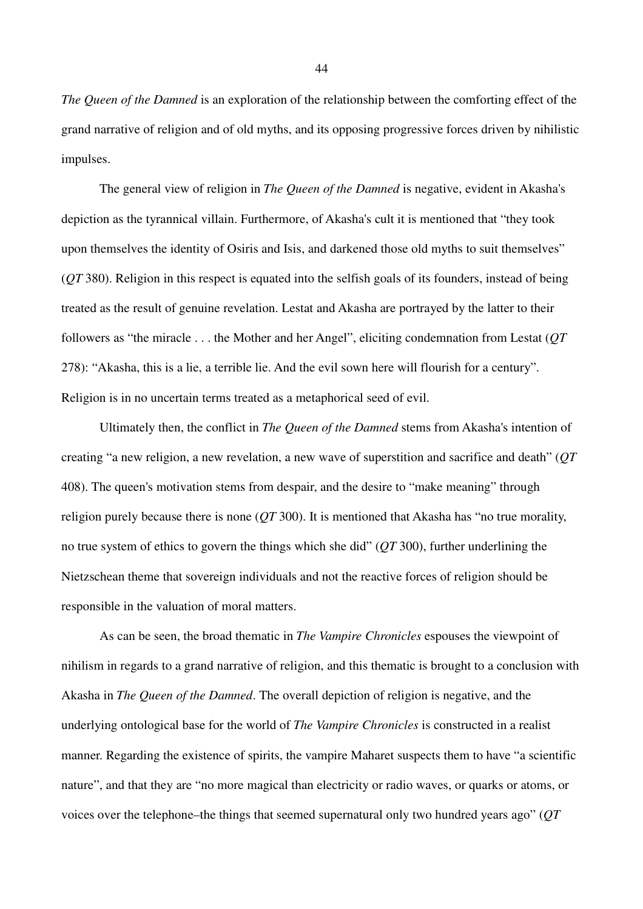*The Queen of the Damned* is an exploration of the relationship between the comforting effect of the grand narrative of religion and of old myths, and its opposing progressive forces driven by nihilistic impulses.

The general view of religion in *The Queen of the Damned* is negative, evident in Akasha's depiction as the tyrannical villain. Furthermore, of Akasha's cult it is mentioned that "they took upon themselves the identity of Osiris and Isis, and darkened those old myths to suit themselves" (*QT* 380). Religion in this respect is equated into the selfish goals of its founders, instead of being treated as the result of genuine revelation. Lestat and Akasha are portrayed by the latter to their followers as "the miracle . . . the Mother and her Angel", eliciting condemnation from Lestat (*QT* 278): "Akasha, this is a lie, a terrible lie. And the evil sown here will flourish for a century". Religion is in no uncertain terms treated as a metaphorical seed of evil.

Ultimately then, the conflict in *The Queen of the Damned* stems from Akasha's intention of creating "a new religion, a new revelation, a new wave of superstition and sacrifice and death" (*QT* 408). The queen's motivation stems from despair, and the desire to "make meaning" through religion purely because there is none (*QT* 300). It is mentioned that Akasha has "no true morality, no true system of ethics to govern the things which she did" (*QT* 300), further underlining the Nietzschean theme that sovereign individuals and not the reactive forces of religion should be responsible in the valuation of moral matters.

As can be seen, the broad thematic in *The Vampire Chronicles* espouses the viewpoint of nihilism in regards to a grand narrative of religion, and this thematic is brought to a conclusion with Akasha in *The Queen of the Damned*. The overall depiction of religion is negative, and the underlying ontological base for the world of *The Vampire Chronicles* is constructed in a realist manner. Regarding the existence of spirits, the vampire Maharet suspects them to have "a scientific nature", and that they are "no more magical than electricity or radio waves, or quarks or atoms, or voices over the telephone–the things that seemed supernatural only two hundred years ago" (*QT*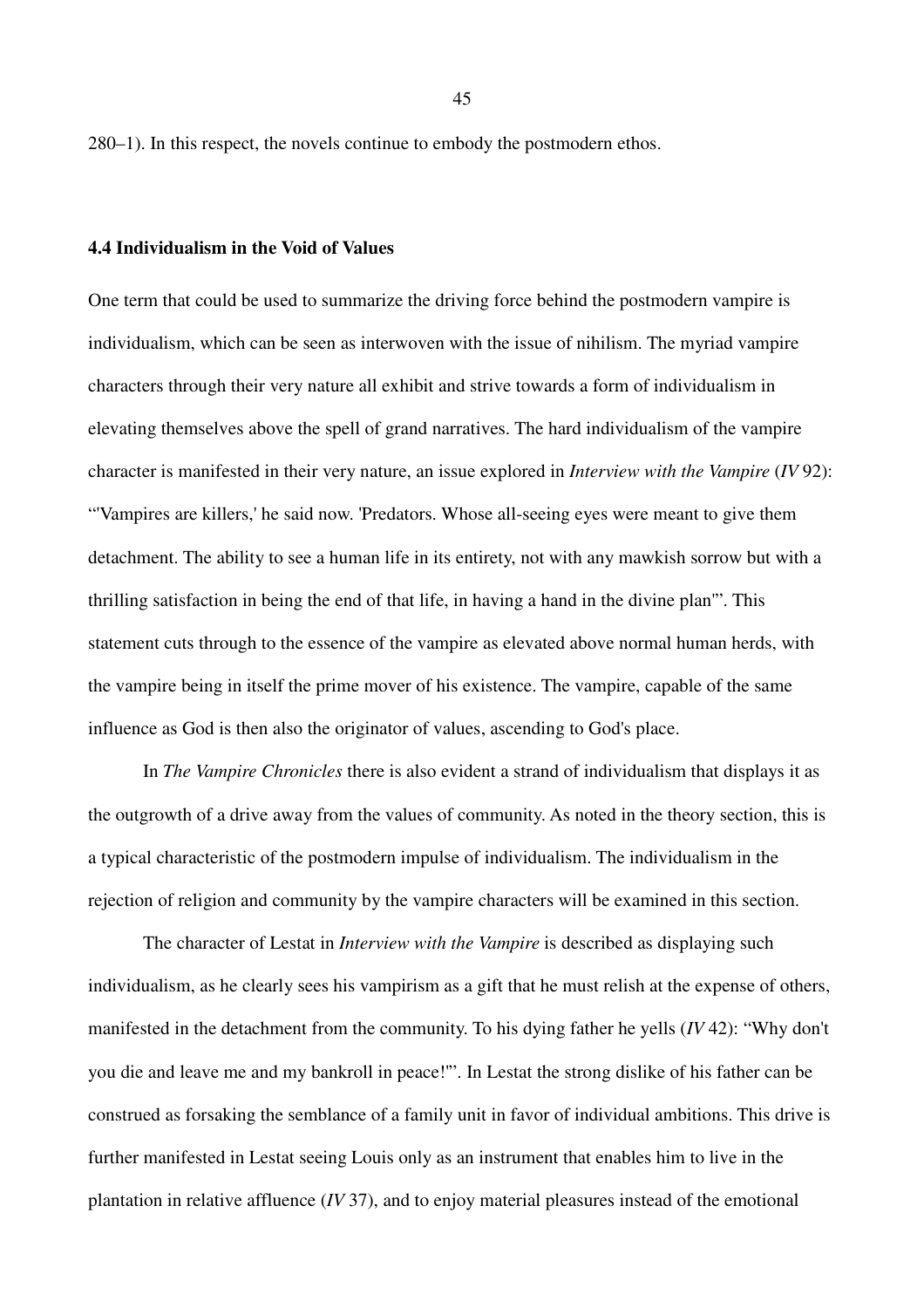280–1). In this respect, the novels continue to embody the postmodern ethos.

### 4.4 Individualism in the Void of Values

One term that could be used to summarize the driving force behind the postmodern vampire is individualism, which can be seen as interwoven with the issue of nihilism. The myriad vampire characters through their very nature all exhibit and strive towards a form of individualism in elevating themselves above the spell of grand narratives. The hard individualism of the vampire character is manifested in their very nature, an issue explored in *Interview with the Vampire* (*IV* 92): "'Vampires are killers,' he said now. 'Predators. Whose all-seeing eyes were meant to give them detachment. The ability to see a human life in its entirety, not with any mawkish sorrow but with a thrilling satisfaction in being the end of that life, in having a hand in the divine plan'". This statement cuts through to the essence of the vampire as elevated above normal human herds, with the vampire being in itself the prime mover of his existence. The vampire, capable of the same influence as God is then also the originator of values, ascending to God's place.

In *The Vampire Chronicles* there is also evident a strand of individualism that displays it as the outgrowth of a drive away from the values of community. As noted in the theory section, this is a typical characteristic of the postmodern impulse of individualism. The individualism in the rejection of religion and community by the vampire characters will be examined in this section.

The character of Lestat in *Interview with the Vampire* is described as displaying such individualism, as he clearly sees his vampirism as a gift that he must relish at the expense of others, manifested in the detachment from the community. To his dying father he yells (*IV* 42): "Why don't you die and leave me and my bankroll in peace!'". In Lestat the strong dislike of his father can be construed as forsaking the semblance of a family unit in favor of individual ambitions. This drive is further manifested in Lestat seeing Louis only as an instrument that enables him to live in the plantation in relative affluence (*IV* 37), and to enjoy material pleasures instead of the emotional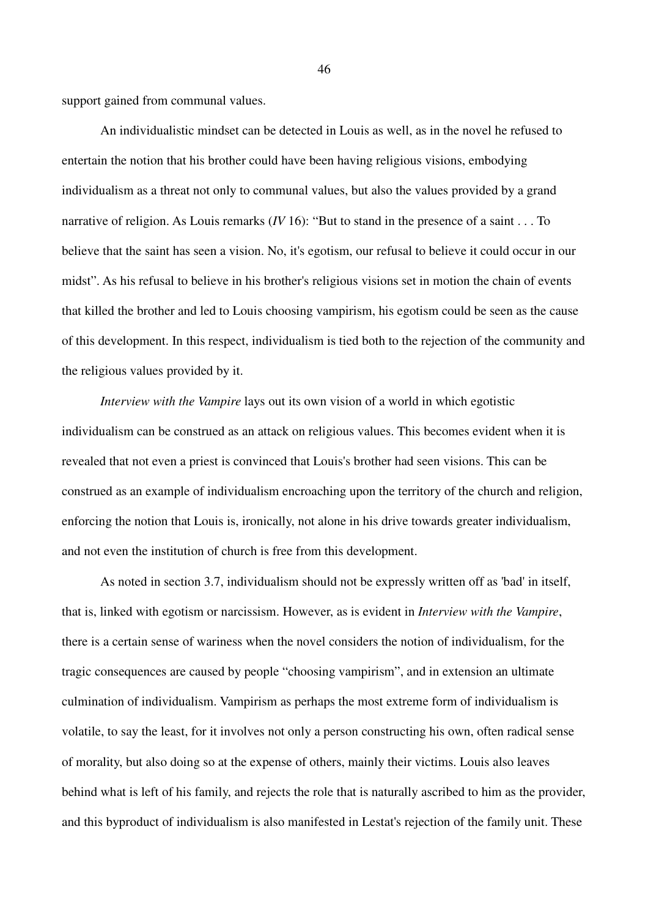support gained from communal values.

An individualistic mindset can be detected in Louis as well, as in the novel he refused to entertain the notion that his brother could have been having religious visions, embodying individualism as a threat not only to communal values, but also the values provided by a grand narrative of religion. As Louis remarks (*IV* 16): "But to stand in the presence of a saint . . . To believe that the saint has seen a vision. No, it's egotism, our refusal to believe it could occur in our midst". As his refusal to believe in his brother's religious visions set in motion the chain of events that killed the brother and led to Louis choosing vampirism, his egotism could be seen as the cause of this development. In this respect, individualism is tied both to the rejection of the community and the religious values provided by it.

*Interview with the Vampire* lays out its own vision of a world in which egotistic individualism can be construed as an attack on religious values. This becomes evident when it is revealed that not even a priest is convinced that Louis's brother had seen visions. This can be construed as an example of individualism encroaching upon the territory of the church and religion, enforcing the notion that Louis is, ironically, not alone in his drive towards greater individualism, and not even the institution of church is free from this development.

As noted in section 3.7, individualism should not be expressly written off as 'bad' in itself, that is, linked with egotism or narcissism. However, as is evident in *Interview with the Vampire*, there is a certain sense of wariness when the novel considers the notion of individualism, for the tragic consequences are caused by people "choosing vampirism", and in extension an ultimate culmination of individualism. Vampirism as perhaps the most extreme form of individualism is volatile, to say the least, for it involves not only a person constructing his own, often radical sense of morality, but also doing so at the expense of others, mainly their victims. Louis also leaves behind what is left of his family, and rejects the role that is naturally ascribed to him as the provider, and this byproduct of individualism is also manifested in Lestat's rejection of the family unit. These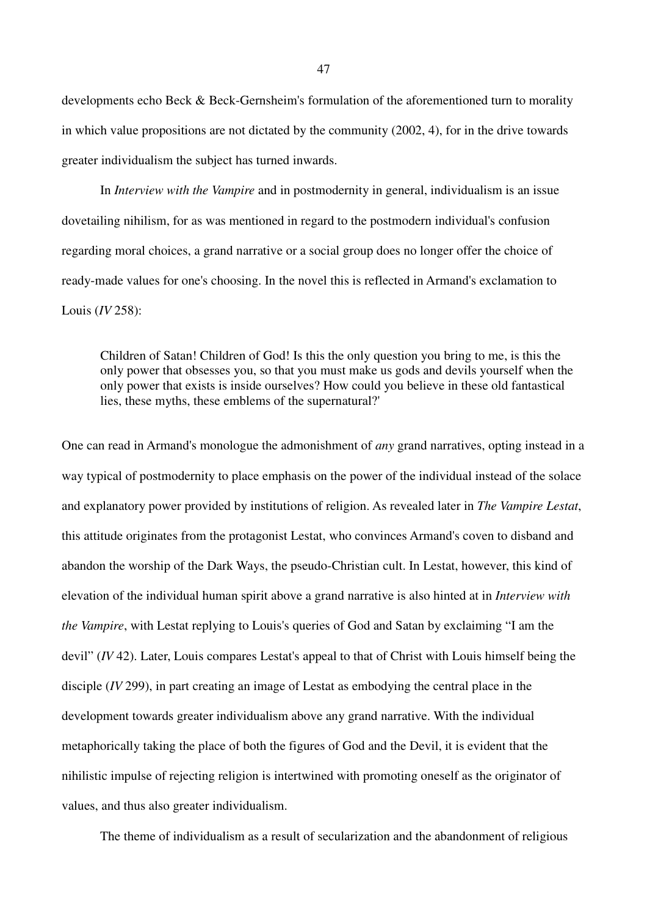developments echo Beck & Beck-Gernsheim's formulation of the aforementioned turn to morality in which value propositions are not dictated by the community (2002, 4), for in the drive towards greater individualism the subject has turned inwards.

In *Interview with the Vampire* and in postmodernity in general, individualism is an issue dovetailing nihilism, for as was mentioned in regard to the postmodern individual's confusion regarding moral choices, a grand narrative or a social group does no longer offer the choice of ready-made values for one's choosing. In the novel this is reflected in Armand's exclamation to Louis (*IV* 258):

> Children of Satan! Children of God! Is this the only question you bring to me, is this the only power that obsesses you, so that you must make us gods and devils yourself when the only power that exists is inside ourselves? How could you believe in these old fantastical lies, these myths, these emblems of the supernatural?'

One can read in Armand's monologue the admonishment of *any* grand narratives, opting instead in a way typical of postmodernity to place emphasis on the power of the individual instead of the solace and explanatory power provided by institutions of religion. As revealed later in *The Vampire Lestat*, this attitude originates from the protagonist Lestat, who convinces Armand's coven to disband and abandon the worship of the Dark Ways, the pseudo-Christian cult. In Lestat, however, this kind of elevation of the individual human spirit above a grand narrative is also hinted at in *Interview with the Vampire*, with Lestat replying to Louis's queries of God and Satan by exclaiming "I am the devil" (*IV* 42). Later, Louis compares Lestat's appeal to that of Christ with Louis himself being the disciple (*IV* 299), in part creating an image of Lestat as embodying the central place in the development towards greater individualism above any grand narrative. With the individual metaphorically taking the place of both the figures of God and the Devil, it is evident that the nihilistic impulse of rejecting religion is intertwined with promoting oneself as the originator of values, and thus also greater individualism.

The theme of individualism as a result of secularization and the abandonment of religious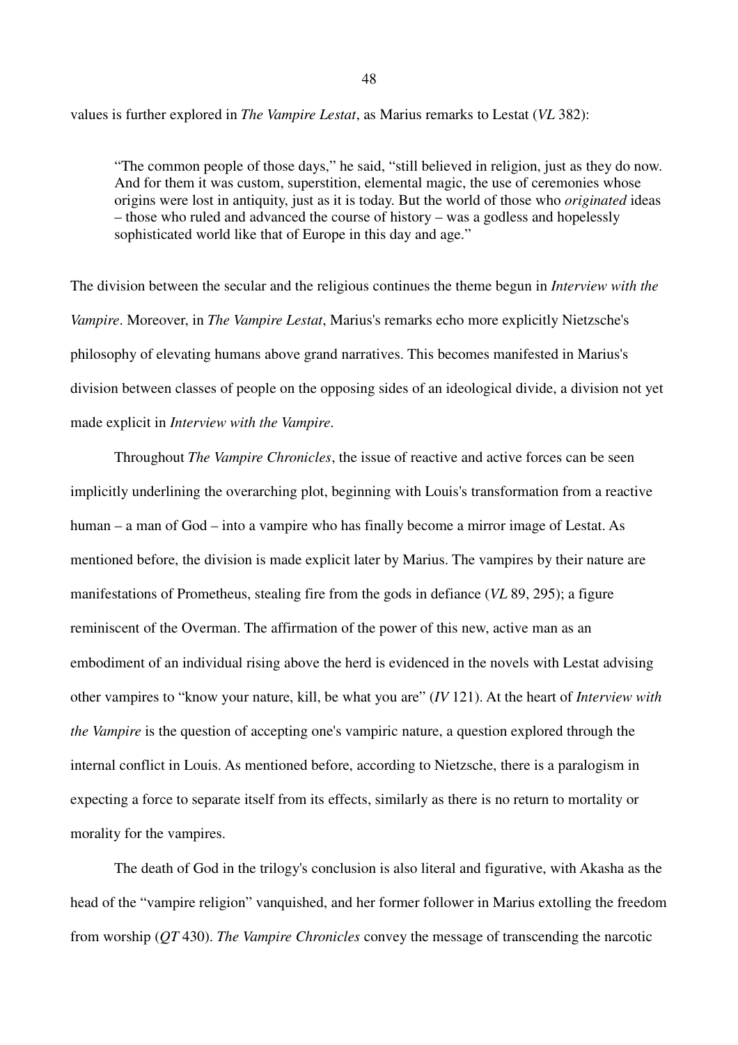values is further explored in *The Vampire Lestat*, as Marius remarks to Lestat (*VL* 382):

> "The common people of those days," he said, "still believed in religion, just as they do now. And for them it was custom, superstition, elemental magic, the use of ceremonies whose origins were lost in antiquity, just as it is today. But the world of those who *originated* ideas – those who ruled and advanced the course of history – was a godless and hopelessly sophisticated world like that of Europe in this day and age."

The division between the secular and the religious continues the theme begun in *Interview with the Vampire*. Moreover, in *The Vampire Lestat*, Marius's remarks echo more explicitly Nietzsche's philosophy of elevating humans above grand narratives. This becomes manifested in Marius's division between classes of people on the opposing sides of an ideological divide, a division not yet made explicit in *Interview with the Vampire*.

Throughout *The Vampire Chronicles*, the issue of reactive and active forces can be seen implicitly underlining the overarching plot, beginning with Louis's transformation from a reactive human – a man of God – into a vampire who has finally become a mirror image of Lestat. As mentioned before, the division is made explicit later by Marius. The vampires by their nature are manifestations of Prometheus, stealing fire from the gods in defiance (*VL* 89, 295); a figure reminiscent of the Overman. The affirmation of the power of this new, active man as an embodiment of an individual rising above the herd is evidenced in the novels with Lestat advising other vampires to "know your nature, kill, be what you are" (*IV* 121). At the heart of *Interview with the Vampire* is the question of accepting one's vampiric nature, a question explored through the internal conflict in Louis. As mentioned before, according to Nietzsche, there is a paralogism in expecting a force to separate itself from its effects, similarly as there is no return to mortality or morality for the vampires.

The death of God in the trilogy's conclusion is also literal and figurative, with Akasha as the head of the "vampire religion" vanquished, and her former follower in Marius extolling the freedom from worship (*QT* 430). *The Vampire Chronicles* convey the message of transcending the narcotic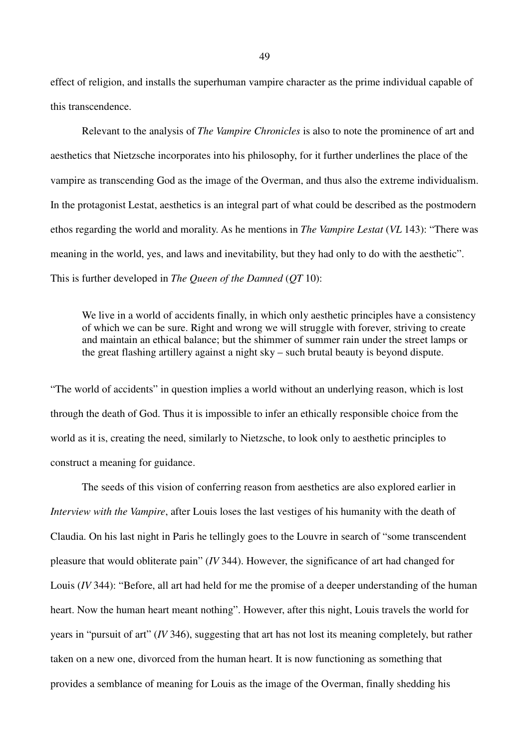effect of religion, and installs the superhuman vampire character as the prime individual capable of this transcendence.

Relevant to the analysis of *The Vampire Chronicles* is also to note the prominence of art and aesthetics that Nietzsche incorporates into his philosophy, for it further underlines the place of the vampire as transcending God as the image of the Overman, and thus also the extreme individualism. In the protagonist Lestat, aesthetics is an integral part of what could be described as the postmodern ethos regarding the world and morality. As he mentions in *The Vampire Lestat* (*VL* 143): "There was meaning in the world, yes, and laws and inevitability, but they had only to do with the aesthetic". This is further developed in *The Queen of the Damned* (*QT* 10):

> We live in a world of accidents finally, in which only aesthetic principles have a consistency of which we can be sure. Right and wrong we will struggle with forever, striving to create and maintain an ethical balance; but the shimmer of summer rain under the street lamps or the great flashing artillery against a night sky – such brutal beauty is beyond dispute.

"The world of accidents" in question implies a world without an underlying reason, which is lost through the death of God. Thus it is impossible to infer an ethically responsible choice from the world as it is, creating the need, similarly to Nietzsche, to look only to aesthetic principles to construct a meaning for guidance.

The seeds of this vision of conferring reason from aesthetics are also explored earlier in *Interview with the Vampire*, after Louis loses the last vestiges of his humanity with the death of Claudia. On his last night in Paris he tellingly goes to the Louvre in search of "some transcendent pleasure that would obliterate pain" (*IV* 344). However, the significance of art had changed for Louis (*IV* 344): "Before, all art had held for me the promise of a deeper understanding of the human heart. Now the human heart meant nothing". However, after this night, Louis travels the world for years in "pursuit of art" (*IV* 346), suggesting that art has not lost its meaning completely, but rather taken on a new one, divorced from the human heart. It is now functioning as something that provides a semblance of meaning for Louis as the image of the Overman, finally shedding his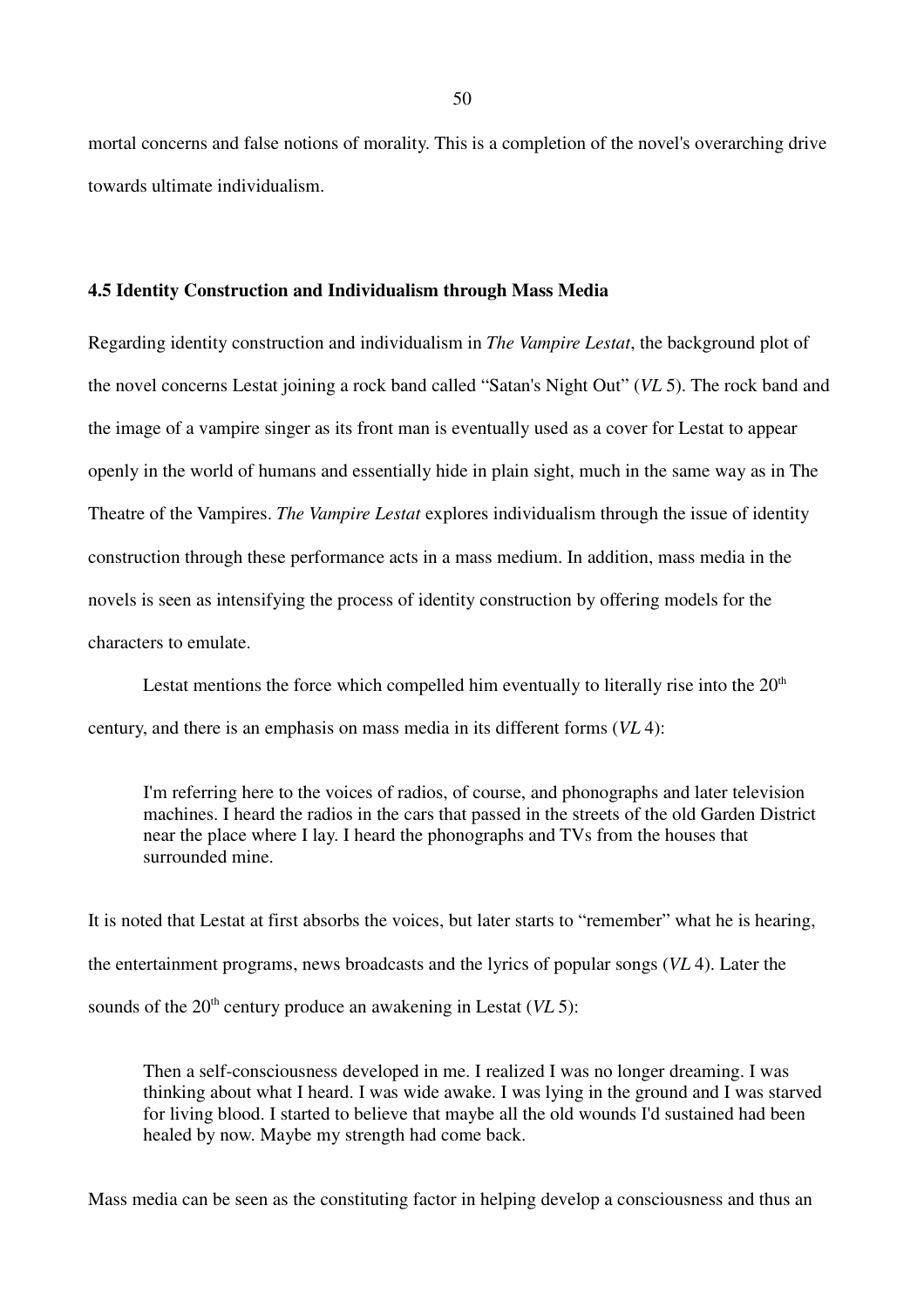mortal concerns and false notions of morality. This is a completion of the novel's overarching drive towards ultimate individualism.

### 4.5 Identity Construction and Individualism through Mass Media

Regarding identity construction and individualism in *The Vampire Lestat*, the background plot of the novel concerns Lestat joining a rock band called "Satan's Night Out" (*VL* 5). The rock band and the image of a vampire singer as its front man is eventually used as a cover for Lestat to appear openly in the world of humans and essentially hide in plain sight, much in the same way as in The Theatre of the Vampires. *The Vampire Lestat* explores individualism through the issue of identity construction through these performance acts in a mass medium. In addition, mass media in the novels is seen as intensifying the process of identity construction by offering models for the characters to emulate.

Lestat mentions the force which compelled him eventually to literally rise into the 20th century, and there is an emphasis on mass media in its different forms (*VL* 4):

> I'm referring here to the voices of radios, of course, and phonographs and later television machines. I heard the radios in the cars that passed in the streets of the old Garden District near the place where I lay. I heard the phonographs and TVs from the houses that surrounded mine.

It is noted that Lestat at first absorbs the voices, but later starts to "remember" what he is hearing, the entertainment programs, news broadcasts and the lyrics of popular songs (*VL* 4). Later the sounds of the 20th century produce an awakening in Lestat (*VL* 5):

> Then a self-consciousness developed in me. I realized I was no longer dreaming. I was thinking about what I heard. I was wide awake. I was lying in the ground and I was starved for living blood. I started to believe that maybe all the old wounds I'd sustained had been healed by now. Maybe my strength had come back.

Mass media can be seen as the constituting factor in helping develop a consciousness and thus an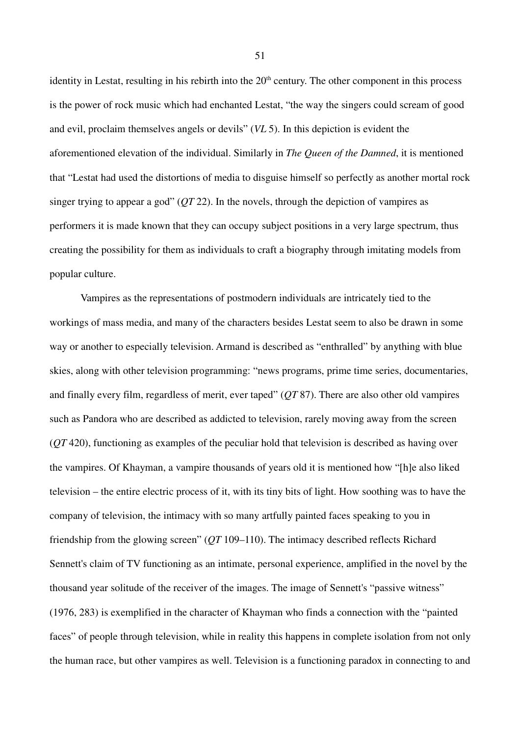identity in Lestat, resulting in his rebirth into the 20th century. The other component in this process is the power of rock music which had enchanted Lestat, "the way the singers could scream of good and evil, proclaim themselves angels or devils" (*VL* 5). In this depiction is evident the aforementioned elevation of the individual. Similarly in *The Queen of the Damned*, it is mentioned that "Lestat had used the distortions of media to disguise himself so perfectly as another mortal rock singer trying to appear a god" (*QT* 22). In the novels, through the depiction of vampires as performers it is made known that they can occupy subject positions in a very large spectrum, thus creating the possibility for them as individuals to craft a biography through imitating models from popular culture.

Vampires as the representations of postmodern individuals are intricately tied to the workings of mass media, and many of the characters besides Lestat seem to also be drawn in some way or another to especially television. Armand is described as "enthralled" by anything with blue skies, along with other television programming: "news programs, prime time series, documentaries, and finally every film, regardless of merit, ever taped" (*QT* 87). There are also other old vampires such as Pandora who are described as addicted to television, rarely moving away from the screen (*QT* 420), functioning as examples of the peculiar hold that television is described as having over the vampires. Of Khayman, a vampire thousands of years old it is mentioned how "[h]e also liked television – the entire electric process of it, with its tiny bits of light. How soothing was to have the company of television, the intimacy with so many artfully painted faces speaking to you in friendship from the glowing screen" (*QT* 109–110). The intimacy described reflects Richard Sennett's claim of TV functioning as an intimate, personal experience, amplified in the novel by the thousand year solitude of the receiver of the images. The image of Sennett's "passive witness" (1976, 283) is exemplified in the character of Khayman who finds a connection with the "painted faces" of people through television, while in reality this happens in complete isolation from not only the human race, but other vampires as well. Television is a functioning paradox in connecting to and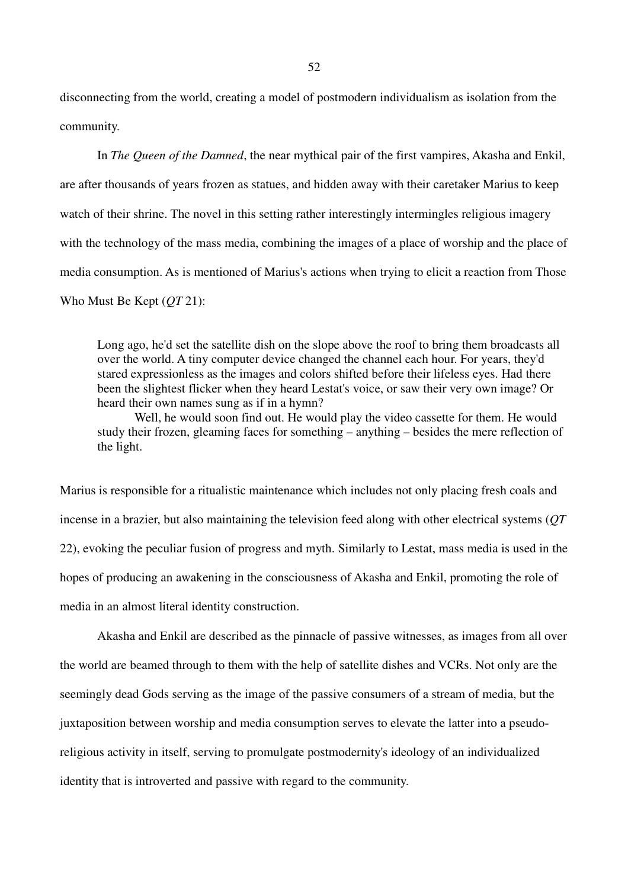disconnecting from the world, creating a model of postmodern individualism as isolation from the community.

In *The Queen of the Damned*, the near mythical pair of the first vampires, Akasha and Enkil, are after thousands of years frozen as statues, and hidden away with their caretaker Marius to keep watch of their shrine. The novel in this setting rather interestingly intermingles religious imagery with the technology of the mass media, combining the images of a place of worship and the place of media consumption. As is mentioned of Marius's actions when trying to elicit a reaction from Those Who Must Be Kept (*QT* 21):

> Long ago, he'd set the satellite dish on the slope above the roof to bring them broadcasts all over the world. A tiny computer device changed the channel each hour. For years, they'd stared expressionless as the images and colors shifted before their lifeless eyes. Had there been the slightest flicker when they heard Lestat's voice, or saw their very own image? Or heard their own names sung as if in a hymn?
>
> Well, he would soon find out. He would play the video cassette for them. He would study their frozen, gleaming faces for something – anything – besides the mere reflection of the light.

Marius is responsible for a ritualistic maintenance which includes not only placing fresh coals and incense in a brazier, but also maintaining the television feed along with other electrical systems (*QT* 22), evoking the peculiar fusion of progress and myth. Similarly to Lestat, mass media is used in the hopes of producing an awakening in the consciousness of Akasha and Enkil, promoting the role of media in an almost literal identity construction.

Akasha and Enkil are described as the pinnacle of passive witnesses, as images from all over the world are beamed through to them with the help of satellite dishes and VCRs. Not only are the seemingly dead Gods serving as the image of the passive consumers of a stream of media, but the juxtaposition between worship and media consumption serves to elevate the latter into a pseudo-religious activity in itself, serving to promulgate postmodernity's ideology of an individualized identity that is introverted and passive with regard to the community.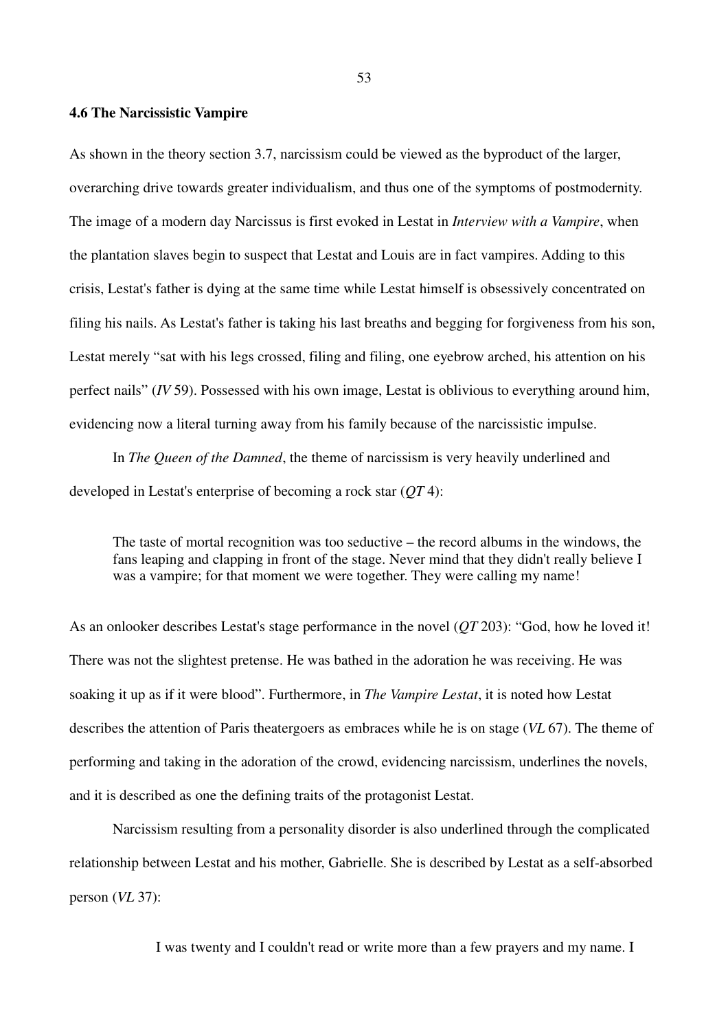### 4.6 The Narcissistic Vampire

As shown in the theory section 3.7, narcissism could be viewed as the byproduct of the larger, overarching drive towards greater individualism, and thus one of the symptoms of postmodernity. The image of a modern day Narcissus is first evoked in Lestat in *Interview with a Vampire*, when the plantation slaves begin to suspect that Lestat and Louis are in fact vampires. Adding to this crisis, Lestat's father is dying at the same time while Lestat himself is obsessively concentrated on filing his nails. As Lestat's father is taking his last breaths and begging for forgiveness from his son, Lestat merely "sat with his legs crossed, filing and filing, one eyebrow arched, his attention on his perfect nails" (*IV* 59). Possessed with his own image, Lestat is oblivious to everything around him, evidencing now a literal turning away from his family because of the narcissistic impulse.

In *The Queen of the Damned*, the theme of narcissism is very heavily underlined and developed in Lestat's enterprise of becoming a rock star (*QT* 4):

> The taste of mortal recognition was too seductive – the record albums in the windows, the fans leaping and clapping in front of the stage. Never mind that they didn't really believe I was a vampire; for that moment we were together. They were calling my name!

As an onlooker describes Lestat's stage performance in the novel (*QT* 203): "God, how he loved it! There was not the slightest pretense. He was bathed in the adoration he was receiving. He was soaking it up as if it were blood". Furthermore, in *The Vampire Lestat*, it is noted how Lestat describes the attention of Paris theatergoers as embraces while he is on stage (*VL* 67). The theme of performing and taking in the adoration of the crowd, evidencing narcissism, underlines the novels, and it is described as one the defining traits of the protagonist Lestat.

Narcissism resulting from a personality disorder is also underlined through the complicated relationship between Lestat and his mother, Gabrielle. She is described by Lestat as a self-absorbed person (*VL* 37):

> I was twenty and I couldn't read or write more than a few prayers and my name. I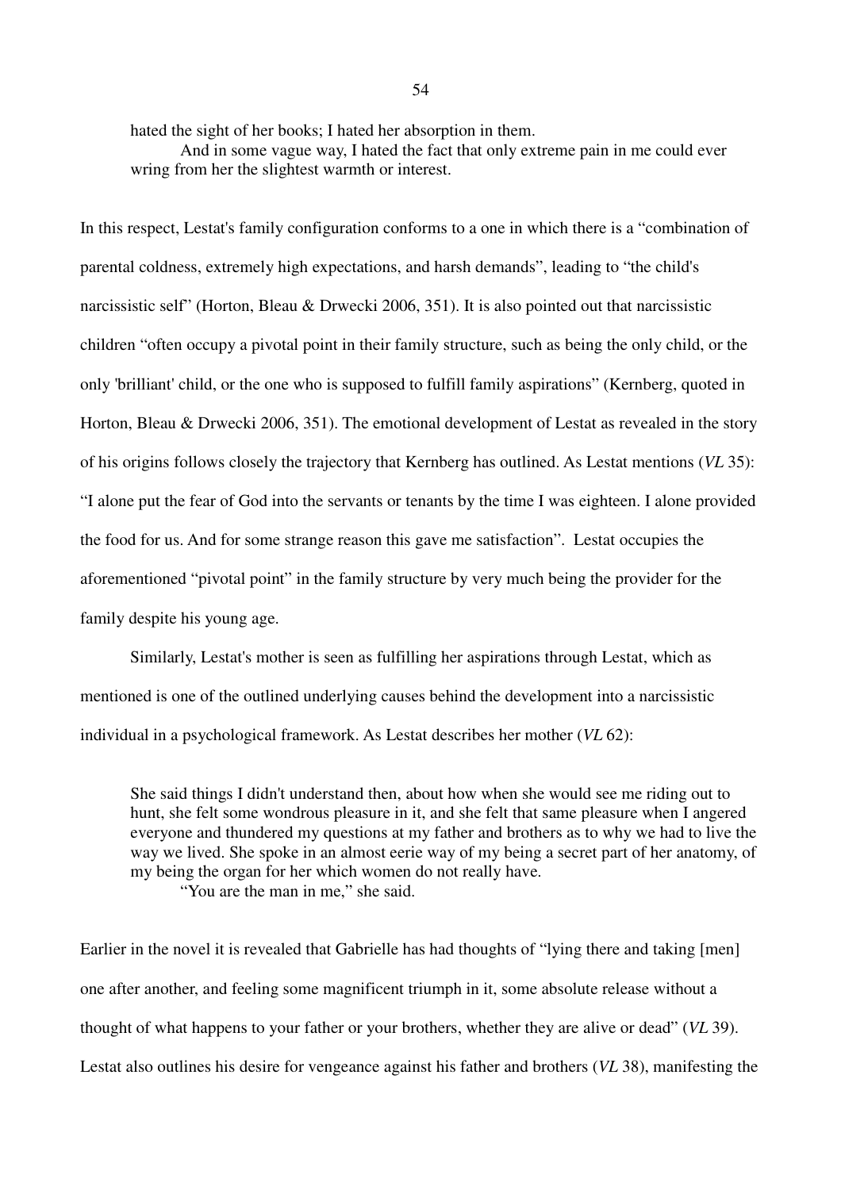> hated the sight of her books; I hated her absorption in them.
>
> And in some vague way, I hated the fact that only extreme pain in me could ever wring from her the slightest warmth or interest.

In this respect, Lestat's family configuration conforms to a one in which there is a "combination of parental coldness, extremely high expectations, and harsh demands", leading to "the child's narcissistic self" (Horton, Bleau & Drwecki 2006, 351). It is also pointed out that narcissistic children "often occupy a pivotal point in their family structure, such as being the only child, or the only 'brilliant' child, or the one who is supposed to fulfill family aspirations" (Kernberg, quoted in Horton, Bleau & Drwecki 2006, 351). The emotional development of Lestat as revealed in the story of his origins follows closely the trajectory that Kernberg has outlined. As Lestat mentions (*VL* 35): "I alone put the fear of God into the servants or tenants by the time I was eighteen. I alone provided the food for us. And for some strange reason this gave me satisfaction". Lestat occupies the aforementioned "pivotal point" in the family structure by very much being the provider for the family despite his young age.

Similarly, Lestat's mother is seen as fulfilling her aspirations through Lestat, which as mentioned is one of the outlined underlying causes behind the development into a narcissistic individual in a psychological framework. As Lestat describes her mother (*VL* 62):

> She said things I didn't understand then, about how when she would see me riding out to hunt, she felt some wondrous pleasure in it, and she felt that same pleasure when I angered everyone and thundered my questions at my father and brothers as to why we had to live the way we lived. She spoke in an almost eerie way of my being a secret part of her anatomy, of my being the organ for her which women do not really have.
>
> "You are the man in me," she said.

Earlier in the novel it is revealed that Gabrielle has had thoughts of "lying there and taking [men] one after another, and feeling some magnificent triumph in it, some absolute release without a thought of what happens to your father or your brothers, whether they are alive or dead" (*VL* 39). Lestat also outlines his desire for vengeance against his father and brothers (*VL* 38), manifesting the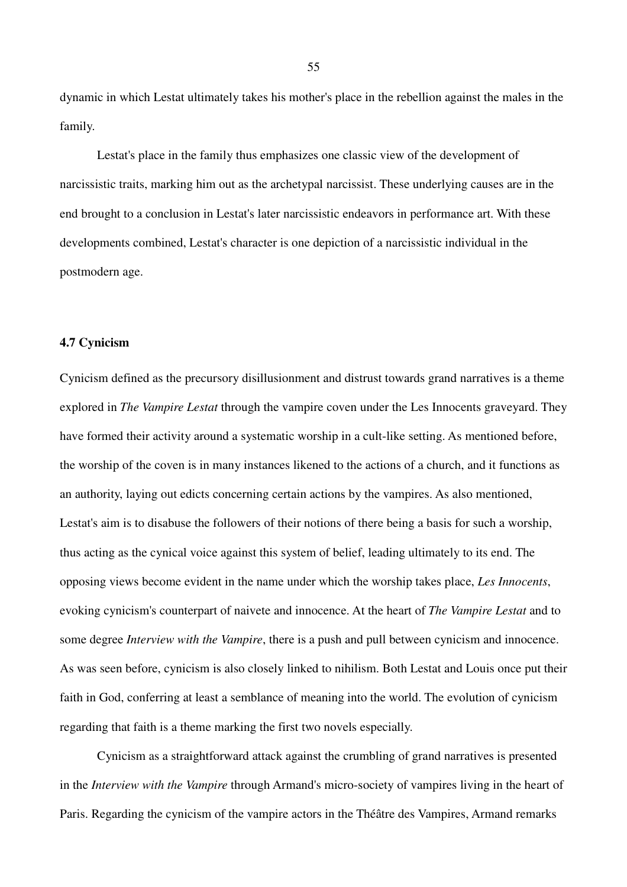dynamic in which Lestat ultimately takes his mother's place in the rebellion against the males in the family.

Lestat's place in the family thus emphasizes one classic view of the development of narcissistic traits, marking him out as the archetypal narcissist. These underlying causes are in the end brought to a conclusion in Lestat's later narcissistic endeavors in performance art. With these developments combined, Lestat's character is one depiction of a narcissistic individual in the postmodern age.

### 4.7 Cynicism

Cynicism defined as the precursory disillusionment and distrust towards grand narratives is a theme explored in *The Vampire Lestat* through the vampire coven under the Les Innocents graveyard. They have formed their activity around a systematic worship in a cult-like setting. As mentioned before, the worship of the coven is in many instances likened to the actions of a church, and it functions as an authority, laying out edicts concerning certain actions by the vampires. As also mentioned, Lestat's aim is to disabuse the followers of their notions of there being a basis for such a worship, thus acting as the cynical voice against this system of belief, leading ultimately to its end. The opposing views become evident in the name under which the worship takes place, *Les Innocents*, evoking cynicism's counterpart of naivete and innocence. At the heart of *The Vampire Lestat* and to some degree *Interview with the Vampire*, there is a push and pull between cynicism and innocence. As was seen before, cynicism is also closely linked to nihilism. Both Lestat and Louis once put their faith in God, conferring at least a semblance of meaning into the world. The evolution of cynicism regarding that faith is a theme marking the first two novels especially.

Cynicism as a straightforward attack against the crumbling of grand narratives is presented in the *Interview with the Vampire* through Armand's micro-society of vampires living in the heart of Paris. Regarding the cynicism of the vampire actors in the Théâtre des Vampires, Armand remarks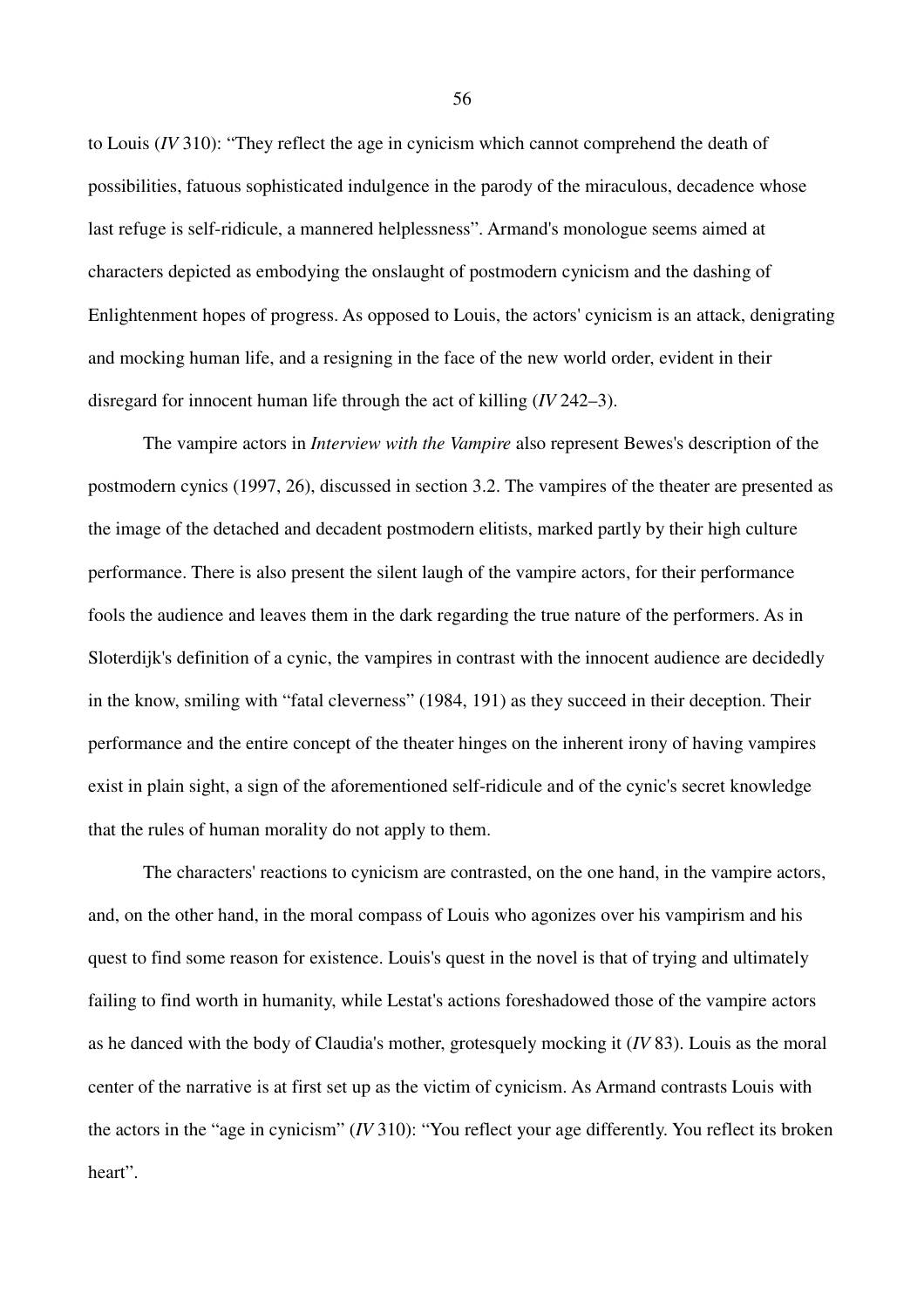to Louis (*IV* 310): “They reflect the age in cynicism which cannot comprehend the death of possibilities, fatuous sophisticated indulgence in the parody of the miraculous, decadence whose last refuge is self-ridicule, a mannered helplessness”. Armand's monologue seems aimed at characters depicted as embodying the onslaught of postmodern cynicism and the dashing of Enlightenment hopes of progress. As opposed to Louis, the actors' cynicism is an attack, denigrating and mocking human life, and a resigning in the face of the new world order, evident in their disregard for innocent human life through the act of killing (*IV* 242–3).

The vampire actors in *Interview with the Vampire* also represent Bewes's description of the postmodern cynics (1997, 26), discussed in section 3.2. The vampires of the theater are presented as the image of the detached and decadent postmodern elitists, marked partly by their high culture performance. There is also present the silent laugh of the vampire actors, for their performance fools the audience and leaves them in the dark regarding the true nature of the performers. As in Sloterdijk's definition of a cynic, the vampires in contrast with the innocent audience are decidedly in the know, smiling with “fatal cleverness” (1984, 191) as they succeed in their deception. Their performance and the entire concept of the theater hinges on the inherent irony of having vampires exist in plain sight, a sign of the aforementioned self-ridicule and of the cynic's secret knowledge that the rules of human morality do not apply to them.

The characters' reactions to cynicism are contrasted, on the one hand, in the vampire actors, and, on the other hand, in the moral compass of Louis who agonizes over his vampirism and his quest to find some reason for existence. Louis's quest in the novel is that of trying and ultimately failing to find worth in humanity, while Lestat's actions foreshadowed those of the vampire actors as he danced with the body of Claudia's mother, grotesquely mocking it (*IV* 83). Louis as the moral center of the narrative is at first set up as the victim of cynicism. As Armand contrasts Louis with the actors in the “age in cynicism” (*IV* 310): “You reflect your age differently. You reflect its broken heart”.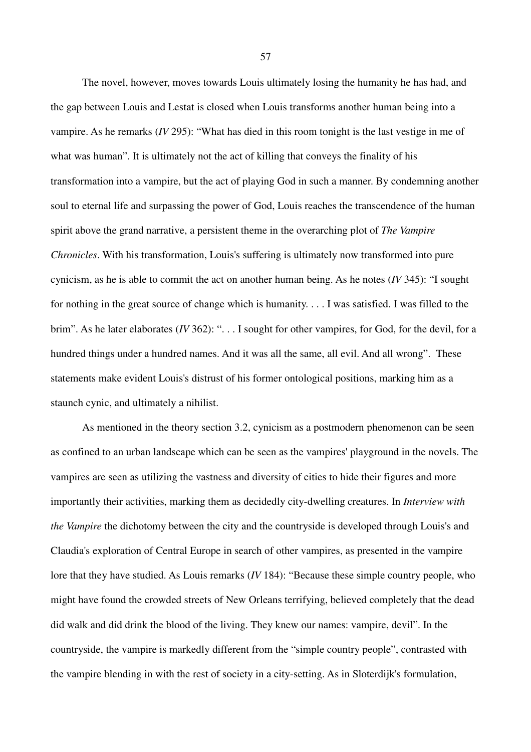The novel, however, moves towards Louis ultimately losing the humanity he has had, and the gap between Louis and Lestat is closed when Louis transforms another human being into a vampire. As he remarks (*IV* 295): “What has died in this room tonight is the last vestige in me of what was human”. It is ultimately not the act of killing that conveys the finality of his transformation into a vampire, but the act of playing God in such a manner. By condemning another soul to eternal life and surpassing the power of God, Louis reaches the transcendence of the human spirit above the grand narrative, a persistent theme in the overarching plot of *The Vampire Chronicles*. With his transformation, Louis's suffering is ultimately now transformed into pure cynicism, as he is able to commit the act on another human being. As he notes (*IV* 345): “I sought for nothing in the great source of change which is humanity. . . . I was satisfied. I was filled to the brim”. As he later elaborates (*IV* 362): “. . . I sought for other vampires, for God, for the devil, for a hundred things under a hundred names. And it was all the same, all evil. And all wrong”. These statements make evident Louis's distrust of his former ontological positions, marking him as a staunch cynic, and ultimately a nihilist.

As mentioned in the theory section 3.2, cynicism as a postmodern phenomenon can be seen as confined to an urban landscape which can be seen as the vampires' playground in the novels. The vampires are seen as utilizing the vastness and diversity of cities to hide their figures and more importantly their activities, marking them as decidedly city-dwelling creatures. In *Interview with the Vampire* the dichotomy between the city and the countryside is developed through Louis's and Claudia's exploration of Central Europe in search of other vampires, as presented in the vampire lore that they have studied. As Louis remarks (*IV* 184): “Because these simple country people, who might have found the crowded streets of New Orleans terrifying, believed completely that the dead did walk and did drink the blood of the living. They knew our names: vampire, devil”. In the countryside, the vampire is markedly different from the “simple country people”, contrasted with the vampire blending in with the rest of society in a city-setting. As in Sloterdijk's formulation,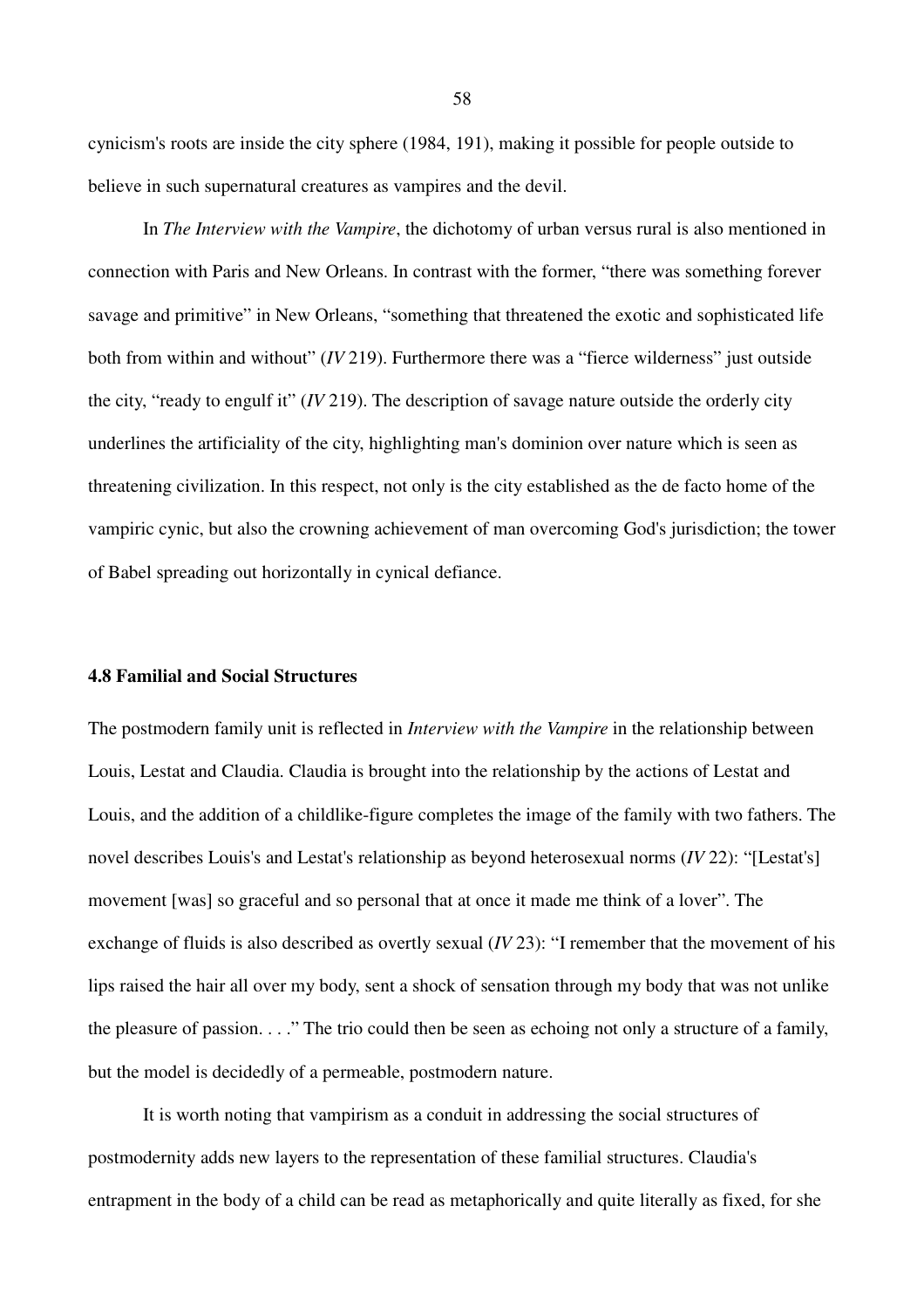cynicism's roots are inside the city sphere (1984, 191), making it possible for people outside to believe in such supernatural creatures as vampires and the devil.

In *The Interview with the Vampire*, the dichotomy of urban versus rural is also mentioned in connection with Paris and New Orleans. In contrast with the former, "there was something forever savage and primitive" in New Orleans, "something that threatened the exotic and sophisticated life both from within and without" (*IV* 219). Furthermore there was a "fierce wilderness" just outside the city, "ready to engulf it" (*IV* 219). The description of savage nature outside the orderly city underlines the artificiality of the city, highlighting man's dominion over nature which is seen as threatening civilization. In this respect, not only is the city established as the de facto home of the vampiric cynic, but also the crowning achievement of man overcoming God's jurisdiction; the tower of Babel spreading out horizontally in cynical defiance.

### 4.8 Familial and Social Structures

The postmodern family unit is reflected in *Interview with the Vampire* in the relationship between Louis, Lestat and Claudia. Claudia is brought into the relationship by the actions of Lestat and Louis, and the addition of a childlike-figure completes the image of the family with two fathers. The novel describes Louis's and Lestat's relationship as beyond heterosexual norms (*IV* 22): "[Lestat's] movement [was] so graceful and so personal that at once it made me think of a lover". The exchange of fluids is also described as overtly sexual (*IV* 23): "I remember that the movement of his lips raised the hair all over my body, sent a shock of sensation through my body that was not unlike the pleasure of passion. . . ." The trio could then be seen as echoing not only a structure of a family, but the model is decidedly of a permeable, postmodern nature.

It is worth noting that vampirism as a conduit in addressing the social structures of postmodernity adds new layers to the representation of these familial structures. Claudia's entrapment in the body of a child can be read as metaphorically and quite literally as fixed, for she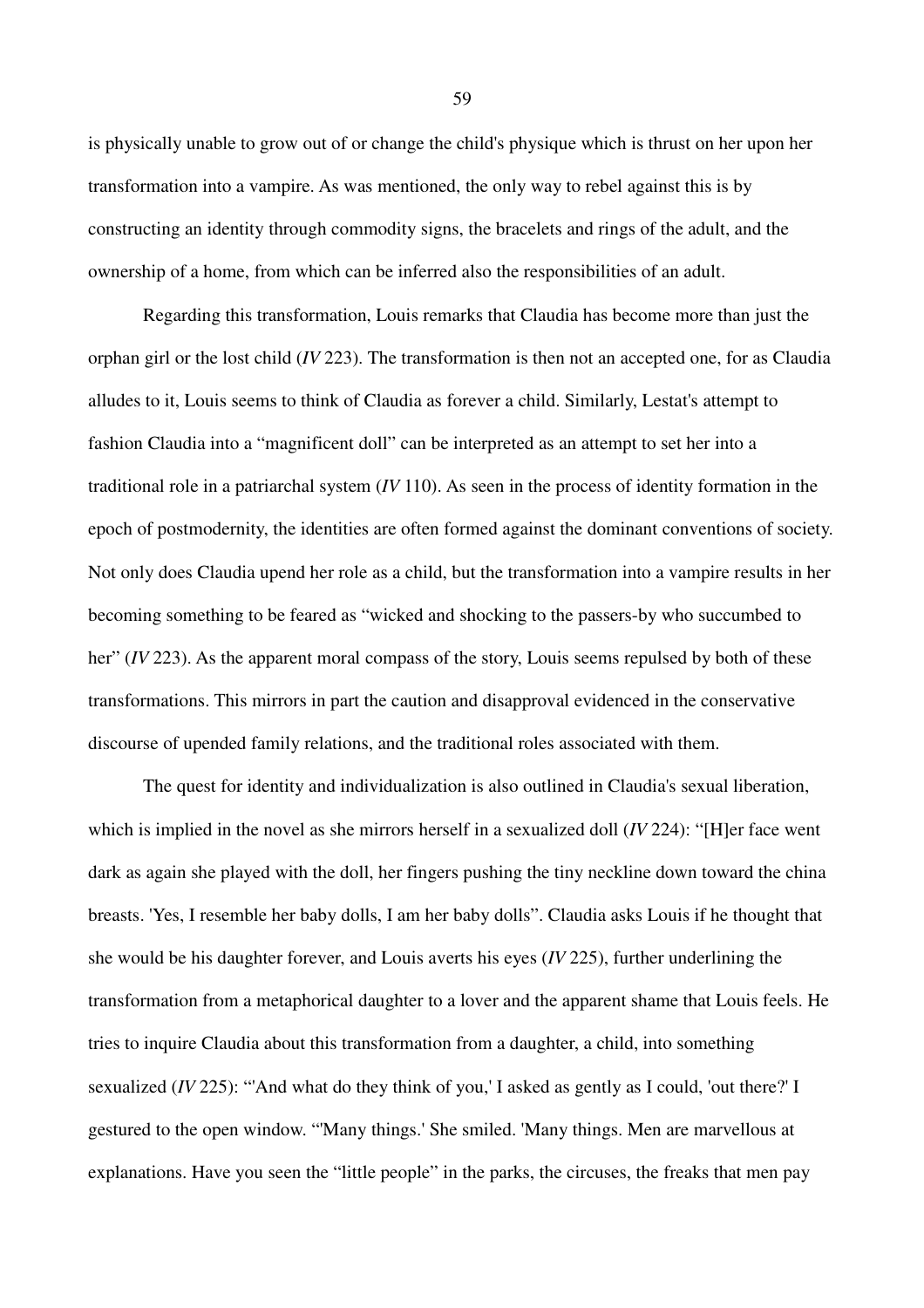is physically unable to grow out of or change the child's physique which is thrust on her upon her transformation into a vampire. As was mentioned, the only way to rebel against this is by constructing an identity through commodity signs, the bracelets and rings of the adult, and the ownership of a home, from which can be inferred also the responsibilities of an adult.

Regarding this transformation, Louis remarks that Claudia has become more than just the orphan girl or the lost child (*IV* 223). The transformation is then not an accepted one, for as Claudia alludes to it, Louis seems to think of Claudia as forever a child. Similarly, Lestat's attempt to fashion Claudia into a "magnificent doll" can be interpreted as an attempt to set her into a traditional role in a patriarchal system (*IV* 110). As seen in the process of identity formation in the epoch of postmodernity, the identities are often formed against the dominant conventions of society. Not only does Claudia upend her role as a child, but the transformation into a vampire results in her becoming something to be feared as "wicked and shocking to the passers-by who succumbed to her" (*IV* 223). As the apparent moral compass of the story, Louis seems repulsed by both of these transformations. This mirrors in part the caution and disapproval evidenced in the conservative discourse of upended family relations, and the traditional roles associated with them.

The quest for identity and individualization is also outlined in Claudia's sexual liberation, which is implied in the novel as she mirrors herself in a sexualized doll (*IV* 224): "[H]er face went dark as again she played with the doll, her fingers pushing the tiny neckline down toward the china breasts. 'Yes, I resemble her baby dolls, I am her baby dolls". Claudia asks Louis if he thought that she would be his daughter forever, and Louis averts his eyes (*IV* 225), further underlining the transformation from a metaphorical daughter to a lover and the apparent shame that Louis feels. He tries to inquire Claudia about this transformation from a daughter, a child, into something sexualized (*IV* 225): "'And what do they think of you,' I asked as gently as I could, 'out there?' I gestured to the open window. "'Many things.' She smiled. 'Many things. Men are marvellous at explanations. Have you seen the "little people" in the parks, the circuses, the freaks that men pay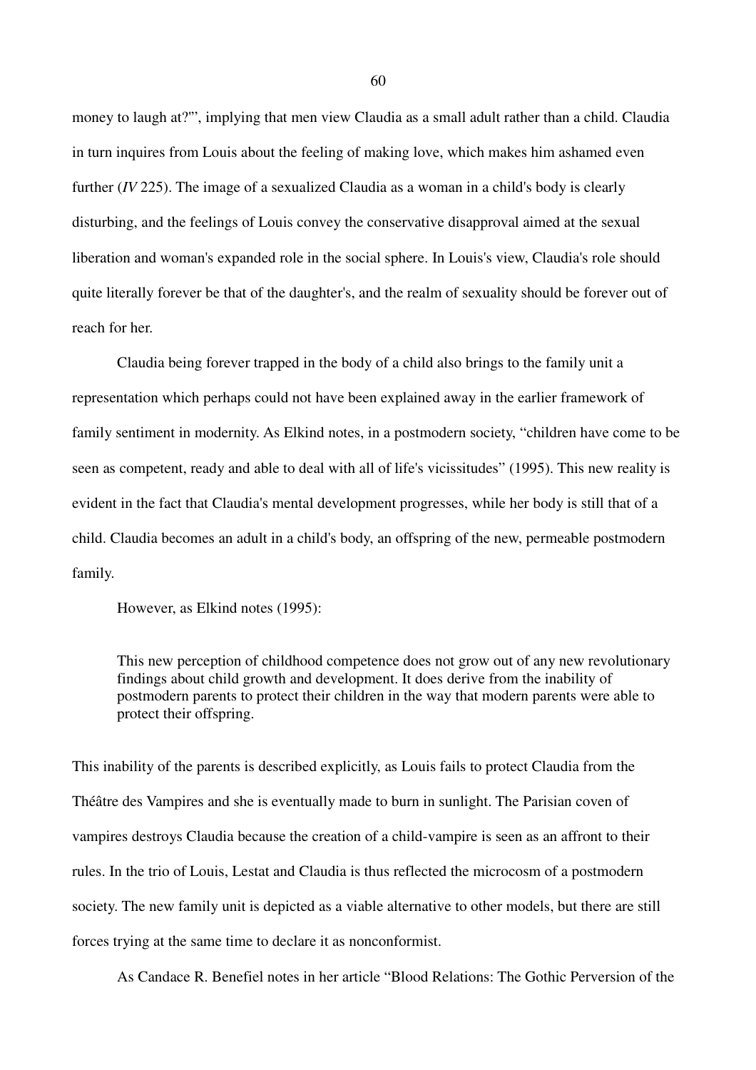money to laugh at?'", implying that men view Claudia as a small adult rather than a child. Claudia in turn inquires from Louis about the feeling of making love, which makes him ashamed even further (*IV* 225). The image of a sexualized Claudia as a woman in a child's body is clearly disturbing, and the feelings of Louis convey the conservative disapproval aimed at the sexual liberation and woman's expanded role in the social sphere. In Louis's view, Claudia's role should quite literally forever be that of the daughter's, and the realm of sexuality should be forever out of reach for her.

Claudia being forever trapped in the body of a child also brings to the family unit a representation which perhaps could not have been explained away in the earlier framework of family sentiment in modernity. As Elkind notes, in a postmodern society, "children have come to be seen as competent, ready and able to deal with all of life's vicissitudes" (1995). This new reality is evident in the fact that Claudia's mental development progresses, while her body is still that of a child. Claudia becomes an adult in a child's body, an offspring of the new, permeable postmodern family.

However, as Elkind notes (1995):

> This new perception of childhood competence does not grow out of any new revolutionary findings about child growth and development. It does derive from the inability of postmodern parents to protect their children in the way that modern parents were able to protect their offspring.

This inability of the parents is described explicitly, as Louis fails to protect Claudia from the Théâtre des Vampires and she is eventually made to burn in sunlight. The Parisian coven of vampires destroys Claudia because the creation of a child-vampire is seen as an affront to their rules. In the trio of Louis, Lestat and Claudia is thus reflected the microcosm of a postmodern society. The new family unit is depicted as a viable alternative to other models, but there are still forces trying at the same time to declare it as nonconformist.

As Candace R. Benefiel notes in her article "Blood Relations: The Gothic Perversion of the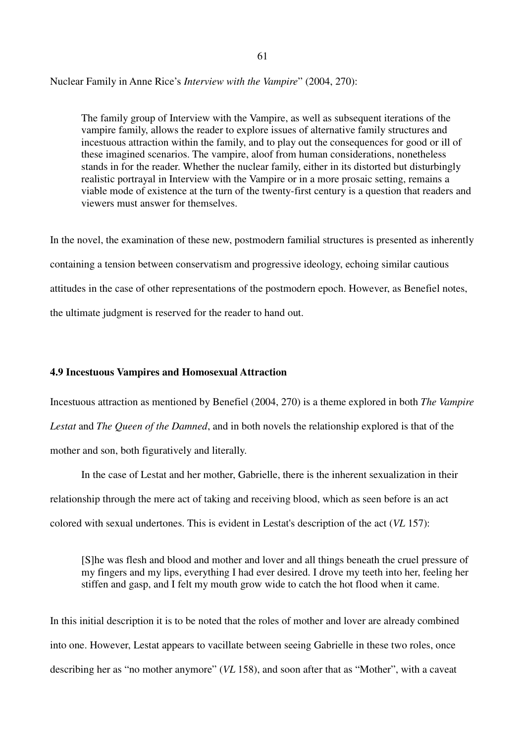Nuclear Family in Anne Rice's *Interview with the Vampire*" (2004, 270):

> The family group of Interview with the Vampire, as well as subsequent iterations of the vampire family, allows the reader to explore issues of alternative family structures and incestuous attraction within the family, and to play out the consequences for good or ill of these imagined scenarios. The vampire, aloof from human considerations, nonetheless stands in for the reader. Whether the nuclear family, either in its distorted but disturbingly realistic portrayal in Interview with the Vampire or in a more prosaic setting, remains a viable mode of existence at the turn of the twenty-first century is a question that readers and viewers must answer for themselves.

In the novel, the examination of these new, postmodern familial structures is presented as inherently containing a tension between conservatism and progressive ideology, echoing similar cautious attitudes in the case of other representations of the postmodern epoch. However, as Benefiel notes, the ultimate judgment is reserved for the reader to hand out.

### 4.9 Incestuous Vampires and Homosexual Attraction

Incestuous attraction as mentioned by Benefiel (2004, 270) is a theme explored in both *The Vampire Lestat* and *The Queen of the Damned*, and in both novels the relationship explored is that of the mother and son, both figuratively and literally.

In the case of Lestat and her mother, Gabrielle, there is the inherent sexualization in their relationship through the mere act of taking and receiving blood, which as seen before is an act colored with sexual undertones. This is evident in Lestat's description of the act (*VL* 157):

> [S]he was flesh and blood and mother and lover and all things beneath the cruel pressure of my fingers and my lips, everything I had ever desired. I drove my teeth into her, feeling her stiffen and gasp, and I felt my mouth grow wide to catch the hot flood when it came.

In this initial description it is to be noted that the roles of mother and lover are already combined into one. However, Lestat appears to vacillate between seeing Gabrielle in these two roles, once describing her as "no mother anymore" (*VL* 158), and soon after that as "Mother", with a caveat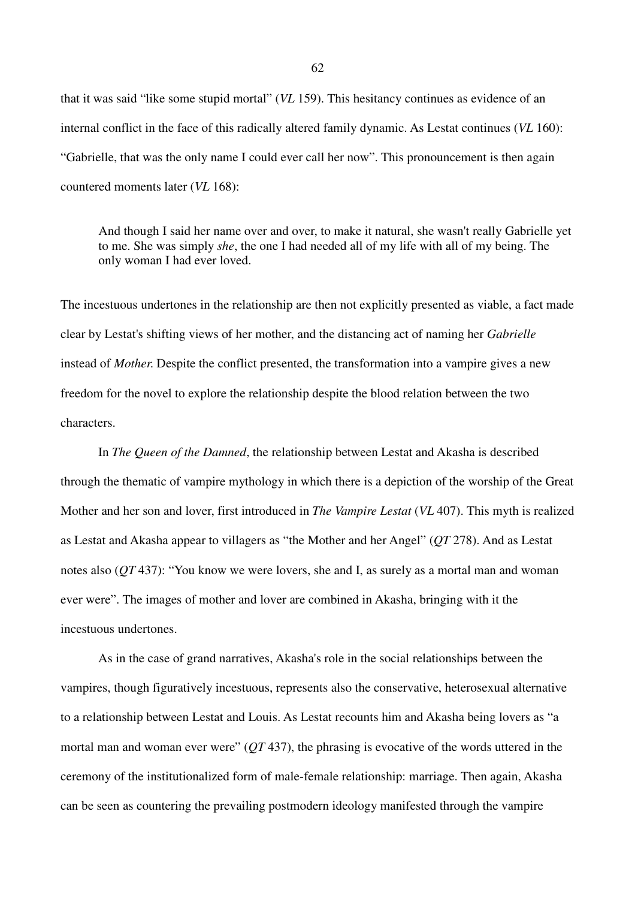that it was said "like some stupid mortal" (*VL* 159). This hesitancy continues as evidence of an internal conflict in the face of this radically altered family dynamic. As Lestat continues (*VL* 160): "Gabrielle, that was the only name I could ever call her now". This pronouncement is then again countered moments later (*VL* 168):

> And though I said her name over and over, to make it natural, she wasn't really Gabrielle yet to me. She was simply *she*, the one I had needed all of my life with all of my being. The only woman I had ever loved.

The incestuous undertones in the relationship are then not explicitly presented as viable, a fact made clear by Lestat's shifting views of her mother, and the distancing act of naming her *Gabrielle* instead of *Mother*. Despite the conflict presented, the transformation into a vampire gives a new freedom for the novel to explore the relationship despite the blood relation between the two characters.

In *The Queen of the Damned*, the relationship between Lestat and Akasha is described through the thematic of vampire mythology in which there is a depiction of the worship of the Great Mother and her son and lover, first introduced in *The Vampire Lestat* (*VL* 407). This myth is realized as Lestat and Akasha appear to villagers as "the Mother and her Angel" (*QT* 278). And as Lestat notes also (*QT* 437): "You know we were lovers, she and I, as surely as a mortal man and woman ever were". The images of mother and lover are combined in Akasha, bringing with it the incestuous undertones.

As in the case of grand narratives, Akasha's role in the social relationships between the vampires, though figuratively incestuous, represents also the conservative, heterosexual alternative to a relationship between Lestat and Louis. As Lestat recounts him and Akasha being lovers as "a mortal man and woman ever were" (*QT* 437), the phrasing is evocative of the words uttered in the ceremony of the institutionalized form of male-female relationship: marriage. Then again, Akasha can be seen as countering the prevailing postmodern ideology manifested through the vampire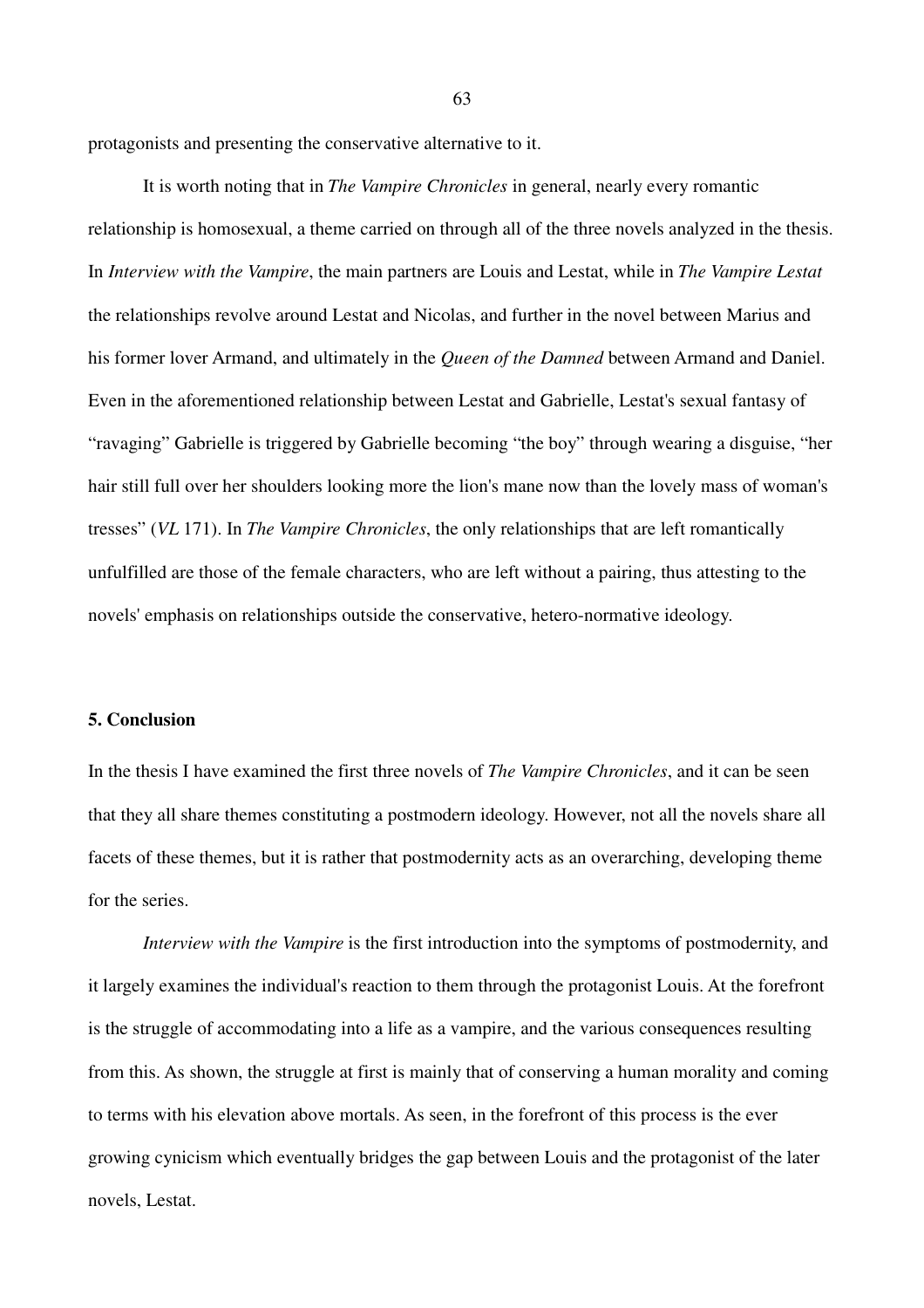protagonists and presenting the conservative alternative to it.

It is worth noting that in *The Vampire Chronicles* in general, nearly every romantic relationship is homosexual, a theme carried on through all of the three novels analyzed in the thesis. In *Interview with the Vampire*, the main partners are Louis and Lestat, while in *The Vampire Lestat* the relationships revolve around Lestat and Nicolas, and further in the novel between Marius and his former lover Armand, and ultimately in the *Queen of the Damned* between Armand and Daniel. Even in the aforementioned relationship between Lestat and Gabrielle, Lestat's sexual fantasy of "ravaging" Gabrielle is triggered by Gabrielle becoming "the boy" through wearing a disguise, "her hair still full over her shoulders looking more the lion's mane now than the lovely mass of woman's tresses" (*VL* 171). In *The Vampire Chronicles*, the only relationships that are left romantically unfulfilled are those of the female characters, who are left without a pairing, thus attesting to the novels' emphasis on relationships outside the conservative, hetero-normative ideology.

## 5. Conclusion

In the thesis I have examined the first three novels of *The Vampire Chronicles*, and it can be seen that they all share themes constituting a postmodern ideology. However, not all the novels share all facets of these themes, but it is rather that postmodernity acts as an overarching, developing theme for the series.

*Interview with the Vampire* is the first introduction into the symptoms of postmodernity, and it largely examines the individual's reaction to them through the protagonist Louis. At the forefront is the struggle of accommodating into a life as a vampire, and the various consequences resulting from this. As shown, the struggle at first is mainly that of conserving a human morality and coming to terms with his elevation above mortals. As seen, in the forefront of this process is the ever growing cynicism which eventually bridges the gap between Louis and the protagonist of the later novels, Lestat.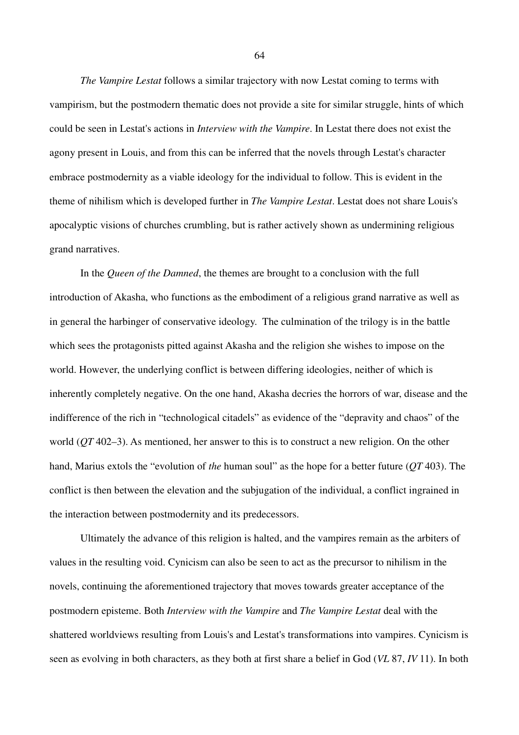*The Vampire Lestat* follows a similar trajectory with now Lestat coming to terms with vampirism, but the postmodern thematic does not provide a site for similar struggle, hints of which could be seen in Lestat's actions in *Interview with the Vampire*. In Lestat there does not exist the agony present in Louis, and from this can be inferred that the novels through Lestat's character embrace postmodernity as a viable ideology for the individual to follow. This is evident in the theme of nihilism which is developed further in *The Vampire Lestat*. Lestat does not share Louis's apocalyptic visions of churches crumbling, but is rather actively shown as undermining religious grand narratives.

In the *Queen of the Damned*, the themes are brought to a conclusion with the full introduction of Akasha, who functions as the embodiment of a religious grand narrative as well as in general the harbinger of conservative ideology. The culmination of the trilogy is in the battle which sees the protagonists pitted against Akasha and the religion she wishes to impose on the world. However, the underlying conflict is between differing ideologies, neither of which is inherently completely negative. On the one hand, Akasha decries the horrors of war, disease and the indifference of the rich in "technological citadels" as evidence of the "depravity and chaos" of the world (*QT* 402–3). As mentioned, her answer to this is to construct a new religion. On the other hand, Marius extols the "evolution of *the* human soul" as the hope for a better future (*QT* 403). The conflict is then between the elevation and the subjugation of the individual, a conflict ingrained in the interaction between postmodernity and its predecessors.

Ultimately the advance of this religion is halted, and the vampires remain as the arbiters of values in the resulting void. Cynicism can also be seen to act as the precursor to nihilism in the novels, continuing the aforementioned trajectory that moves towards greater acceptance of the postmodern episteme. Both *Interview with the Vampire* and *The Vampire Lestat* deal with the shattered worldviews resulting from Louis's and Lestat's transformations into vampires. Cynicism is seen as evolving in both characters, as they both at first share a belief in God (*VL* 87, *IV* 11). In both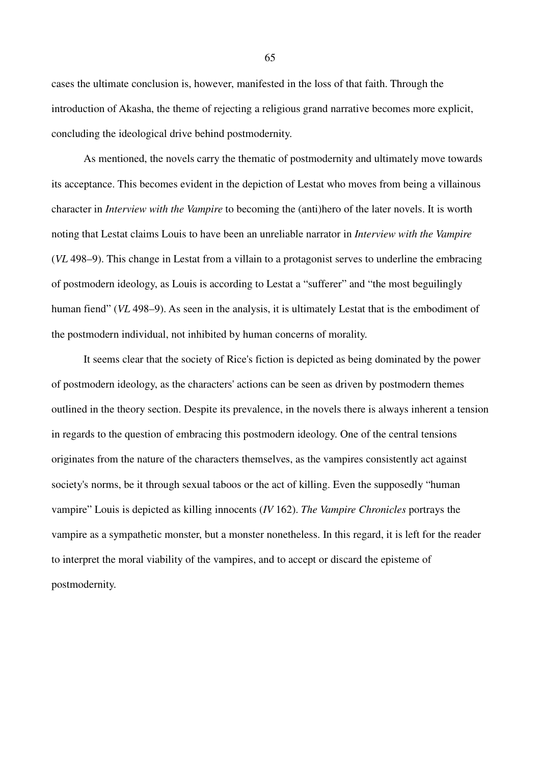cases the ultimate conclusion is, however, manifested in the loss of that faith. Through the introduction of Akasha, the theme of rejecting a religious grand narrative becomes more explicit, concluding the ideological drive behind postmodernity.

As mentioned, the novels carry the thematic of postmodernity and ultimately move towards its acceptance. This becomes evident in the depiction of Lestat who moves from being a villainous character in *Interview with the Vampire* to becoming the (anti)hero of the later novels. It is worth noting that Lestat claims Louis to have been an unreliable narrator in *Interview with the Vampire* (*VL* 498–9). This change in Lestat from a villain to a protagonist serves to underline the embracing of postmodern ideology, as Louis is according to Lestat a "sufferer" and "the most beguilingly human fiend" (*VL* 498–9). As seen in the analysis, it is ultimately Lestat that is the embodiment of the postmodern individual, not inhibited by human concerns of morality.

It seems clear that the society of Rice's fiction is depicted as being dominated by the power of postmodern ideology, as the characters' actions can be seen as driven by postmodern themes outlined in the theory section. Despite its prevalence, in the novels there is always inherent a tension in regards to the question of embracing this postmodern ideology. One of the central tensions originates from the nature of the characters themselves, as the vampires consistently act against society's norms, be it through sexual taboos or the act of killing. Even the supposedly "human vampire" Louis is depicted as killing innocents (*IV* 162). *The Vampire Chronicles* portrays the vampire as a sympathetic monster, but a monster nonetheless. In this regard, it is left for the reader to interpret the moral viability of the vampires, and to accept or discard the episteme of postmodernity.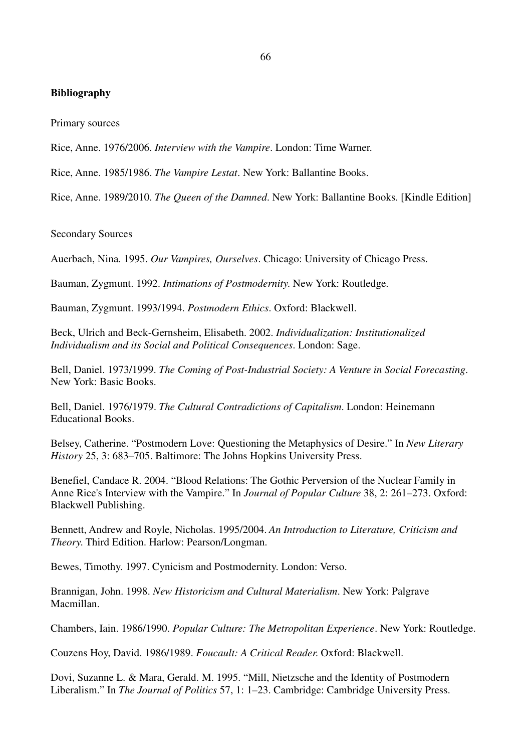**Bibliography**

Primary sources

Rice, Anne. 1976/2006. *Interview with the Vampire*. London: Time Warner.

Rice, Anne. 1985/1986. *The Vampire Lestat*. New York: Ballantine Books.

Rice, Anne. 1989/2010. *The Queen of the Damned*. New York: Ballantine Books. [Kindle Edition]

Secondary Sources

Auerbach, Nina. 1995. *Our Vampires, Ourselves*. Chicago: University of Chicago Press.

Bauman, Zygmunt. 1992. *Intimations of Postmodernity.* New York: Routledge.

Bauman, Zygmunt. 1993/1994. *Postmodern Ethics*. Oxford: Blackwell.

Beck, Ulrich and Beck-Gernsheim, Elisabeth. 2002. *Individualization: Institutionalized Individualism and its Social and Political Consequences*. London: Sage.

Bell, Daniel. 1973/1999. *The Coming of Post-Industrial Society: A Venture in Social Forecasting*. New York: Basic Books.

Bell, Daniel. 1976/1979. *The Cultural Contradictions of Capitalism*. London: Heinemann Educational Books.

Belsey, Catherine. "Postmodern Love: Questioning the Metaphysics of Desire." In *New Literary History* 25, 3: 683–705. Baltimore: The Johns Hopkins University Press.

Benefiel, Candace R. 2004. "Blood Relations: The Gothic Perversion of the Nuclear Family in Anne Rice's Interview with the Vampire." In *Journal of Popular Culture* 38, 2: 261–273. Oxford: Blackwell Publishing.

Bennett, Andrew and Royle, Nicholas. 1995/2004. *An Introduction to Literature, Criticism and Theory.* Third Edition. Harlow: Pearson/Longman.

Bewes, Timothy. 1997. Cynicism and Postmodernity. London: Verso.

Brannigan, John. 1998. *New Historicism and Cultural Materialism*. New York: Palgrave Macmillan.

Chambers, Iain. 1986/1990. *Popular Culture: The Metropolitan Experience*. New York: Routledge.

Couzens Hoy, David. 1986/1989. *Foucault: A Critical Reader.* Oxford: Blackwell.

Dovi, Suzanne L. & Mara, Gerald. M. 1995. "Mill, Nietzsche and the Identity of Postmodern Liberalism." In *The Journal of Politics* 57, 1: 1–23. Cambridge: Cambridge University Press.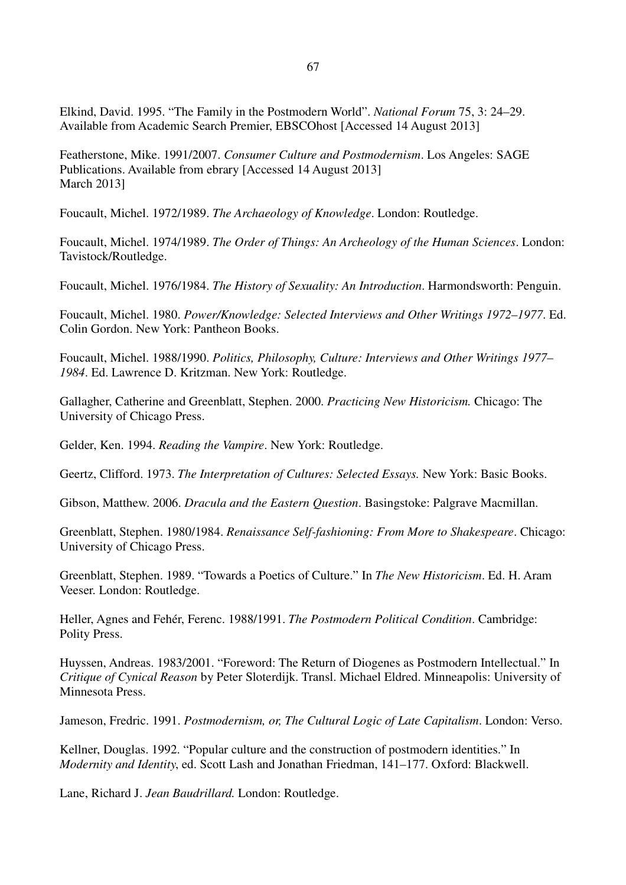Elkind, David. 1995. “The Family in the Postmodern World”. *National Forum* 75, 3: 24–29. Available from Academic Search Premier, EBSCOhost [Accessed 14 August 2013]

Featherstone, Mike. 1991/2007. *Consumer Culture and Postmodernism*. Los Angeles: SAGE Publications. Available from ebrary [Accessed 14 August 2013] March 2013]

Foucault, Michel. 1972/1989. *The Archaeology of Knowledge*. London: Routledge.

Foucault, Michel. 1974/1989. *The Order of Things: An Archeology of the Human Sciences*. London: Tavistock/Routledge.

Foucault, Michel. 1976/1984. *The History of Sexuality: An Introduction*. Harmondsworth: Penguin.

Foucault, Michel. 1980. *Power/Knowledge: Selected Interviews and Other Writings 1972–1977*. Ed. Colin Gordon. New York: Pantheon Books.

Foucault, Michel. 1988/1990. *Politics, Philosophy, Culture: Interviews and Other Writings 1977–1984*. Ed. Lawrence D. Kritzman. New York: Routledge.

Gallagher, Catherine and Greenblatt, Stephen. 2000. *Practicing New Historicism.* Chicago: The University of Chicago Press.

Gelder, Ken. 1994. *Reading the Vampire*. New York: Routledge.

Geertz, Clifford. 1973. *The Interpretation of Cultures: Selected Essays.* New York: Basic Books.

Gibson, Matthew. 2006. *Dracula and the Eastern Question*. Basingstoke: Palgrave Macmillan.

Greenblatt, Stephen. 1980/1984. *Renaissance Self-fashioning: From More to Shakespeare*. Chicago: University of Chicago Press.

Greenblatt, Stephen. 1989. “Towards a Poetics of Culture.” In *The New Historicism*. Ed. H. Aram Veeser. London: Routledge.

Heller, Agnes and Fehér, Ferenc. 1988/1991. *The Postmodern Political Condition*. Cambridge: Polity Press.

Huyssen, Andreas. 1983/2001. “Foreword: The Return of Diogenes as Postmodern Intellectual.” In *Critique of Cynical Reason* by Peter Sloterdijk. Transl. Michael Eldred. Minneapolis: University of Minnesota Press.

Jameson, Fredric. 1991. *Postmodernism, or, The Cultural Logic of Late Capitalism*. London: Verso.

Kellner, Douglas. 1992. “Popular culture and the construction of postmodern identities.” In *Modernity and Identity*, ed. Scott Lash and Jonathan Friedman, 141–177. Oxford: Blackwell.

Lane, Richard J. *Jean Baudrillard.* London: Routledge.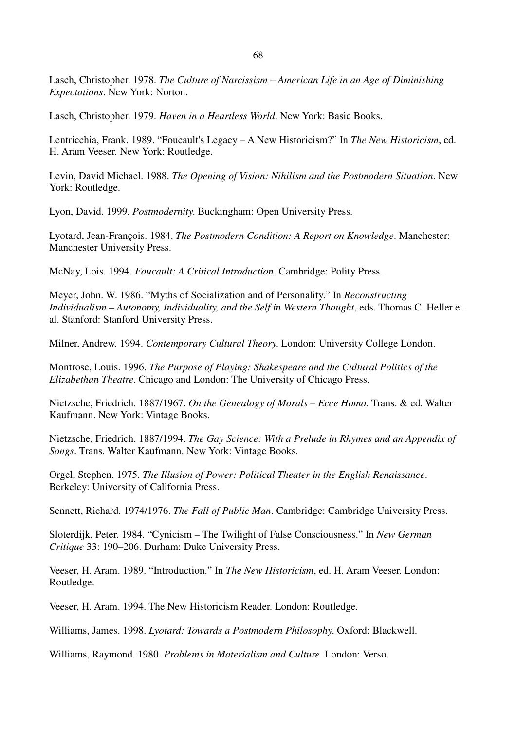Lasch, Christopher. 1978. *The Culture of Narcissism – American Life in an Age of Diminishing Expectations*. New York: Norton.

Lasch, Christopher. 1979. *Haven in a Heartless World*. New York: Basic Books.

Lentricchia, Frank. 1989. "Foucault's Legacy – A New Historicism?" In *The New Historicism*, ed. H. Aram Veeser. New York: Routledge.

Levin, David Michael. 1988. *The Opening of Vision: Nihilism and the Postmodern Situation*. New York: Routledge.

Lyon, David. 1999. *Postmodernity*. Buckingham: Open University Press.

Lyotard, Jean-François. 1984. *The Postmodern Condition: A Report on Knowledge*. Manchester: Manchester University Press.

McNay, Lois. 1994. *Foucault: A Critical Introduction*. Cambridge: Polity Press.

Meyer, John. W. 1986. "Myths of Socialization and of Personality." In *Reconstructing Individualism – Autonomy, Individuality, and the Self in Western Thought*, eds. Thomas C. Heller et. al. Stanford: Stanford University Press.

Milner, Andrew. 1994. *Contemporary Cultural Theory*. London: University College London.

Montrose, Louis. 1996. *The Purpose of Playing: Shakespeare and the Cultural Politics of the Elizabethan Theatre*. Chicago and London: The University of Chicago Press.

Nietzsche, Friedrich. 1887/1967. *On the Genealogy of Morals – Ecce Homo*. Trans. & ed. Walter Kaufmann. New York: Vintage Books.

Nietzsche, Friedrich. 1887/1994. *The Gay Science: With a Prelude in Rhymes and an Appendix of Songs*. Trans. Walter Kaufmann. New York: Vintage Books.

Orgel, Stephen. 1975. *The Illusion of Power: Political Theater in the English Renaissance*. Berkeley: University of California Press.

Sennett, Richard. 1974/1976. *The Fall of Public Man*. Cambridge: Cambridge University Press.

Sloterdijk, Peter. 1984. "Cynicism – The Twilight of False Consciousness." In *New German Critique* 33: 190–206. Durham: Duke University Press.

Veeser, H. Aram. 1989. "Introduction." In *The New Historicism*, ed. H. Aram Veeser. London: Routledge.

Veeser, H. Aram. 1994. The New Historicism Reader. London: Routledge.

Williams, James. 1998. *Lyotard: Towards a Postmodern Philosophy*. Oxford: Blackwell.

Williams, Raymond. 1980. *Problems in Materialism and Culture*. London: Verso.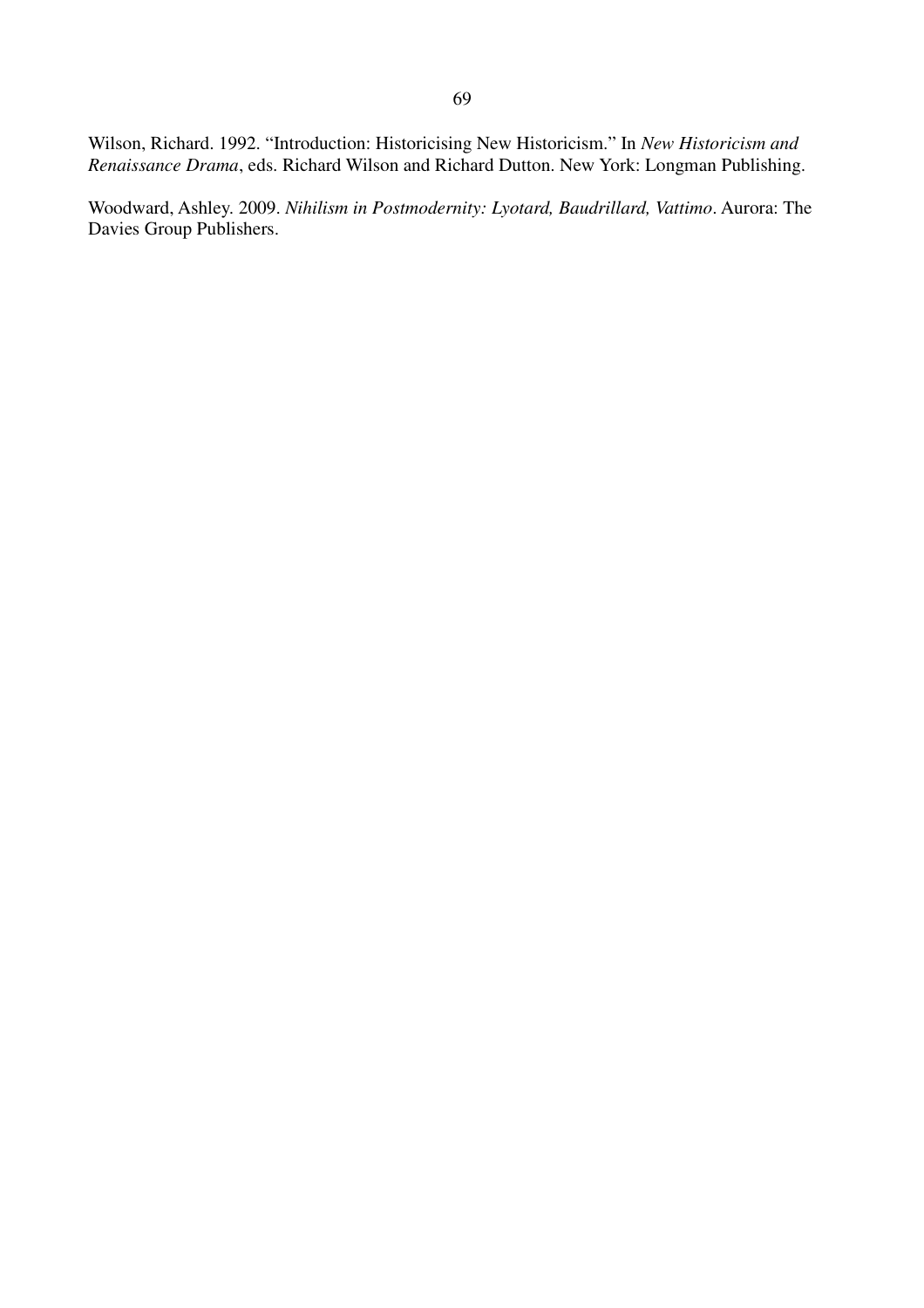Wilson, Richard. 1992. "Introduction: Historicising New Historicism." In *New Historicism and Renaissance Drama*, eds. Richard Wilson and Richard Dutton. New York: Longman Publishing.

Woodward, Ashley. 2009. *Nihilism in Postmodernity: Lyotard, Baudrillard, Vattimo*. Aurora: The Davies Group Publishers.